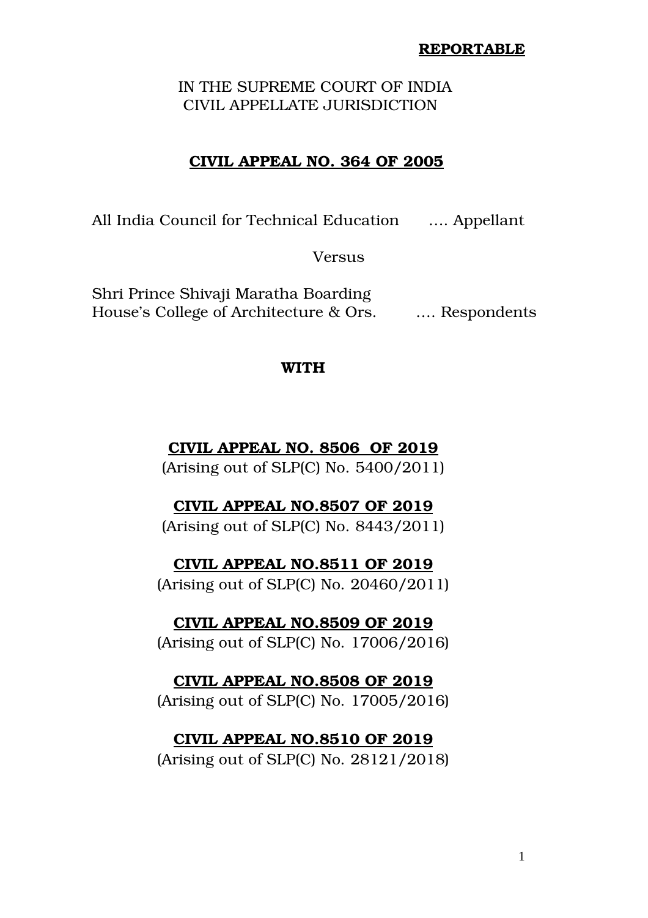**REPORTABLE**

IN THE SUPREME COURT OF INDIA
CIVIL APPELLATE JURISDICTION

**CIVIL APPEAL NO. 364 OF 2005**

All India Council for Technical Education …. Appellant

Versus

Shri Prince Shivaji Maratha Boarding House's College of Architecture & Ors. …. Respondents

**WITH**

**CIVIL APPEAL NO. 8506 OF 2019**
(Arising out of SLP(C) No. 5400/2011)

**CIVIL APPEAL NO.8507 OF 2019**
(Arising out of SLP(C) No. 8443/2011)

**CIVIL APPEAL NO.8511 OF 2019**
(Arising out of SLP(C) No. 20460/2011)

**CIVIL APPEAL NO.8509 OF 2019**
(Arising out of SLP(C) No. 17006/2016)

**CIVIL APPEAL NO.8508 OF 2019**
(Arising out of SLP(C) No. 17005/2016)

**CIVIL APPEAL NO.8510 OF 2019**
(Arising out of SLP(C) No. 28121/2018)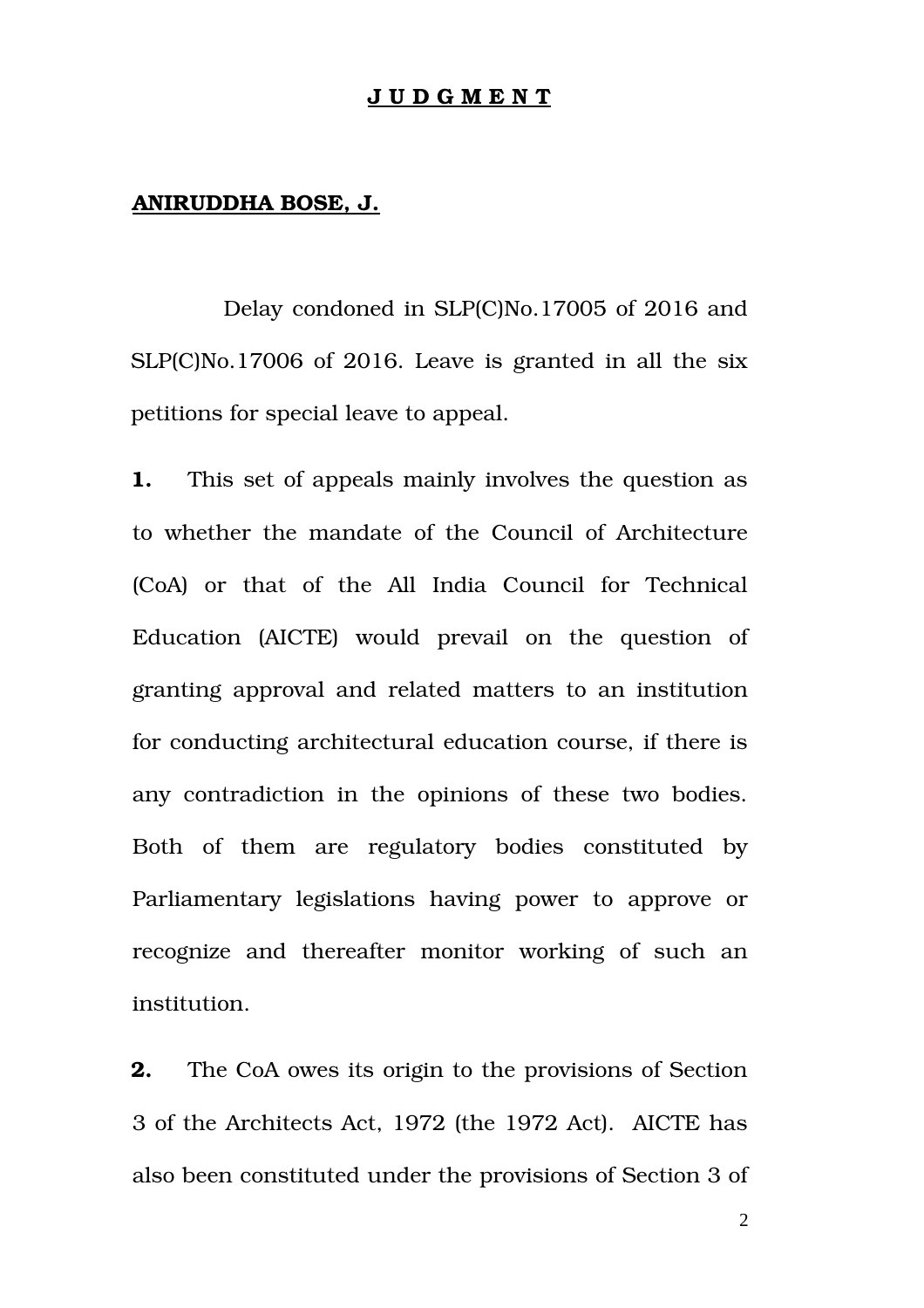# J U D G M E N T

**ANIRUDDHA BOSE, J.**

Delay condoned in SLP(C)No.17005 of 2016 and SLP(C)No.17006 of 2016. Leave is granted in all the six petitions for special leave to appeal.

**1.** This set of appeals mainly involves the question as to whether the mandate of the Council of Architecture (CoA) or that of the All India Council for Technical Education (AICTE) would prevail on the question of granting approval and related matters to an institution for conducting architectural education course, if there is any contradiction in the opinions of these two bodies. Both of them are regulatory bodies constituted by Parliamentary legislations having power to approve or recognize and thereafter monitor working of such an institution.

**2.** The CoA owes its origin to the provisions of Section 3 of the Architects Act, 1972 (the 1972 Act). AICTE has also been constituted under the provisions of Section 3 of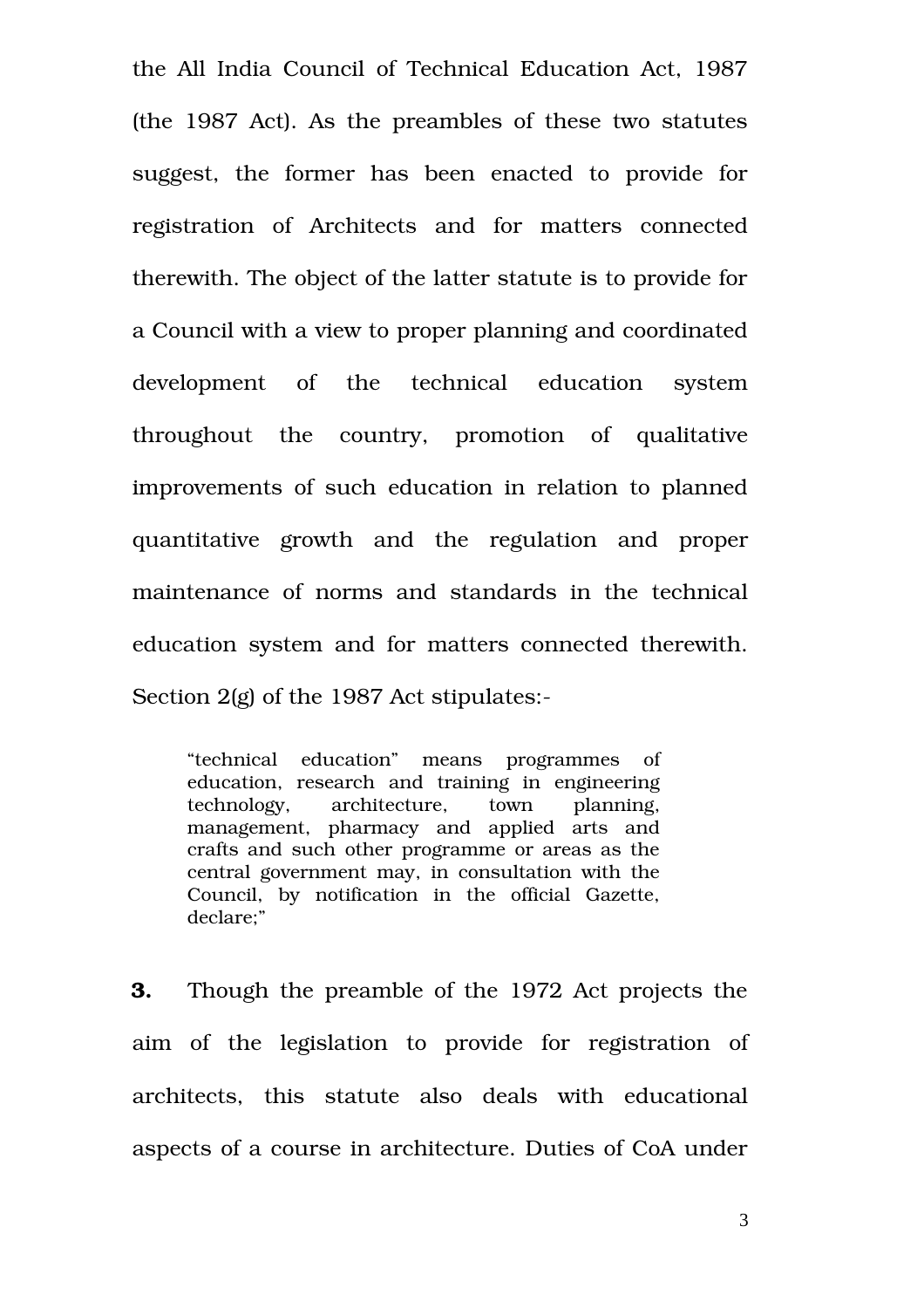the All India Council of Technical Education Act, 1987 (the 1987 Act). As the preambles of these two statutes suggest, the former has been enacted to provide for registration of Architects and for matters connected therewith. The object of the latter statute is to provide for a Council with a view to proper planning and coordinated development of the technical education system throughout the country, promotion of qualitative improvements of such education in relation to planned quantitative growth and the regulation and proper maintenance of norms and standards in the technical education system and for matters connected therewith. Section 2(g) of the 1987 Act stipulates:-

> "technical education" means programmes of education, research and training in engineering technology, architecture, town planning, management, pharmacy and applied arts and crafts and such other programme or areas as the central government may, in consultation with the Council, by notification in the official Gazette, declare;"

**3.** Though the preamble of the 1972 Act projects the aim of the legislation to provide for registration of architects, this statute also deals with educational aspects of a course in architecture. Duties of CoA under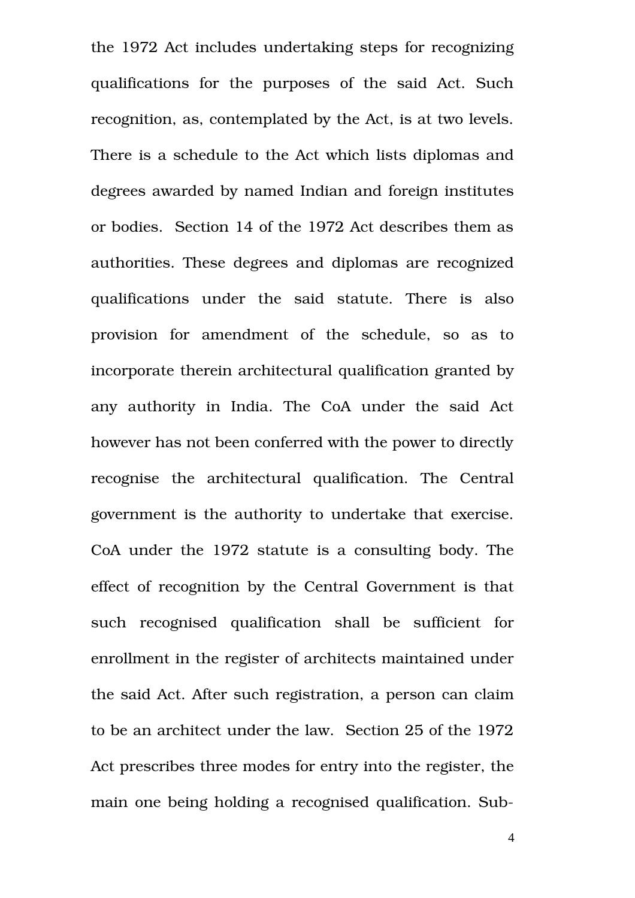the 1972 Act includes undertaking steps for recognizing qualifications for the purposes of the said Act. Such recognition, as, contemplated by the Act, is at two levels. There is a schedule to the Act which lists diplomas and degrees awarded by named Indian and foreign institutes or bodies. Section 14 of the 1972 Act describes them as authorities. These degrees and diplomas are recognized qualifications under the said statute. There is also provision for amendment of the schedule, so as to incorporate therein architectural qualification granted by any authority in India. The CoA under the said Act however has not been conferred with the power to directly recognise the architectural qualification. The Central government is the authority to undertake that exercise. CoA under the 1972 statute is a consulting body. The effect of recognition by the Central Government is that such recognised qualification shall be sufficient for enrollment in the register of architects maintained under the said Act. After such registration, a person can claim to be an architect under the law. Section 25 of the 1972 Act prescribes three modes for entry into the register, the main one being holding a recognised qualification. Sub-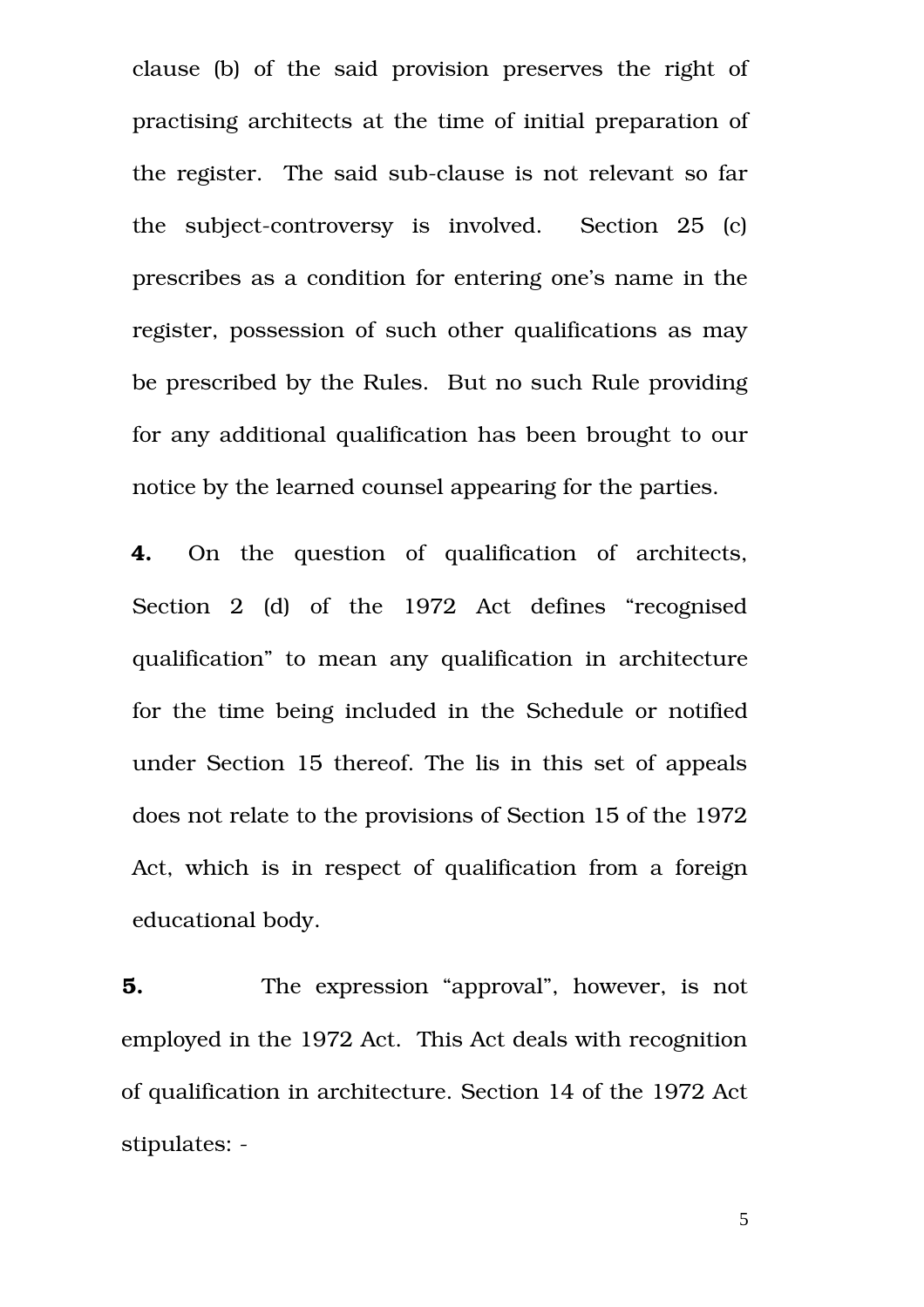clause (b) of the said provision preserves the right of practising architects at the time of initial preparation of the register. The said sub-clause is not relevant so far the subject-controversy is involved. Section 25 (c) prescribes as a condition for entering one's name in the register, possession of such other qualifications as may be prescribed by the Rules. But no such Rule providing for any additional qualification has been brought to our notice by the learned counsel appearing for the parties.

**4.** On the question of qualification of architects, Section 2 (d) of the 1972 Act defines "recognised qualification" to mean any qualification in architecture for the time being included in the Schedule or notified under Section 15 thereof. The lis in this set of appeals does not relate to the provisions of Section 15 of the 1972 Act, which is in respect of qualification from a foreign educational body.

**5.** The expression "approval", however, is not employed in the 1972 Act. This Act deals with recognition of qualification in architecture. Section 14 of the 1972 Act stipulates: -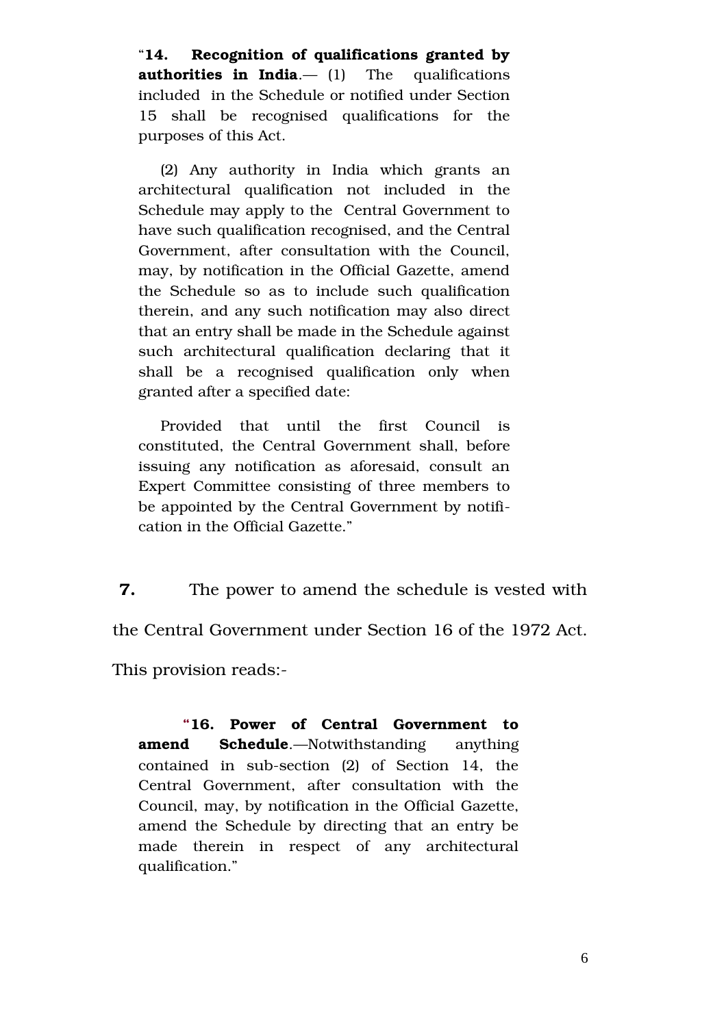> "**14. Recognition of qualifications granted by authorities in India**.— (1) The qualifications included in the Schedule or notified under Section 15 shall be recognised qualifications for the purposes of this Act.
>
> (2) Any authority in India which grants an architectural qualification not included in the Schedule may apply to the Central Government to have such qualification recognised, and the Central Government, after consultation with the Council, may, by notification in the Official Gazette, amend the Schedule so as to include such qualification therein, and any such notification may also direct that an entry shall be made in the Schedule against such architectural qualification declaring that it shall be a recognised qualification only when granted after a specified date:
>
> Provided that until the first Council is constituted, the Central Government shall, before issuing any notification as aforesaid, consult an Expert Committee consisting of three members to be appointed by the Central Government by notification in the Official Gazette."

**7.** The power to amend the schedule is vested with the Central Government under Section 16 of the 1972 Act. This provision reads:-

> "**16. Power of Central Government to amend Schedule**.—Notwithstanding anything contained in sub-section (2) of Section 14, the Central Government, after consultation with the Council, may, by notification in the Official Gazette, amend the Schedule by directing that an entry be made therein in respect of any architectural qualification."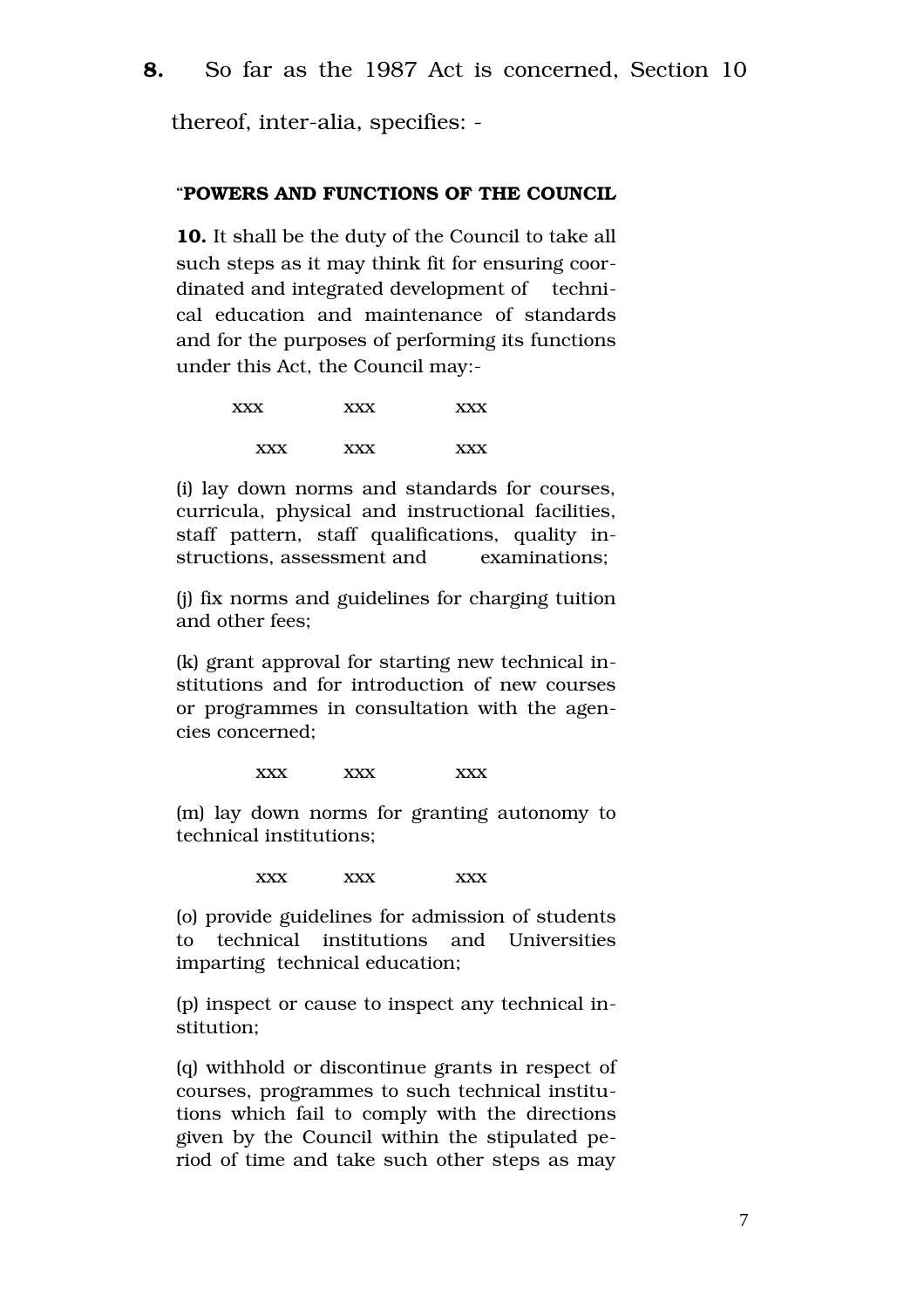**8.** So far as the 1987 Act is concerned, Section 10 thereof, inter-alia, specifies: -

> "**POWERS AND FUNCTIONS OF THE COUNCIL**
>
> **10.** It shall be the duty of the Council to take all such steps as it may think fit for ensuring coordinated and integrated development of technical education and maintenance of standards and for the purposes of performing its functions under this Act, the Council may:-
>
> xxx xxx xxx
>
> xxx xxx xxx
>
> (i) lay down norms and standards for courses, curricula, physical and instructional facilities, staff pattern, staff qualifications, quality instructions, assessment and examinations;
>
> (j) fix norms and guidelines for charging tuition and other fees;
>
> (k) grant approval for starting new technical institutions and for introduction of new courses or programmes in consultation with the agencies concerned;
>
> xxx xxx xxx
>
> (m) lay down norms for granting autonomy to technical institutions;
>
> xxx xxx xxx
>
> (o) provide guidelines for admission of students to technical institutions and Universities imparting technical education;
>
> (p) inspect or cause to inspect any technical institution;
>
> (q) withhold or discontinue grants in respect of courses, programmes to such technical institutions which fail to comply with the directions given by the Council within the stipulated period of time and take such other steps as may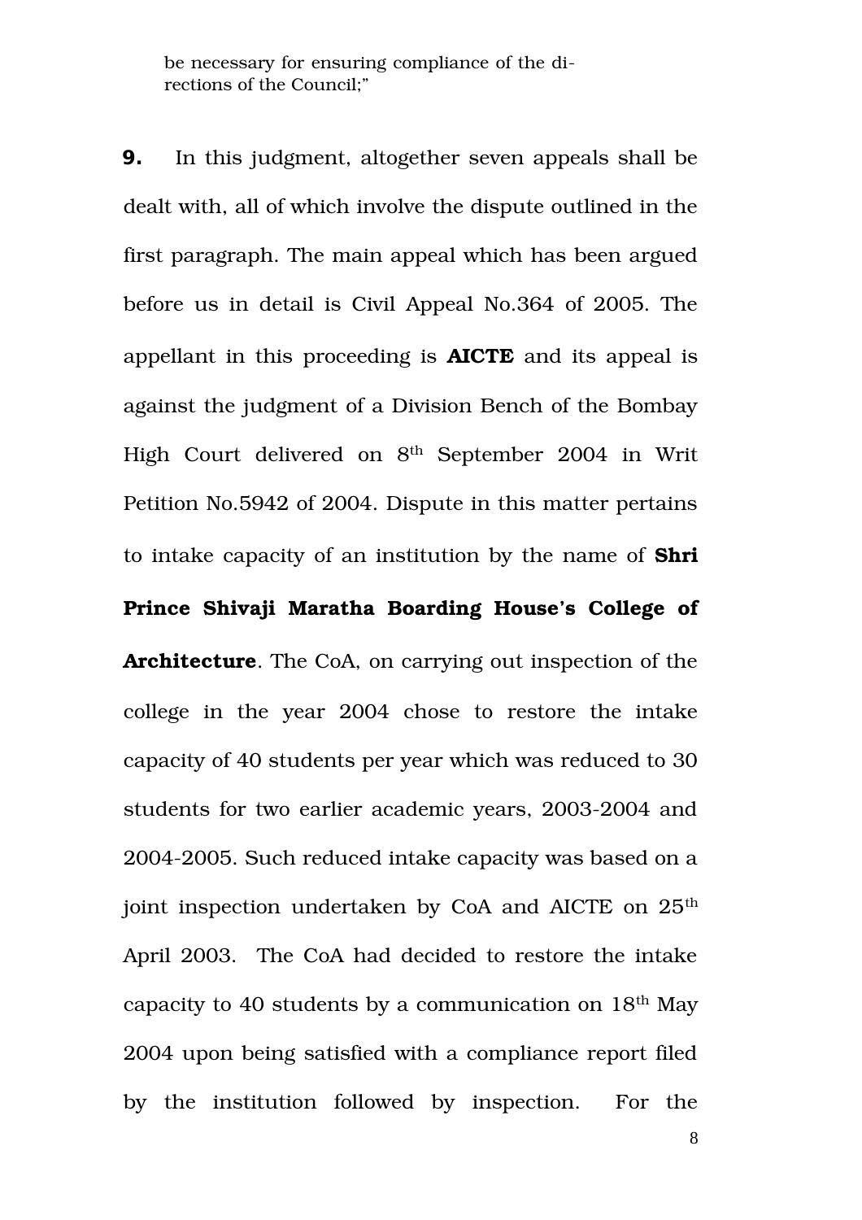be necessary for ensuring compliance of the directions of the Council;"

**9.** In this judgment, altogether seven appeals shall be dealt with, all of which involve the dispute outlined in the first paragraph. The main appeal which has been argued before us in detail is Civil Appeal No.364 of 2005. The appellant in this proceeding is **AICTE** and its appeal is against the judgment of a Division Bench of the Bombay High Court delivered on 8th September 2004 in Writ Petition No.5942 of 2004. Dispute in this matter pertains to intake capacity of an institution by the name of **Shri Prince Shivaji Maratha Boarding House's College of Architecture**. The CoA, on carrying out inspection of the college in the year 2004 chose to restore the intake capacity of 40 students per year which was reduced to 30 students for two earlier academic years, 2003-2004 and 2004-2005. Such reduced intake capacity was based on a joint inspection undertaken by CoA and AICTE on 25th April 2003. The CoA had decided to restore the intake capacity to 40 students by a communication on 18th May 2004 upon being satisfied with a compliance report filed by the institution followed by inspection. For the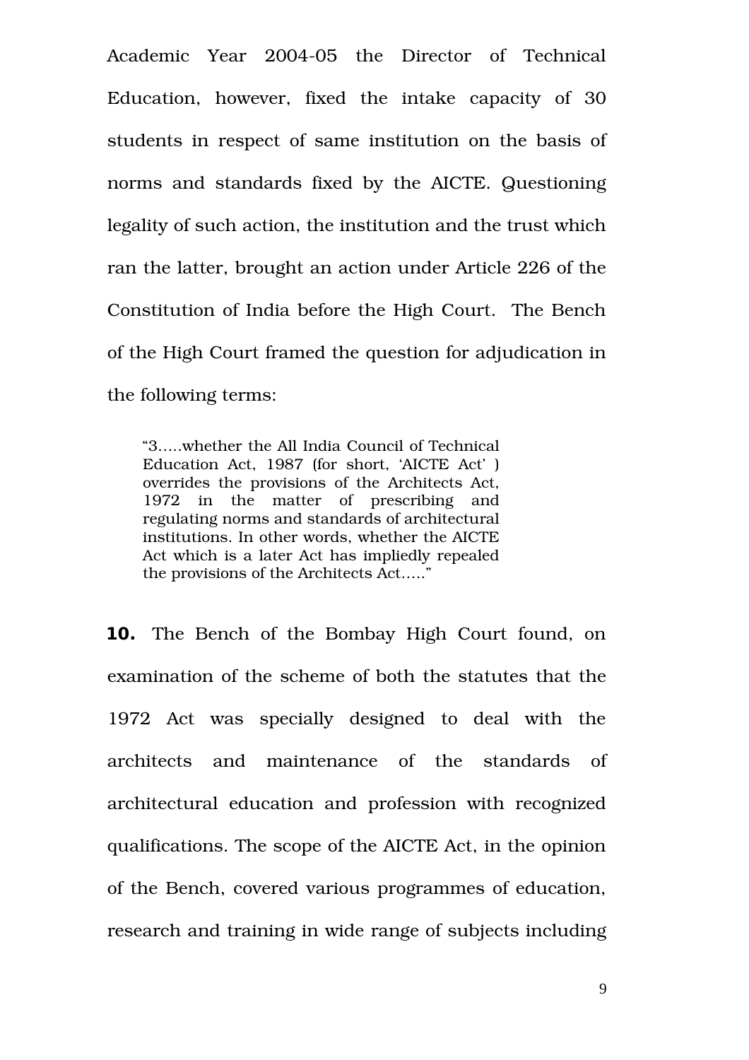Academic Year 2004-05 the Director of Technical Education, however, fixed the intake capacity of 30 students in respect of same institution on the basis of norms and standards fixed by the AICTE. Questioning legality of such action, the institution and the trust which ran the latter, brought an action under Article 226 of the Constitution of India before the High Court. The Bench of the High Court framed the question for adjudication in the following terms:

> "3.....whether the All India Council of Technical Education Act, 1987 (for short, 'AICTE Act' ) overrides the provisions of the Architects Act, 1972 in the matter of prescribing and regulating norms and standards of architectural institutions. In other words, whether the AICTE Act which is a later Act has impliedly repealed the provisions of the Architects Act....."

**10.** The Bench of the Bombay High Court found, on examination of the scheme of both the statutes that the 1972 Act was specially designed to deal with the architects and maintenance of the standards of architectural education and profession with recognized qualifications. The scope of the AICTE Act, in the opinion of the Bench, covered various programmes of education, research and training in wide range of subjects including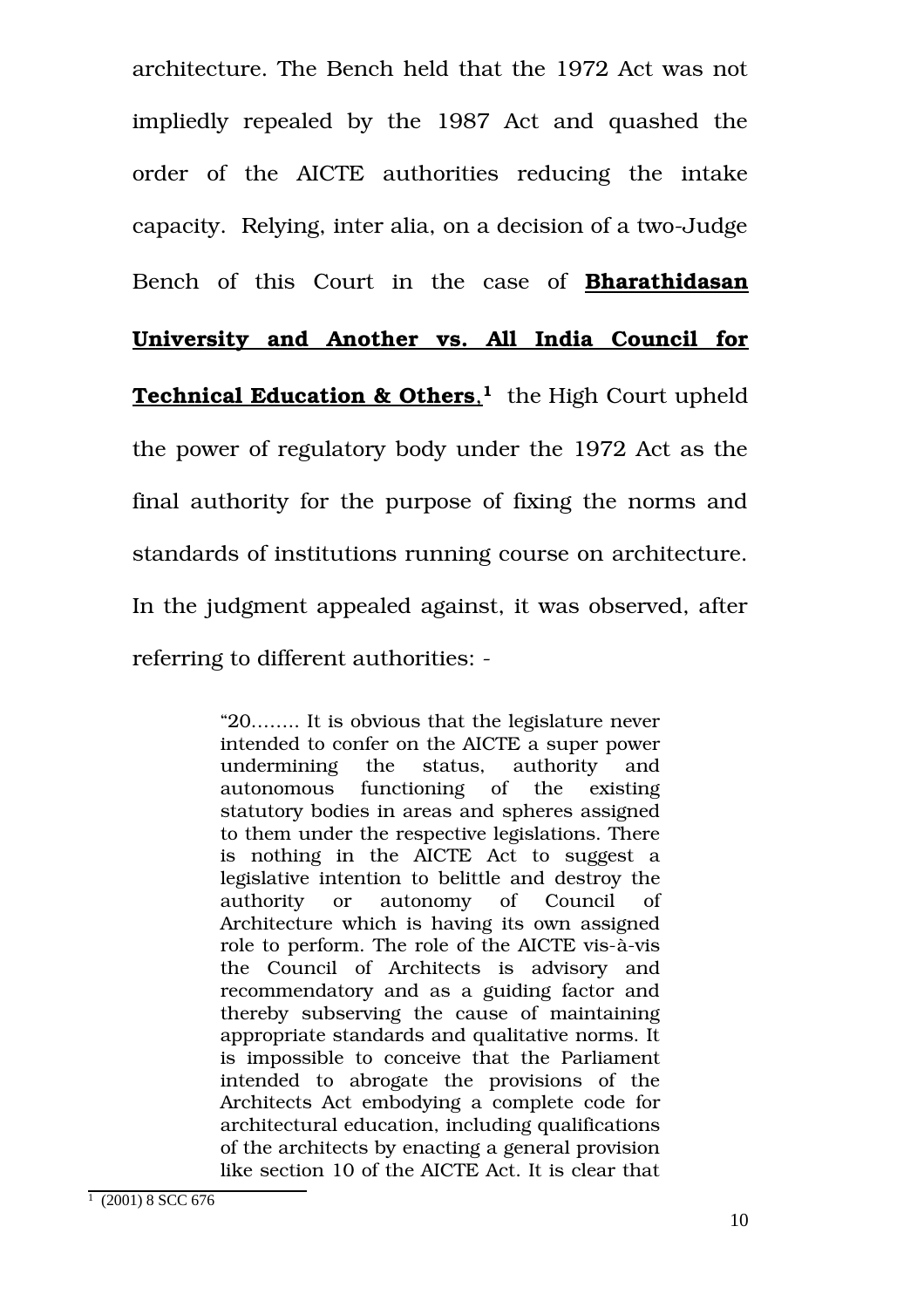architecture. The Bench held that the 1972 Act was not impliedly repealed by the 1987 Act and quashed the order of the AICTE authorities reducing the intake capacity. Relying, inter alia, on a decision of a two-Judge Bench of this Court in the case of **Bharathidasan University and Another vs. All India Council for Technical Education & Others**,[1] the High Court upheld the power of regulatory body under the 1972 Act as the final authority for the purpose of fixing the norms and standards of institutions running course on architecture. In the judgment appealed against, it was observed, after referring to different authorities: -

> "20........ It is obvious that the legislature never intended to confer on the AICTE a super power undermining the status, authority and autonomous functioning of the existing statutory bodies in areas and spheres assigned to them under the respective legislations. There is nothing in the AICTE Act to suggest a legislative intention to belittle and destroy the authority or autonomy of Council of Architecture which is having its own assigned role to perform. The role of the AICTE vis-à-vis the Council of Architects is advisory and recommendatory and as a guiding factor and thereby subserving the cause of maintaining appropriate standards and qualitative norms. It is impossible to conceive that the Parliament intended to abrogate the provisions of the Architects Act embodying a complete code for architectural education, including qualifications of the architects by enacting a general provision like section 10 of the AICTE Act. It is clear that

[1] (2001) 8 SCC 676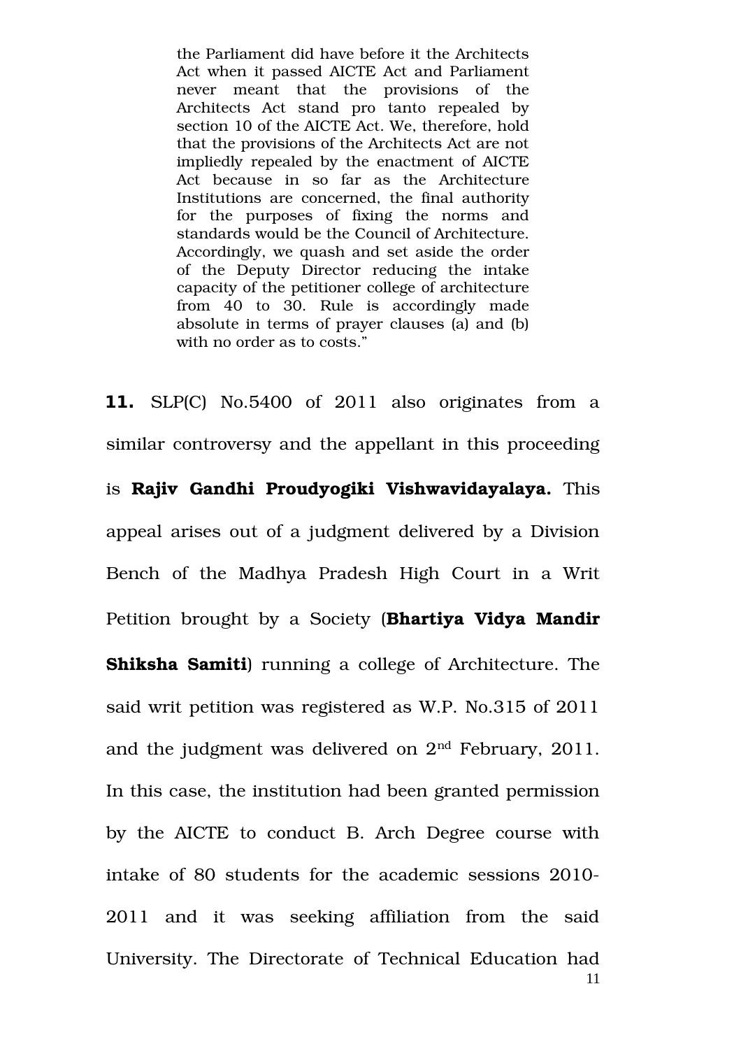> the Parliament did have before it the Architects Act when it passed AICTE Act and Parliament never meant that the provisions of the Architects Act stand pro tanto repealed by section 10 of the AICTE Act. We, therefore, hold that the provisions of the Architects Act are not impliedly repealed by the enactment of AICTE Act because in so far as the Architecture Institutions are concerned, the final authority for the purposes of fixing the norms and standards would be the Council of Architecture. Accordingly, we quash and set aside the order of the Deputy Director reducing the intake capacity of the petitioner college of architecture from 40 to 30. Rule is accordingly made absolute in terms of prayer clauses (a) and (b) with no order as to costs."

**11.** SLP(C) No.5400 of 2011 also originates from a similar controversy and the appellant in this proceeding is **Rajiv Gandhi Proudyogiki Vishwavidayalaya.** This appeal arises out of a judgment delivered by a Division Bench of the Madhya Pradesh High Court in a Writ Petition brought by a Society (**Bhartiya Vidya Mandir Shiksha Samiti**) running a college of Architecture. The said writ petition was registered as W.P. No.315 of 2011 and the judgment was delivered on 2nd February, 2011. In this case, the institution had been granted permission by the AICTE to conduct B. Arch Degree course with intake of 80 students for the academic sessions 2010-2011 and it was seeking affiliation from the said University. The Directorate of Technical Education had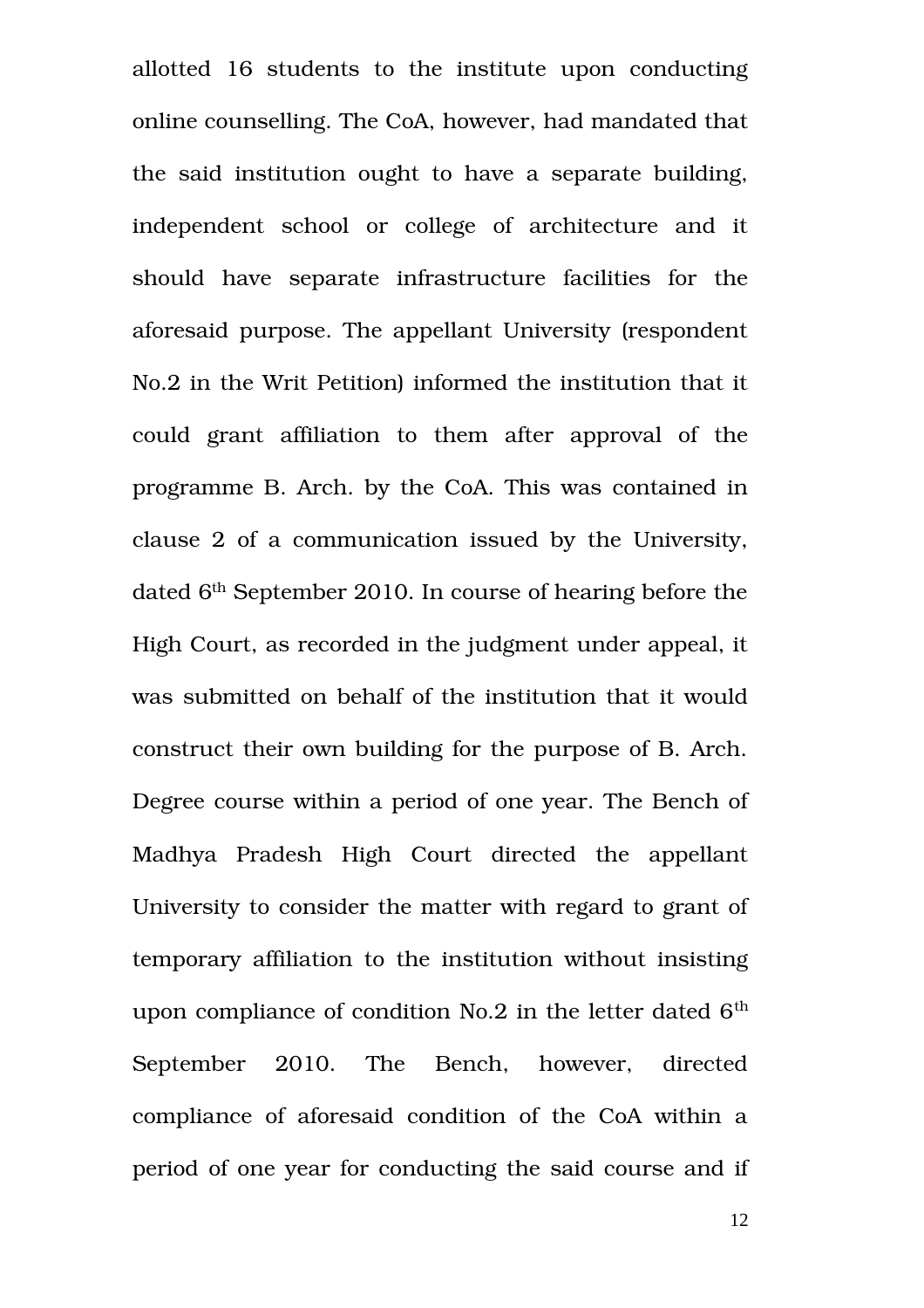allotted 16 students to the institute upon conducting online counselling. The CoA, however, had mandated that the said institution ought to have a separate building, independent school or college of architecture and it should have separate infrastructure facilities for the aforesaid purpose. The appellant University (respondent No.2 in the Writ Petition) informed the institution that it could grant affiliation to them after approval of the programme B. Arch. by the CoA. This was contained in clause 2 of a communication issued by the University, dated 6th September 2010. In course of hearing before the High Court, as recorded in the judgment under appeal, it was submitted on behalf of the institution that it would construct their own building for the purpose of B. Arch. Degree course within a period of one year. The Bench of Madhya Pradesh High Court directed the appellant University to consider the matter with regard to grant of temporary affiliation to the institution without insisting upon compliance of condition No.2 in the letter dated 6th September 2010. The Bench, however, directed compliance of aforesaid condition of the CoA within a period of one year for conducting the said course and if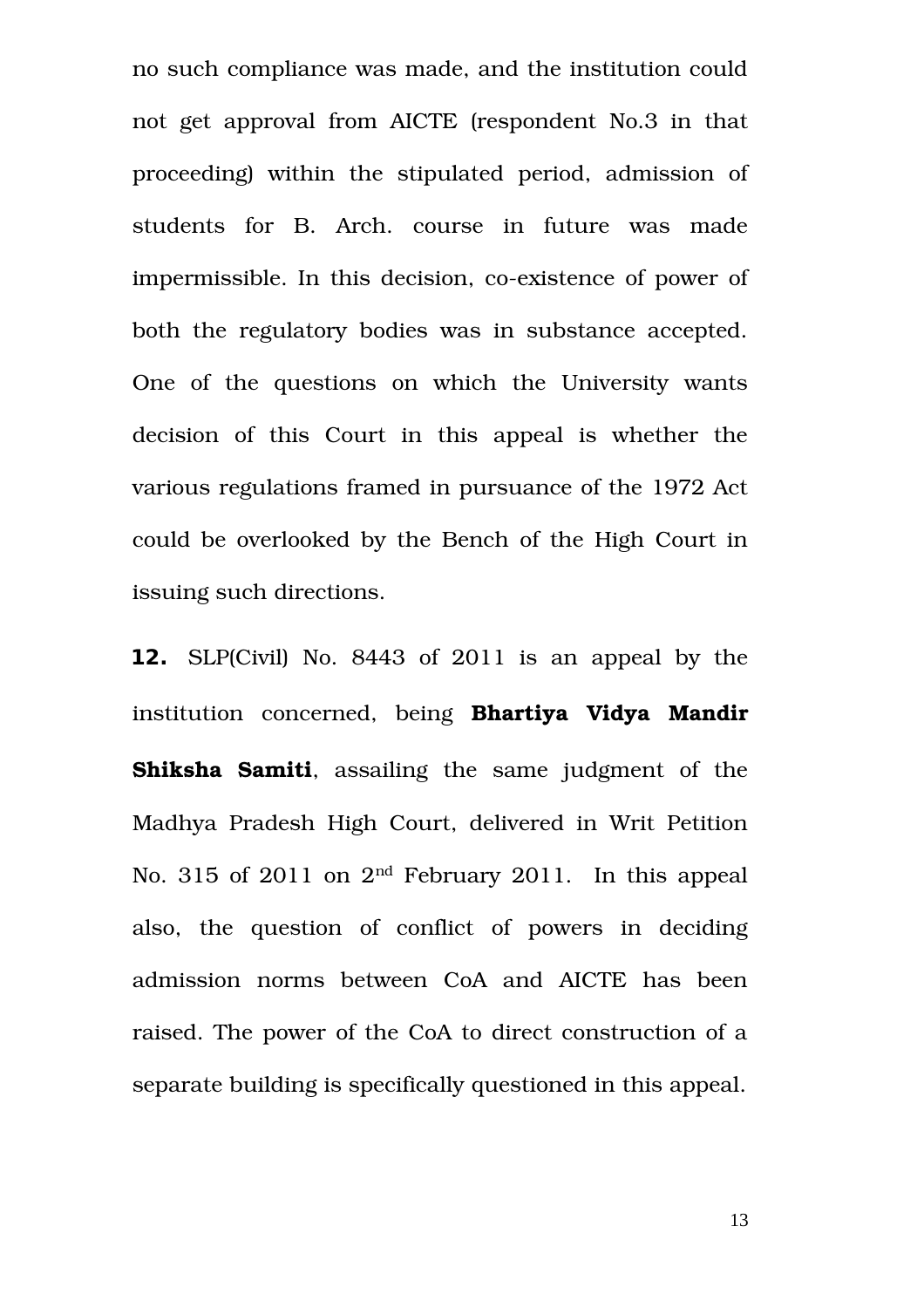no such compliance was made, and the institution could not get approval from AICTE (respondent No.3 in that proceeding) within the stipulated period, admission of students for B. Arch. course in future was made impermissible. In this decision, co-existence of power of both the regulatory bodies was in substance accepted. One of the questions on which the University wants decision of this Court in this appeal is whether the various regulations framed in pursuance of the 1972 Act could be overlooked by the Bench of the High Court in issuing such directions.

**12.** SLP(Civil) No. 8443 of 2011 is an appeal by the institution concerned, being **Bhartiya Vidya Mandir Shiksha Samiti**, assailing the same judgment of the Madhya Pradesh High Court, delivered in Writ Petition No. 315 of 2011 on 2nd February 2011. In this appeal also, the question of conflict of powers in deciding admission norms between CoA and AICTE has been raised. The power of the CoA to direct construction of a separate building is specifically questioned in this appeal.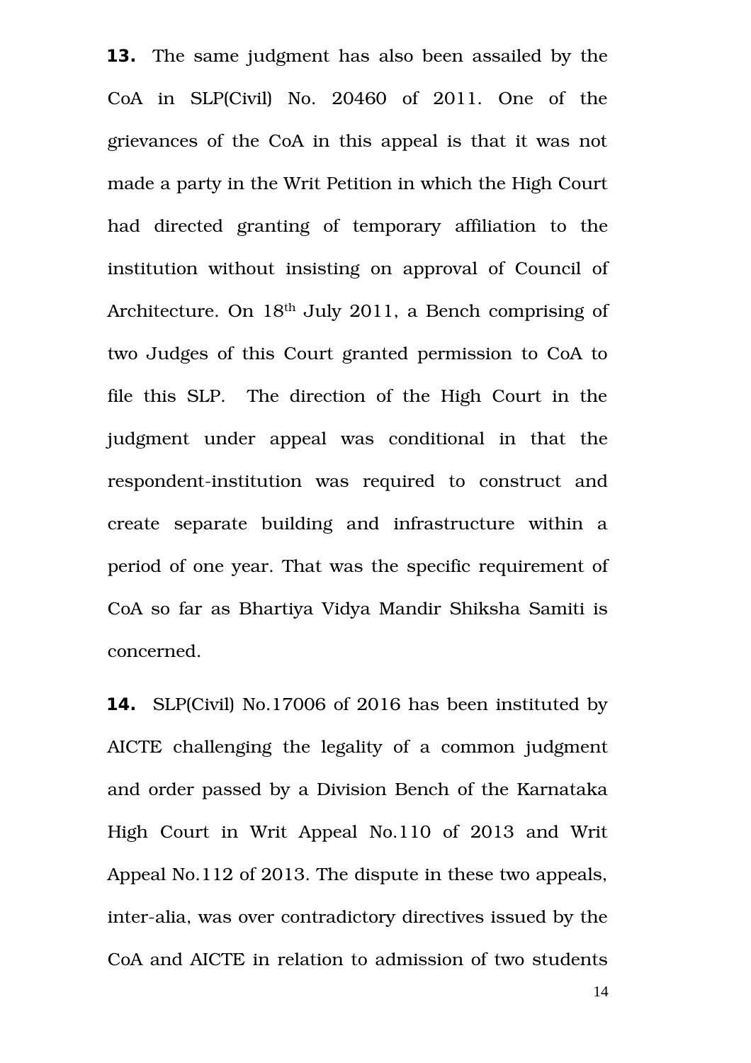**13.** The same judgment has also been assailed by the CoA in SLP(Civil) No. 20460 of 2011. One of the grievances of the CoA in this appeal is that it was not made a party in the Writ Petition in which the High Court had directed granting of temporary affiliation to the institution without insisting on approval of Council of Architecture. On 18th July 2011, a Bench comprising of two Judges of this Court granted permission to CoA to file this SLP. The direction of the High Court in the judgment under appeal was conditional in that the respondent-institution was required to construct and create separate building and infrastructure within a period of one year. That was the specific requirement of CoA so far as Bhartiya Vidya Mandir Shiksha Samiti is concerned.

**14.** SLP(Civil) No.17006 of 2016 has been instituted by AICTE challenging the legality of a common judgment and order passed by a Division Bench of the Karnataka High Court in Writ Appeal No.110 of 2013 and Writ Appeal No.112 of 2013. The dispute in these two appeals, inter-alia, was over contradictory directives issued by the CoA and AICTE in relation to admission of two students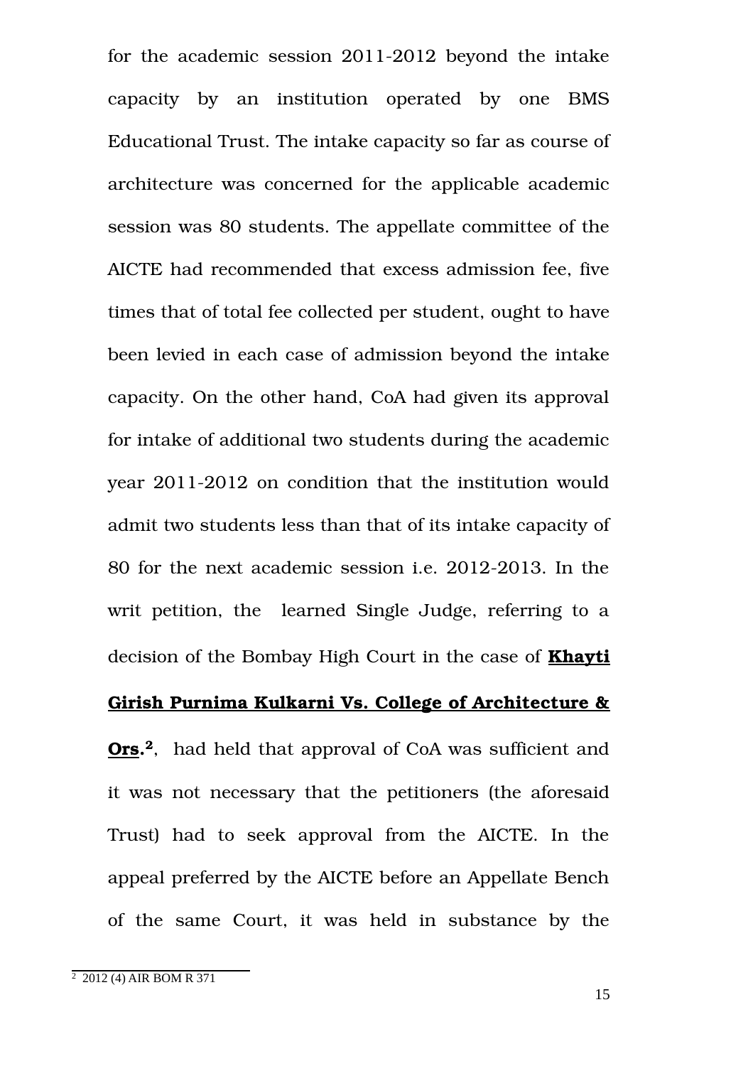for the academic session 2011-2012 beyond the intake capacity by an institution operated by one BMS Educational Trust. The intake capacity so far as course of architecture was concerned for the applicable academic session was 80 students. The appellate committee of the AICTE had recommended that excess admission fee, five times that of total fee collected per student, ought to have been levied in each case of admission beyond the intake capacity. On the other hand, CoA had given its approval for intake of additional two students during the academic year 2011-2012 on condition that the institution would admit two students less than that of its intake capacity of 80 for the next academic session i.e. 2012-2013. In the writ petition, the learned Single Judge, referring to a decision of the Bombay High Court in the case of **Khayti Girish Purnima Kulkarni Vs. College of Architecture & Ors.**[2], had held that approval of CoA was sufficient and it was not necessary that the petitioners (the aforesaid Trust) had to seek approval from the AICTE. In the appeal preferred by the AICTE before an Appellate Bench of the same Court, it was held in substance by the

[2] 2012 (4) AIR BOM R 371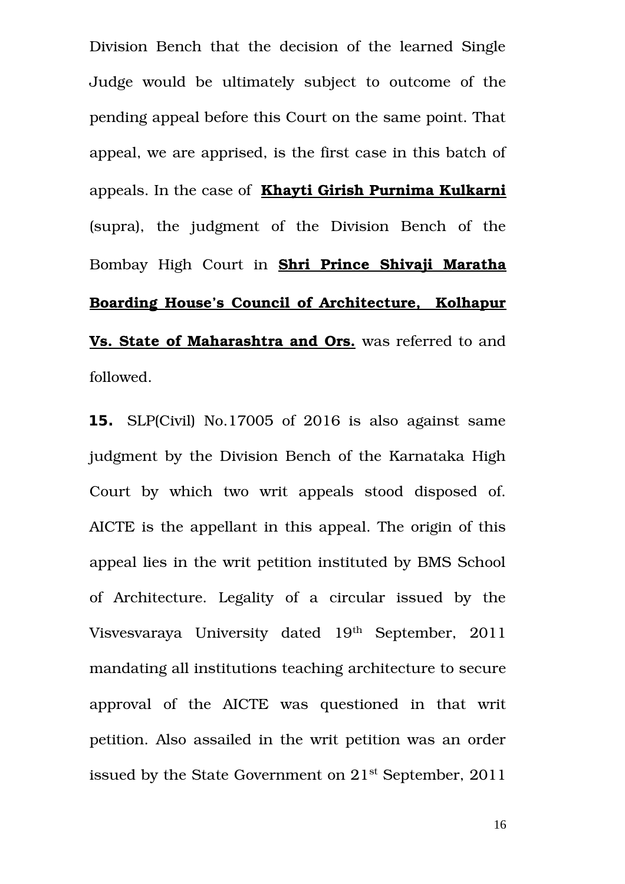Division Bench that the decision of the learned Single Judge would be ultimately subject to outcome of the pending appeal before this Court on the same point. That appeal, we are apprised, is the first case in this batch of appeals. In the case of **Khayti Girish Purnima Kulkarni** (supra), the judgment of the Division Bench of the Bombay High Court in **Shri Prince Shivaji Maratha Boarding House's Council of Architecture, Kolhapur Vs. State of Maharashtra and Ors.** was referred to and followed.

**15.** SLP(Civil) No.17005 of 2016 is also against same judgment by the Division Bench of the Karnataka High Court by which two writ appeals stood disposed of. AICTE is the appellant in this appeal. The origin of this appeal lies in the writ petition instituted by BMS School of Architecture. Legality of a circular issued by the Visvesvaraya University dated 19th September, 2011 mandating all institutions teaching architecture to secure approval of the AICTE was questioned in that writ petition. Also assailed in the writ petition was an order issued by the State Government on 21st September, 2011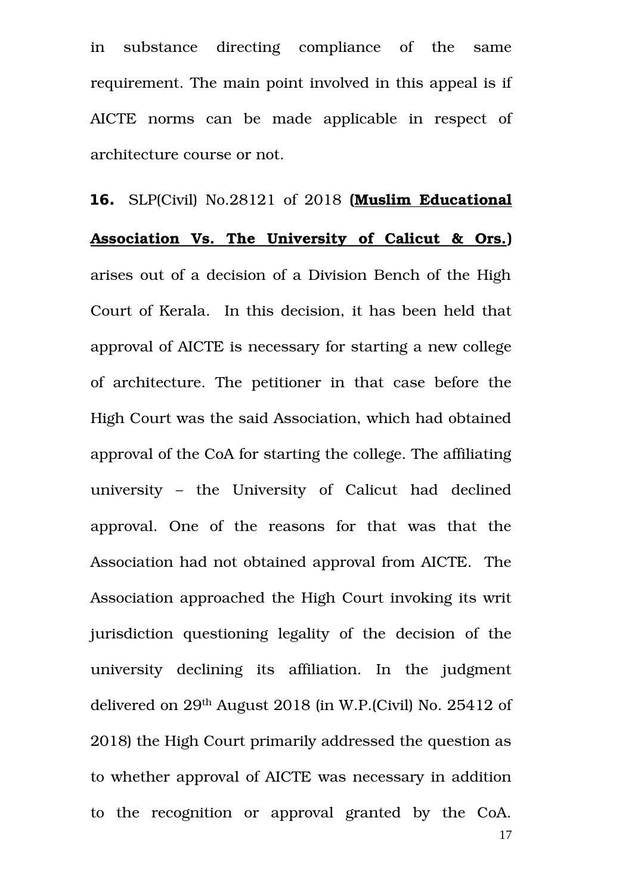in substance directing compliance of the same requirement. The main point involved in this appeal is if AICTE norms can be made applicable in respect of architecture course or not.

**16.** SLP(Civil) No.28121 of 2018 **(Muslim Educational Association Vs. The University of Calicut & Ors.)** arises out of a decision of a Division Bench of the High Court of Kerala. In this decision, it has been held that approval of AICTE is necessary for starting a new college of architecture. The petitioner in that case before the High Court was the said Association, which had obtained approval of the CoA for starting the college. The affiliating university – the University of Calicut had declined approval. One of the reasons for that was that the Association had not obtained approval from AICTE. The Association approached the High Court invoking its writ jurisdiction questioning legality of the decision of the university declining its affiliation. In the judgment delivered on 29th August 2018 (in W.P.(Civil) No. 25412 of 2018) the High Court primarily addressed the question as to whether approval of AICTE was necessary in addition to the recognition or approval granted by the CoA.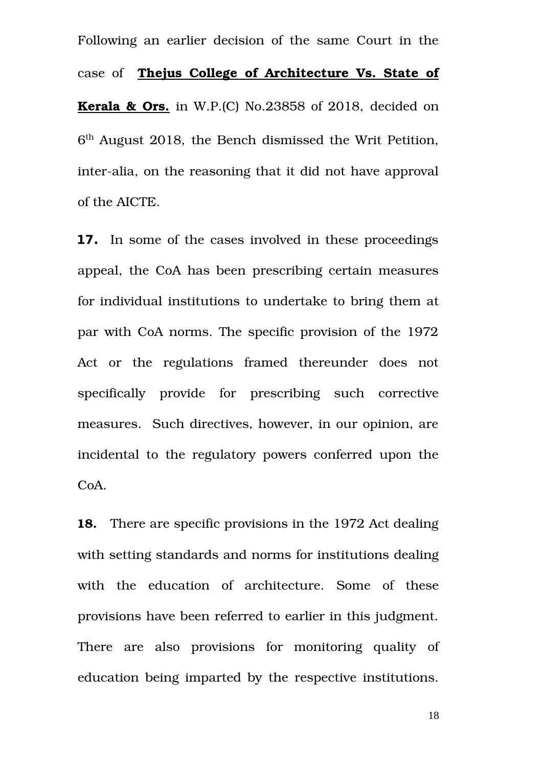Following an earlier decision of the same Court in the case of **<u>Thejus College of Architecture Vs. State of Kerala & Ors.</u>** in W.P.(C) No.23858 of 2018, decided on 6th August 2018, the Bench dismissed the Writ Petition, inter-alia, on the reasoning that it did not have approval of the AICTE.

**17.** In some of the cases involved in these proceedings appeal, the CoA has been prescribing certain measures for individual institutions to undertake to bring them at par with CoA norms. The specific provision of the 1972 Act or the regulations framed thereunder does not specifically provide for prescribing such corrective measures. Such directives, however, in our opinion, are incidental to the regulatory powers conferred upon the CoA.

**18.** There are specific provisions in the 1972 Act dealing with setting standards and norms for institutions dealing with the education of architecture. Some of these provisions have been referred to earlier in this judgment. There are also provisions for monitoring quality of education being imparted by the respective institutions.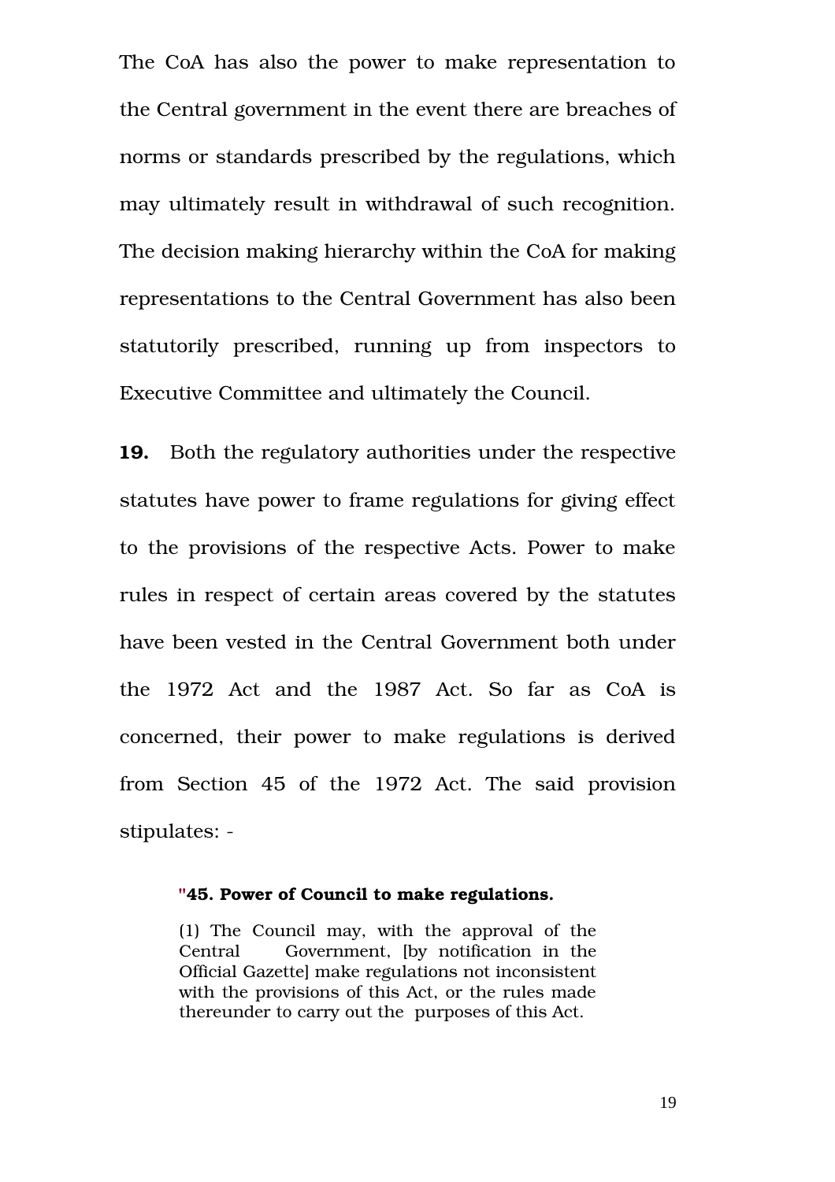The CoA has also the power to make representation to the Central government in the event there are breaches of norms or standards prescribed by the regulations, which may ultimately result in withdrawal of such recognition. The decision making hierarchy within the CoA for making representations to the Central Government has also been statutorily prescribed, running up from inspectors to Executive Committee and ultimately the Council.

**19.** Both the regulatory authorities under the respective statutes have power to frame regulations for giving effect to the provisions of the respective Acts. Power to make rules in respect of certain areas covered by the statutes have been vested in the Central Government both under the 1972 Act and the 1987 Act. So far as CoA is concerned, their power to make regulations is derived from Section 45 of the 1972 Act. The said provision stipulates: -

> **"45. Power of Council to make regulations.**
>
> (1) The Council may, with the approval of the Central Government, [by notification in the Official Gazette] make regulations not inconsistent with the provisions of this Act, or the rules made thereunder to carry out the purposes of this Act.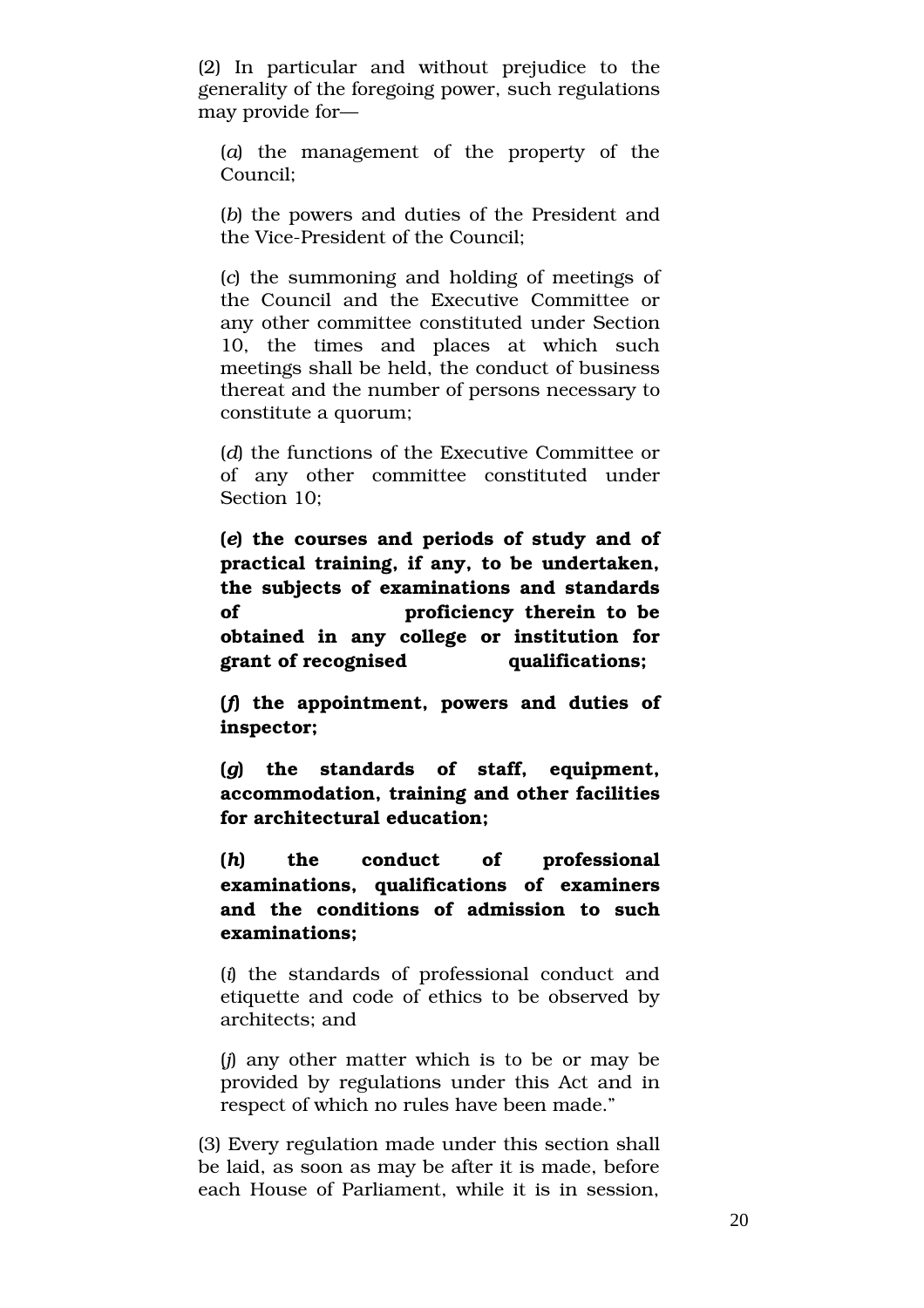(2) In particular and without prejudice to the generality of the foregoing power, such regulations may provide for—

(*a*) the management of the property of the Council;

(*b*) the powers and duties of the President and the Vice-President of the Council;

(*c*) the summoning and holding of meetings of the Council and the Executive Committee or any other committee constituted under Section 10, the times and places at which such meetings shall be held, the conduct of business thereat and the number of persons necessary to constitute a quorum;

(*d*) the functions of the Executive Committee or of any other committee constituted under Section 10;

**(*e*) the courses and periods of study and of practical training, if any, to be undertaken, the subjects of examinations and standards of proficiency therein to be obtained in any college or institution for grant of recognised qualifications;**

**(*f*) the appointment, powers and duties of inspector;**

**(*g*) the standards of staff, equipment, accommodation, training and other facilities for architectural education;**

**(*h*) the conduct of professional examinations, qualifications of examiners and the conditions of admission to such examinations;**

(*i*) the standards of professional conduct and etiquette and code of ethics to be observed by architects; and

(*j*) any other matter which is to be or may be provided by regulations under this Act and in respect of which no rules have been made."

(3) Every regulation made under this section shall be laid, as soon as may be after it is made, before each House of Parliament, while it is in session,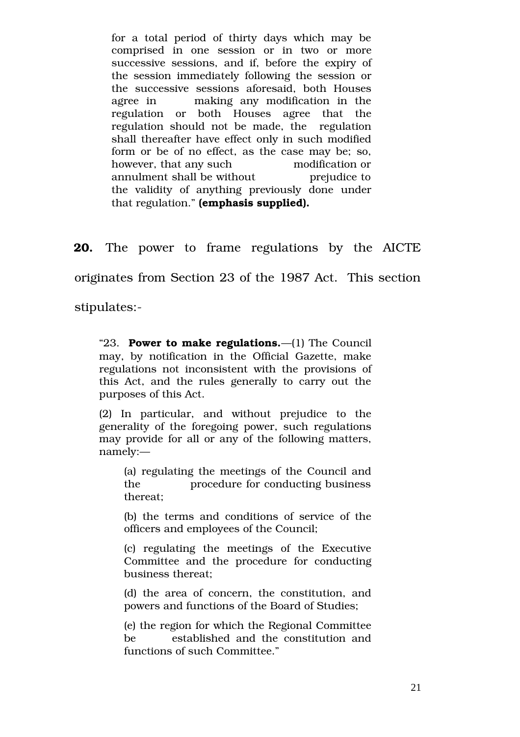> for a total period of thirty days which may be comprised in one session or in two or more successive sessions, and if, before the expiry of the session immediately following the session or the successive sessions aforesaid, both Houses agree in making any modification in the regulation or both Houses agree that the regulation should not be made, the regulation shall thereafter have effect only in such modified form or be of no effect, as the case may be; so, however, that any such modification or annulment shall be without prejudice to the validity of anything previously done under that regulation." **(emphasis supplied).**

**20.** The power to frame regulations by the AICTE originates from Section 23 of the 1987 Act. This section stipulates:-

> "23. **Power to make regulations.**—(1) The Council may, by notification in the Official Gazette, make regulations not inconsistent with the provisions of this Act, and the rules generally to carry out the purposes of this Act.
>
> (2) In particular, and without prejudice to the generality of the foregoing power, such regulations may provide for all or any of the following matters, namely:—
>
> (a) regulating the meetings of the Council and the procedure for conducting business thereat;
>
> (b) the terms and conditions of service of the officers and employees of the Council;
>
> (c) regulating the meetings of the Executive Committee and the procedure for conducting business thereat;
>
> (d) the area of concern, the constitution, and powers and functions of the Board of Studies;
>
> (e) the region for which the Regional Committee be established and the constitution and functions of such Committee."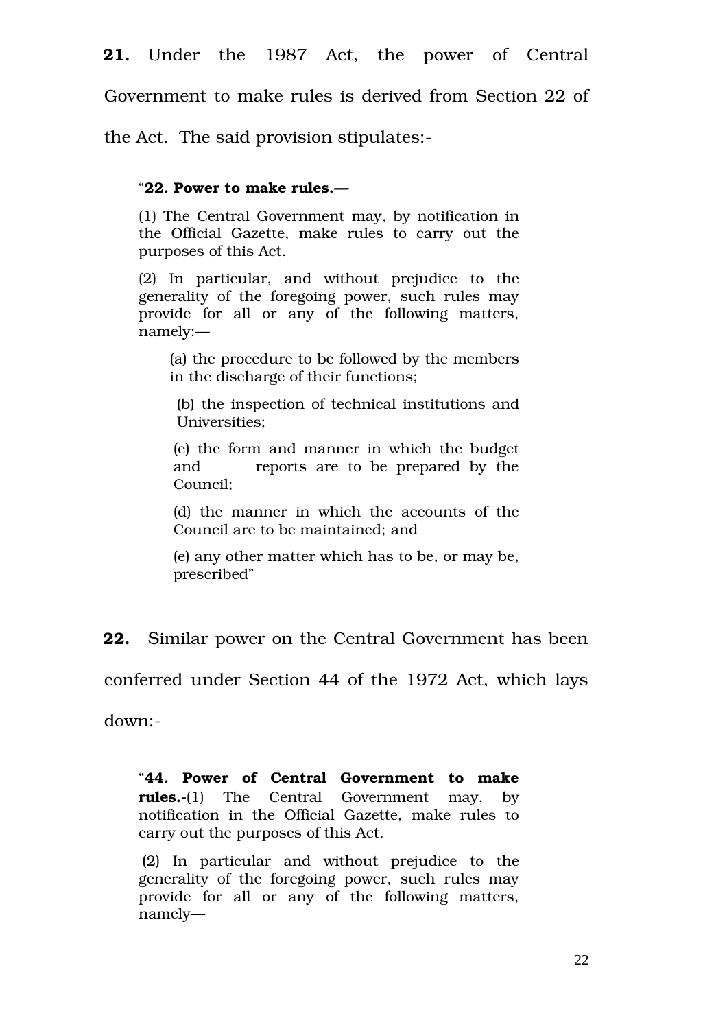**21.** Under the 1987 Act, the power of Central Government to make rules is derived from Section 22 of the Act. The said provision stipulates:-

> "**22. Power to make rules.—**
>
> (1) The Central Government may, by notification in the Official Gazette, make rules to carry out the purposes of this Act.
>
> (2) In particular, and without prejudice to the generality of the foregoing power, such rules may provide for all or any of the following matters, namely:—
>
> > (a) the procedure to be followed by the members in the discharge of their functions;
> >
> > (b) the inspection of technical institutions and Universities;
> >
> > (c) the form and manner in which the budget and reports are to be prepared by the Council;
> >
> > (d) the manner in which the accounts of the Council are to be maintained; and
> >
> > (e) any other matter which has to be, or may be, prescribed"

**22.** Similar power on the Central Government has been conferred under Section 44 of the 1972 Act, which lays down:-

> "**44. Power of Central Government to make rules.-**(1) The Central Government may, by notification in the Official Gazette, make rules to carry out the purposes of this Act.
>
> (2) In particular and without prejudice to the generality of the foregoing power, such rules may provide for all or any of the following matters, namely—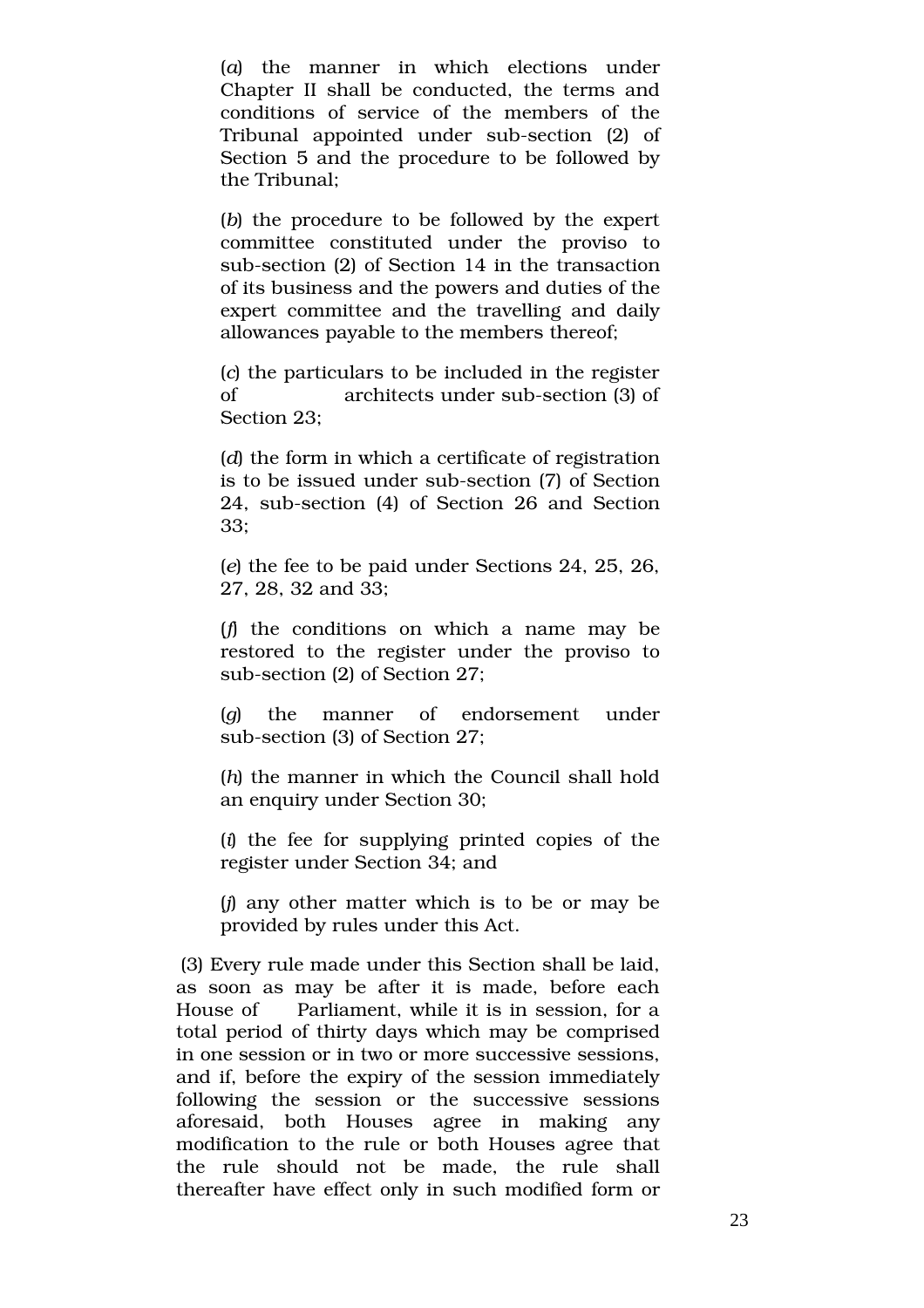(*a*) the manner in which elections under Chapter II shall be conducted, the terms and conditions of service of the members of the Tribunal appointed under sub-section (2) of Section 5 and the procedure to be followed by the Tribunal;

(*b*) the procedure to be followed by the expert committee constituted under the proviso to sub-section (2) of Section 14 in the transaction of its business and the powers and duties of the expert committee and the travelling and daily allowances payable to the members thereof;

(*c*) the particulars to be included in the register of architects under sub-section (3) of Section 23;

(*d*) the form in which a certificate of registration is to be issued under sub-section (7) of Section 24, sub-section (4) of Section 26 and Section 33;

(*e*) the fee to be paid under Sections 24, 25, 26, 27, 28, 32 and 33;

(*f*) the conditions on which a name may be restored to the register under the proviso to sub-section (2) of Section 27;

(*g*) the manner of endorsement under sub-section (3) of Section 27;

(*h*) the manner in which the Council shall hold an enquiry under Section 30;

(*i*) the fee for supplying printed copies of the register under Section 34; and

(*j*) any other matter which is to be or may be provided by rules under this Act.

(3) Every rule made under this Section shall be laid, as soon as may be after it is made, before each House of Parliament, while it is in session, for a total period of thirty days which may be comprised in one session or in two or more successive sessions, and if, before the expiry of the session immediately following the session or the successive sessions aforesaid, both Houses agree in making any modification to the rule or both Houses agree that the rule should not be made, the rule shall thereafter have effect only in such modified form or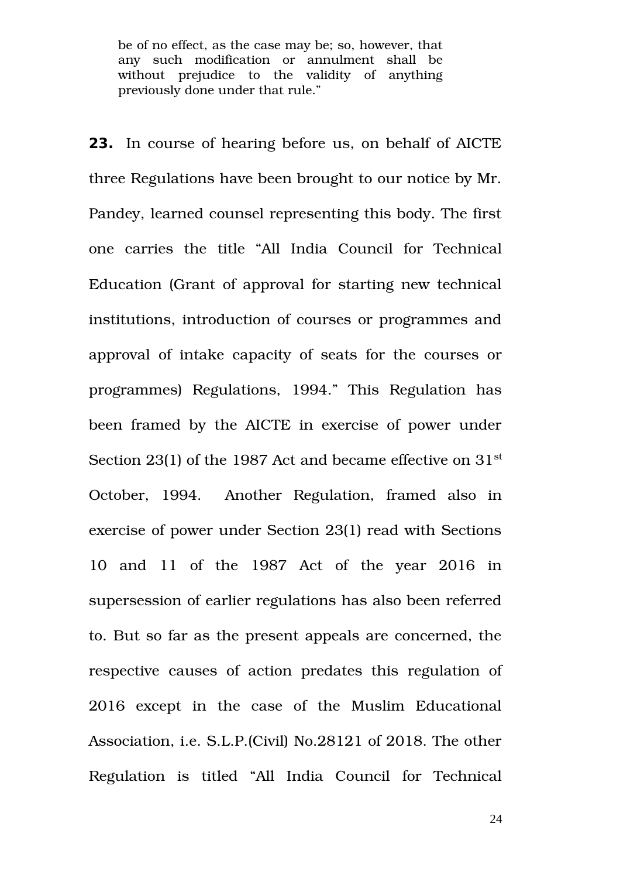> be of no effect, as the case may be; so, however, that any such modification or annulment shall be without prejudice to the validity of anything previously done under that rule."

**23.** In course of hearing before us, on behalf of AICTE three Regulations have been brought to our notice by Mr. Pandey, learned counsel representing this body. The first one carries the title "All India Council for Technical Education (Grant of approval for starting new technical institutions, introduction of courses or programmes and approval of intake capacity of seats for the courses or programmes) Regulations, 1994." This Regulation has been framed by the AICTE in exercise of power under Section 23(1) of the 1987 Act and became effective on 31st October, 1994. Another Regulation, framed also in exercise of power under Section 23(1) read with Sections 10 and 11 of the 1987 Act of the year 2016 in supersession of earlier regulations has also been referred to. But so far as the present appeals are concerned, the respective causes of action predates this regulation of 2016 except in the case of the Muslim Educational Association, i.e. S.L.P.(Civil) No.28121 of 2018. The other Regulation is titled "All India Council for Technical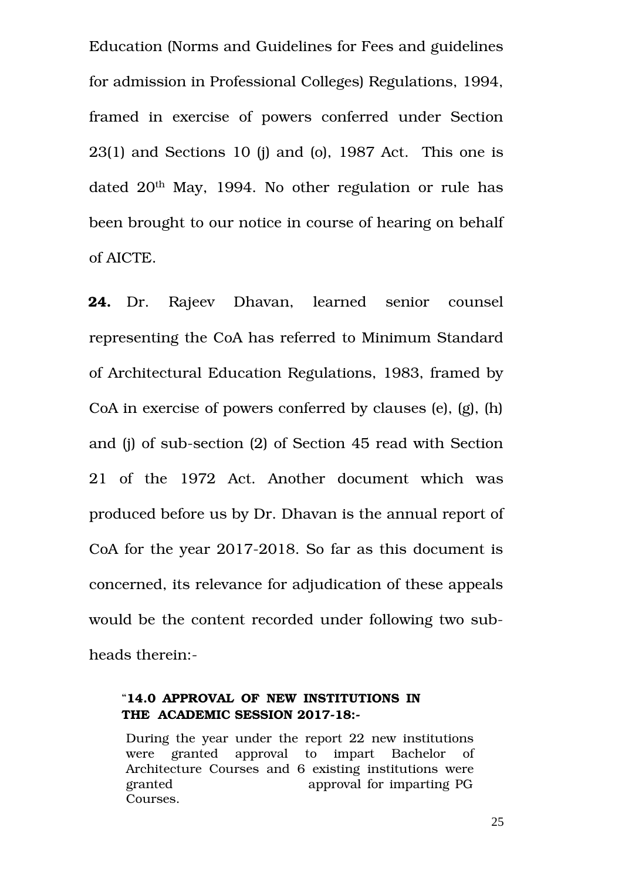Education (Norms and Guidelines for Fees and guidelines for admission in Professional Colleges) Regulations, 1994, framed in exercise of powers conferred under Section 23(1) and Sections 10 (j) and (o), 1987 Act. This one is dated 20th May, 1994. No other regulation or rule has been brought to our notice in course of hearing on behalf of AICTE.

**24.** Dr. Rajeev Dhavan, learned senior counsel representing the CoA has referred to Minimum Standard of Architectural Education Regulations, 1983, framed by CoA in exercise of powers conferred by clauses (e), (g), (h) and (j) of sub-section (2) of Section 45 read with Section 21 of the 1972 Act. Another document which was produced before us by Dr. Dhavan is the annual report of CoA for the year 2017-2018. So far as this document is concerned, its relevance for adjudication of these appeals would be the content recorded under following two sub-heads therein:-

> "**14.0 APPROVAL OF NEW INSTITUTIONS IN THE ACADEMIC SESSION 2017-18:-**
>
> During the year under the report 22 new institutions were granted approval to impart Bachelor of Architecture Courses and 6 existing institutions were granted approval for imparting PG Courses.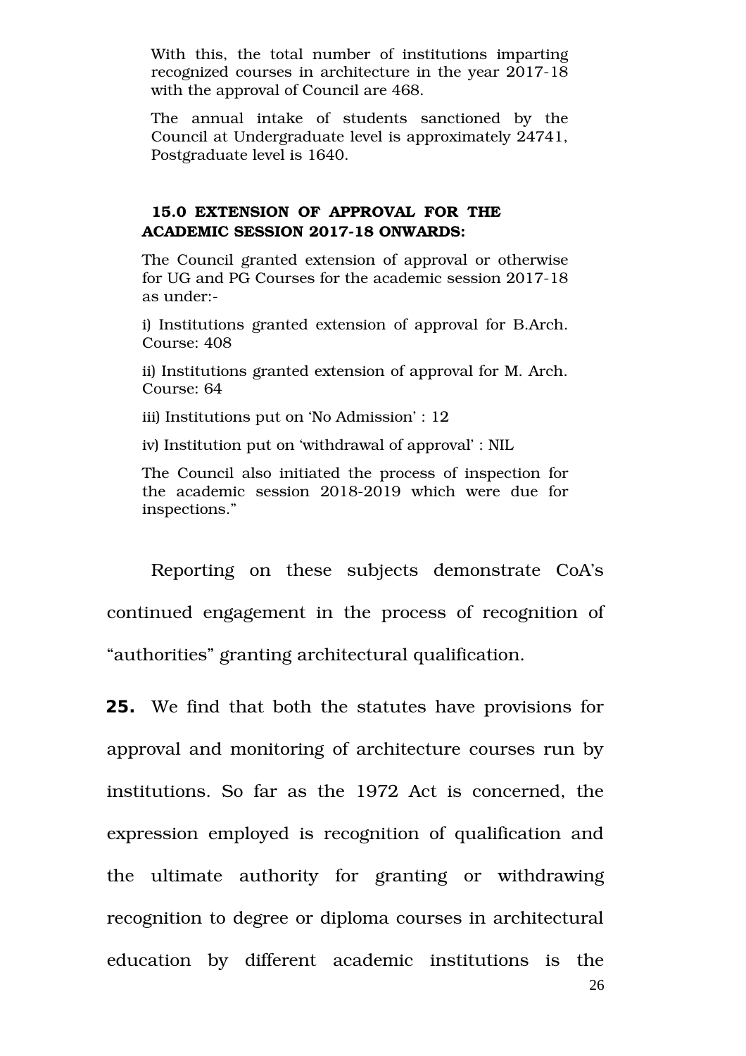With this, the total number of institutions imparting recognized courses in architecture in the year 2017-18 with the approval of Council are 468.

The annual intake of students sanctioned by the Council at Undergraduate level is approximately 24741, Postgraduate level is 1640.

**15.0 EXTENSION OF APPROVAL FOR THE ACADEMIC SESSION 2017-18 ONWARDS:**

The Council granted extension of approval or otherwise for UG and PG Courses for the academic session 2017-18 as under:-

i) Institutions granted extension of approval for B.Arch. Course: 408

ii) Institutions granted extension of approval for M. Arch. Course: 64

iii) Institutions put on 'No Admission' : 12

iv) Institution put on 'withdrawal of approval' : NIL

The Council also initiated the process of inspection for the academic session 2018-2019 which were due for inspections."

Reporting on these subjects demonstrate CoA's continued engagement in the process of recognition of "authorities" granting architectural qualification.

**25.** We find that both the statutes have provisions for approval and monitoring of architecture courses run by institutions. So far as the 1972 Act is concerned, the expression employed is recognition of qualification and the ultimate authority for granting or withdrawing recognition to degree or diploma courses in architectural education by different academic institutions is the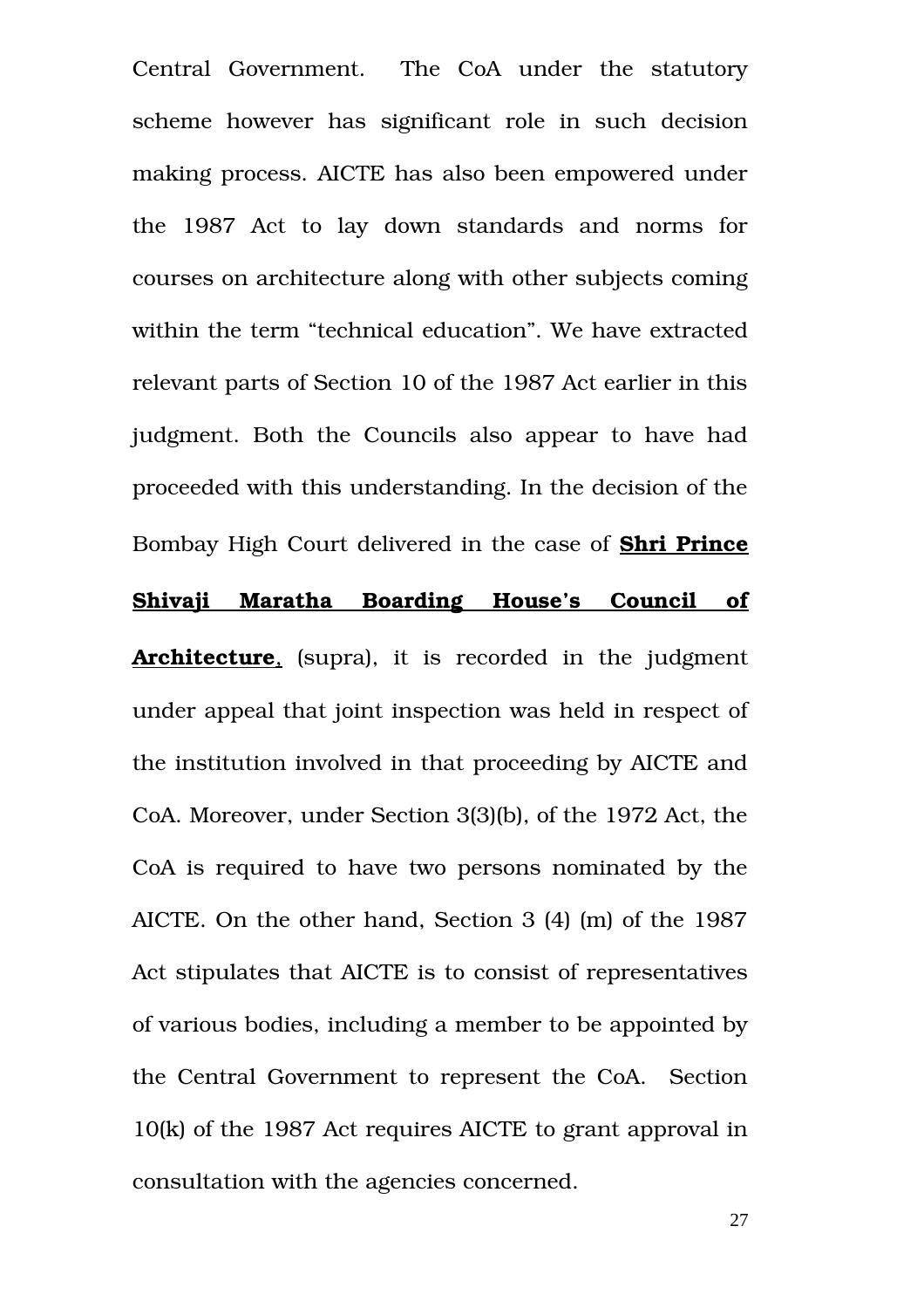Central Government. The CoA under the statutory scheme however has significant role in such decision making process. AICTE has also been empowered under the 1987 Act to lay down standards and norms for courses on architecture along with other subjects coming within the term "technical education". We have extracted relevant parts of Section 10 of the 1987 Act earlier in this judgment. Both the Councils also appear to have had proceeded with this understanding. In the decision of the Bombay High Court delivered in the case of **Shri Prince Shivaji Maratha Boarding House's Council of Architecture**, (supra), it is recorded in the judgment under appeal that joint inspection was held in respect of the institution involved in that proceeding by AICTE and CoA. Moreover, under Section 3(3)(b), of the 1972 Act, the CoA is required to have two persons nominated by the AICTE. On the other hand, Section 3 (4) (m) of the 1987 Act stipulates that AICTE is to consist of representatives of various bodies, including a member to be appointed by the Central Government to represent the CoA. Section 10(k) of the 1987 Act requires AICTE to grant approval in consultation with the agencies concerned.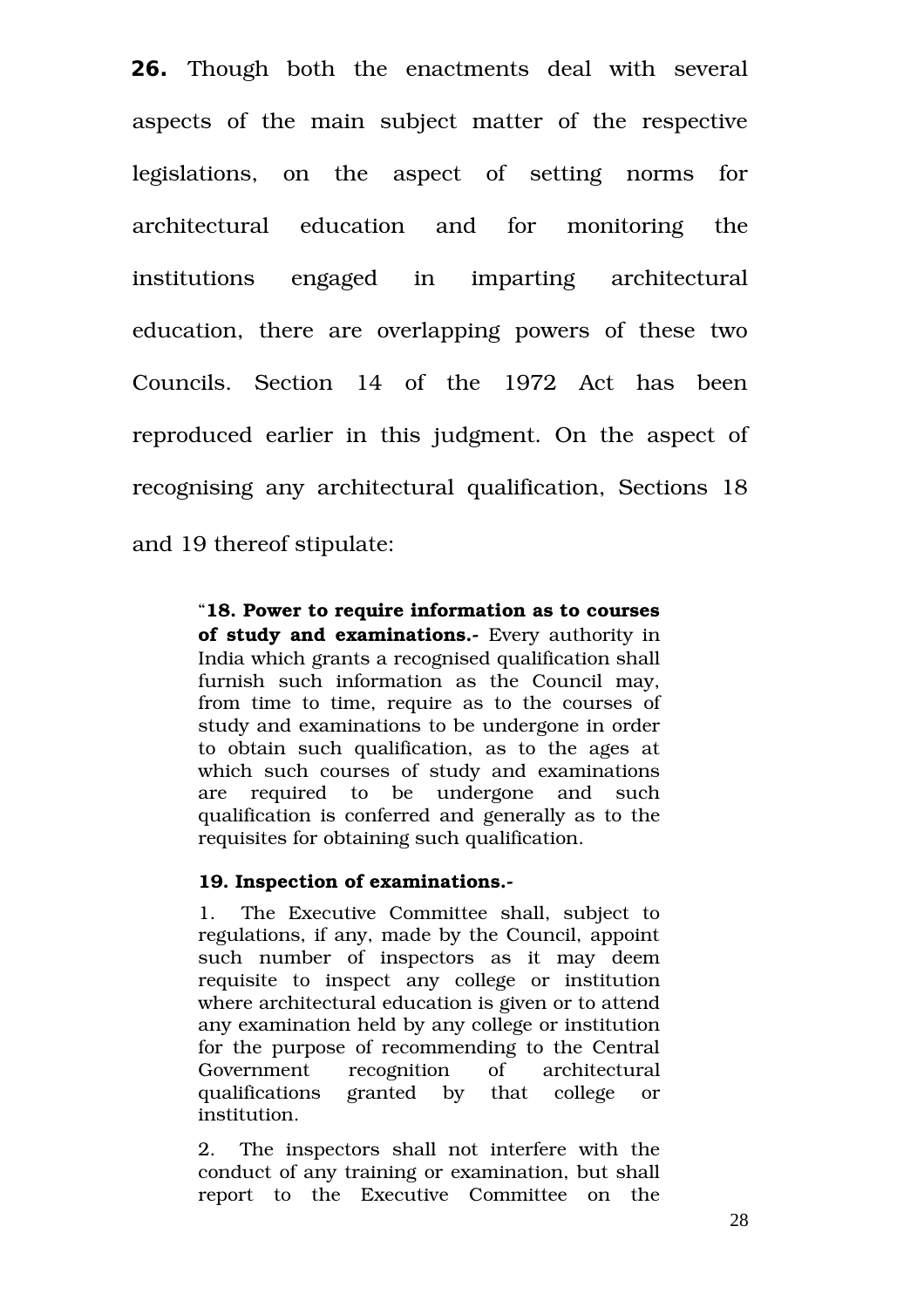**26.** Though both the enactments deal with several aspects of the main subject matter of the respective legislations, on the aspect of setting norms for architectural education and for monitoring the institutions engaged in imparting architectural education, there are overlapping powers of these two Councils. Section 14 of the 1972 Act has been reproduced earlier in this judgment. On the aspect of recognising any architectural qualification, Sections 18 and 19 thereof stipulate:

> "**18. Power to require information as to courses of study and examinations.-** Every authority in India which grants a recognised qualification shall furnish such information as the Council may, from time to time, require as to the courses of study and examinations to be undergone in order to obtain such qualification, as to the ages at which such courses of study and examinations are required to be undergone and such qualification is conferred and generally as to the requisites for obtaining such qualification.
>
> **19. Inspection of examinations.-**
>
> 1. The Executive Committee shall, subject to regulations, if any, made by the Council, appoint such number of inspectors as it may deem requisite to inspect any college or institution where architectural education is given or to attend any examination held by any college or institution for the purpose of recommending to the Central Government recognition of architectural qualifications granted by that college or institution.
>
> 2. The inspectors shall not interfere with the conduct of any training or examination, but shall report to the Executive Committee on the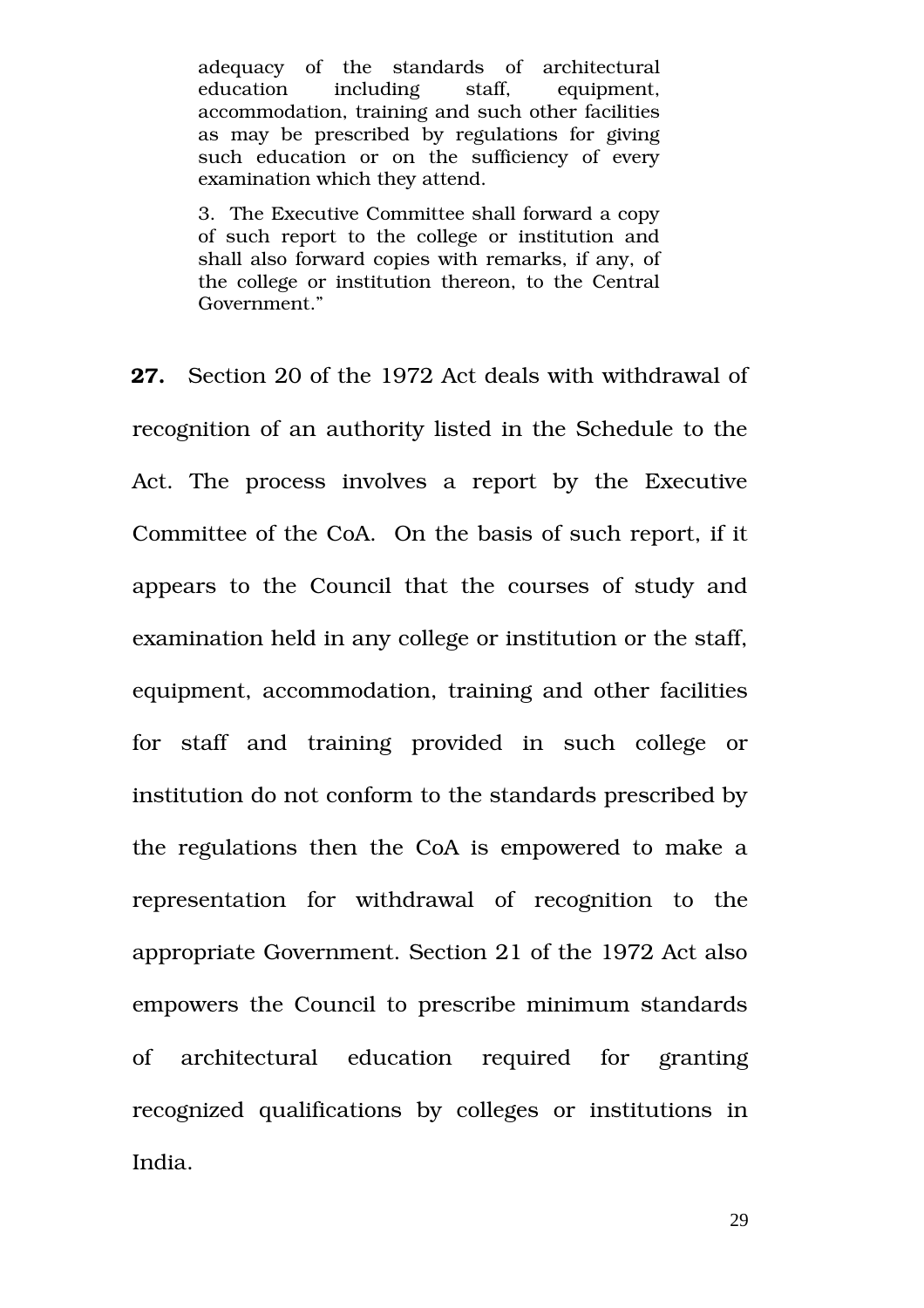> adequacy of the standards of architectural education including staff, equipment, accommodation, training and such other facilities as may be prescribed by regulations for giving such education or on the sufficiency of every examination which they attend.
>
> 3. The Executive Committee shall forward a copy of such report to the college or institution and shall also forward copies with remarks, if any, of the college or institution thereon, to the Central Government."

**27.** Section 20 of the 1972 Act deals with withdrawal of recognition of an authority listed in the Schedule to the Act. The process involves a report by the Executive Committee of the CoA. On the basis of such report, if it appears to the Council that the courses of study and examination held in any college or institution or the staff, equipment, accommodation, training and other facilities for staff and training provided in such college or institution do not conform to the standards prescribed by the regulations then the CoA is empowered to make a representation for withdrawal of recognition to the appropriate Government. Section 21 of the 1972 Act also empowers the Council to prescribe minimum standards of architectural education required for granting recognized qualifications by colleges or institutions in India.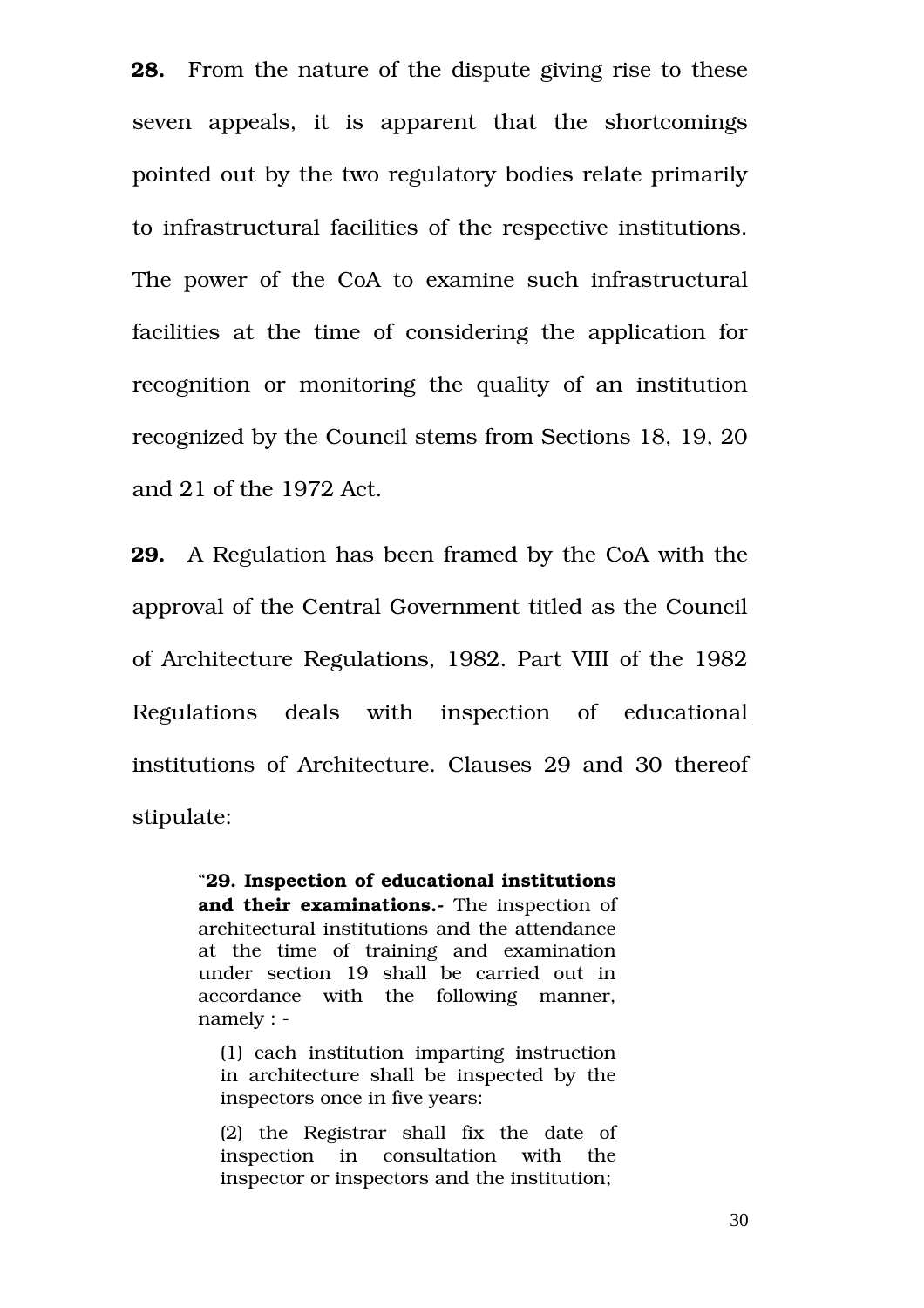**28.** From the nature of the dispute giving rise to these seven appeals, it is apparent that the shortcomings pointed out by the two regulatory bodies relate primarily to infrastructural facilities of the respective institutions. The power of the CoA to examine such infrastructural facilities at the time of considering the application for recognition or monitoring the quality of an institution recognized by the Council stems from Sections 18, 19, 20 and 21 of the 1972 Act.

**29.** A Regulation has been framed by the CoA with the approval of the Central Government titled as the Council of Architecture Regulations, 1982. Part VIII of the 1982 Regulations deals with inspection of educational institutions of Architecture. Clauses 29 and 30 thereof stipulate:

> "**29. Inspection of educational institutions and their examinations.-** The inspection of architectural institutions and the attendance at the time of training and examination under section 19 shall be carried out in accordance with the following manner, namely : -
>
> (1) each institution imparting instruction in architecture shall be inspected by the inspectors once in five years:
>
> (2) the Registrar shall fix the date of inspection in consultation with the inspector or inspectors and the institution;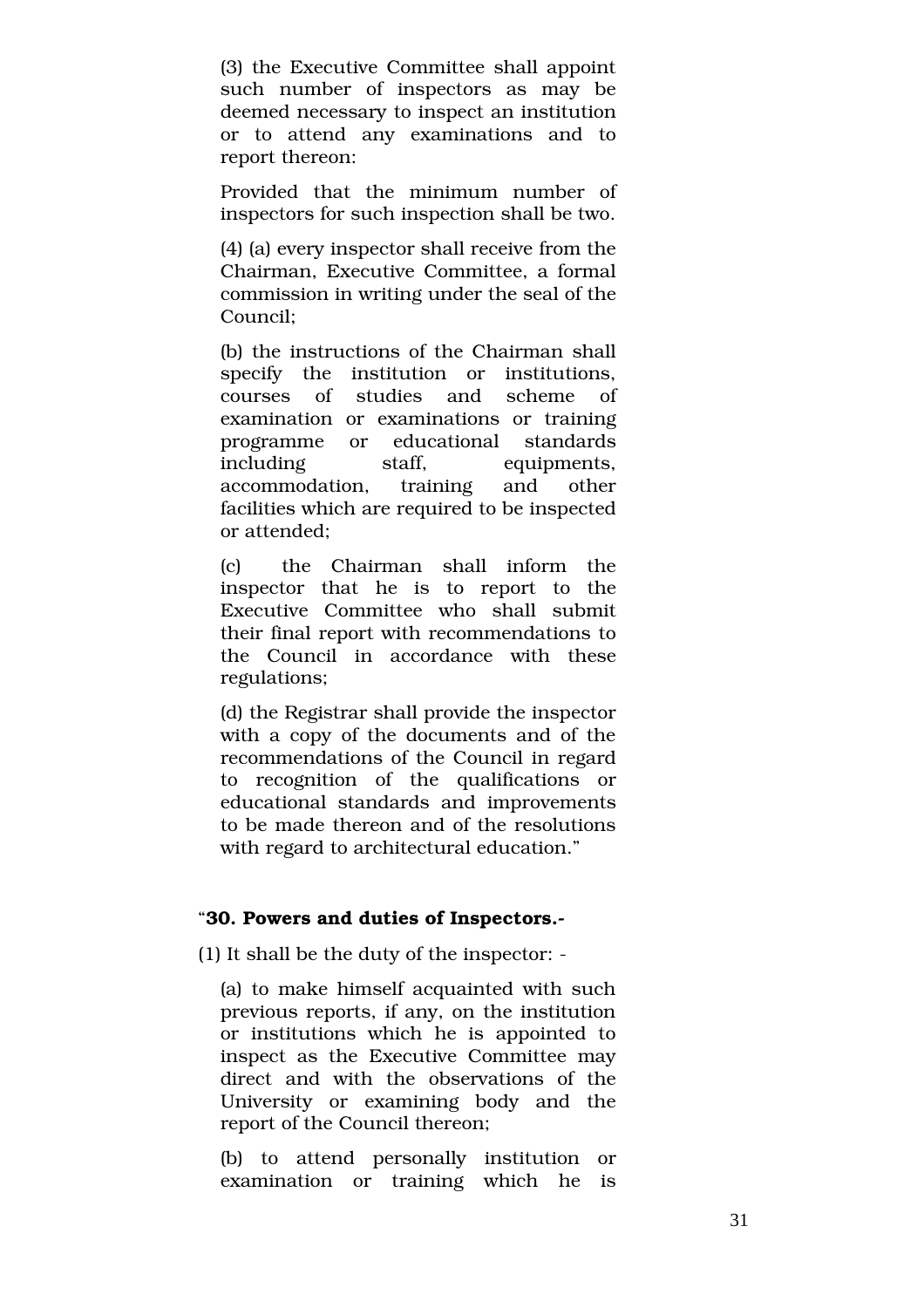(3) the Executive Committee shall appoint such number of inspectors as may be deemed necessary to inspect an institution or to attend any examinations and to report thereon:

Provided that the minimum number of inspectors for such inspection shall be two.

(4) (a) every inspector shall receive from the Chairman, Executive Committee, a formal commission in writing under the seal of the Council;

(b) the instructions of the Chairman shall specify the institution or institutions, courses of studies and scheme of examination or examinations or training programme or educational standards including staff, equipments, accommodation, training and other facilities which are required to be inspected or attended;

(c) the Chairman shall inform the inspector that he is to report to the Executive Committee who shall submit their final report with recommendations to the Council in accordance with these regulations;

(d) the Registrar shall provide the inspector with a copy of the documents and of the recommendations of the Council in regard to recognition of the qualifications or educational standards and improvements to be made thereon and of the resolutions with regard to architectural education."

"**30. Powers and duties of Inspectors.-**

(1) It shall be the duty of the inspector: -

(a) to make himself acquainted with such previous reports, if any, on the institution or institutions which he is appointed to inspect as the Executive Committee may direct and with the observations of the University or examining body and the report of the Council thereon;

(b) to attend personally institution or examination or training which he is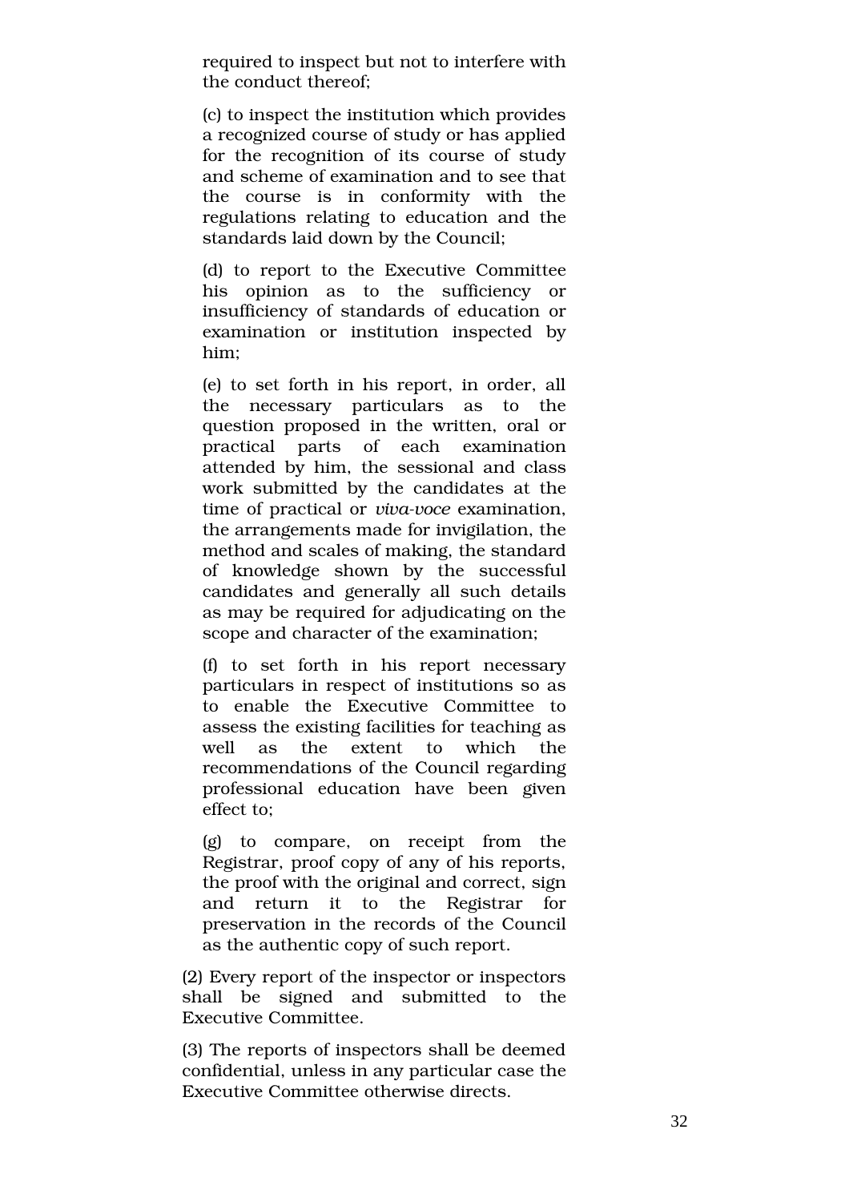required to inspect but not to interfere with the conduct thereof;

(c) to inspect the institution which provides a recognized course of study or has applied for the recognition of its course of study and scheme of examination and to see that the course is in conformity with the regulations relating to education and the standards laid down by the Council;

(d) to report to the Executive Committee his opinion as to the sufficiency or insufficiency of standards of education or examination or institution inspected by him;

(e) to set forth in his report, in order, all the necessary particulars as to the question proposed in the written, oral or practical parts of each examination attended by him, the sessional and class work submitted by the candidates at the time of practical or *viva-voce* examination, the arrangements made for invigilation, the method and scales of making, the standard of knowledge shown by the successful candidates and generally all such details as may be required for adjudicating on the scope and character of the examination;

(f) to set forth in his report necessary particulars in respect of institutions so as to enable the Executive Committee to assess the existing facilities for teaching as well as the extent to which the recommendations of the Council regarding professional education have been given effect to;

(g) to compare, on receipt from the Registrar, proof copy of any of his reports, the proof with the original and correct, sign and return it to the Registrar for preservation in the records of the Council as the authentic copy of such report.

(2) Every report of the inspector or inspectors shall be signed and submitted to the Executive Committee.

(3) The reports of inspectors shall be deemed confidential, unless in any particular case the Executive Committee otherwise directs.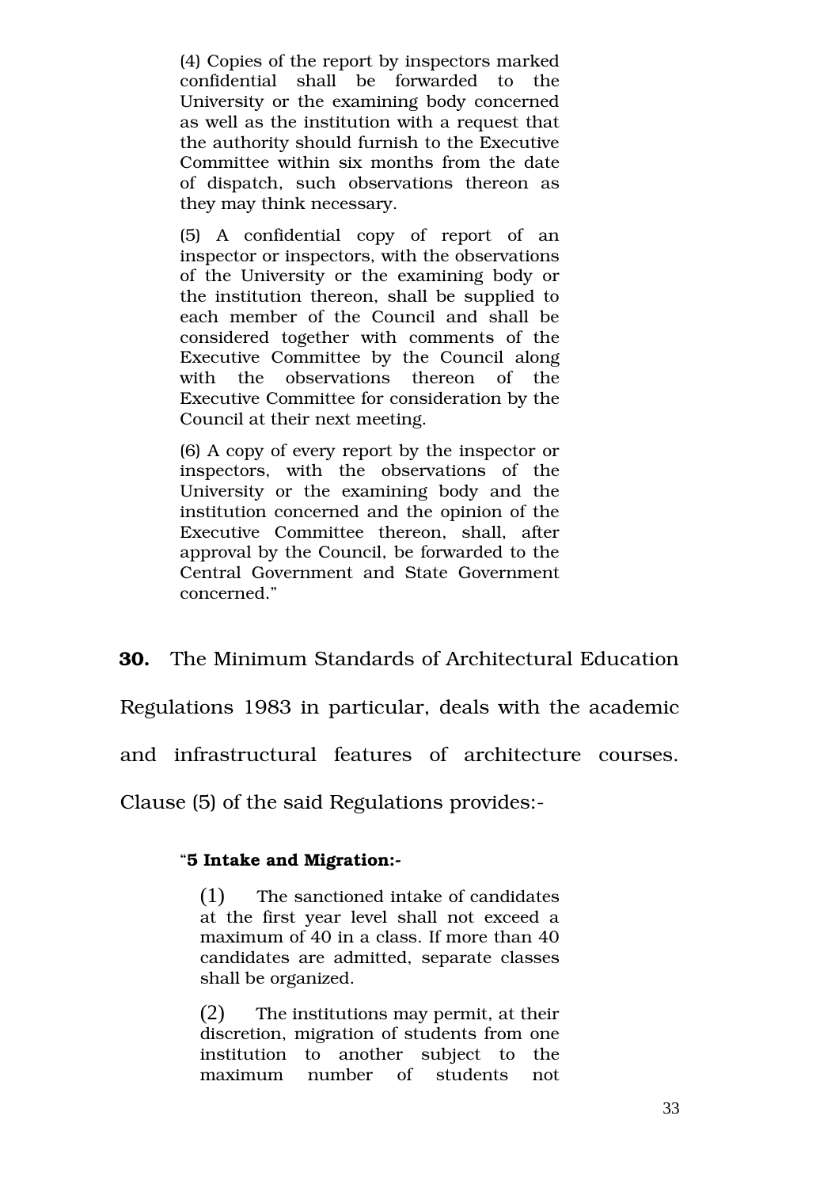> (4) Copies of the report by inspectors marked confidential shall be forwarded to the University or the examining body concerned as well as the institution with a request that the authority should furnish to the Executive Committee within six months from the date of dispatch, such observations thereon as they may think necessary.
>
> (5) A confidential copy of report of an inspector or inspectors, with the observations of the University or the examining body or the institution thereon, shall be supplied to each member of the Council and shall be considered together with comments of the Executive Committee by the Council along with the observations thereon of the Executive Committee for consideration by the Council at their next meeting.
>
> (6) A copy of every report by the inspector or inspectors, with the observations of the University or the examining body and the institution concerned and the opinion of the Executive Committee thereon, shall, after approval by the Council, be forwarded to the Central Government and State Government concerned."

**30.** The Minimum Standards of Architectural Education Regulations 1983 in particular, deals with the academic and infrastructural features of architecture courses. Clause (5) of the said Regulations provides:-

> "**5 Intake and Migration:-**
>
> (1) The sanctioned intake of candidates at the first year level shall not exceed a maximum of 40 in a class. If more than 40 candidates are admitted, separate classes shall be organized.
>
> (2) The institutions may permit, at their discretion, migration of students from one institution to another subject to the maximum number of students not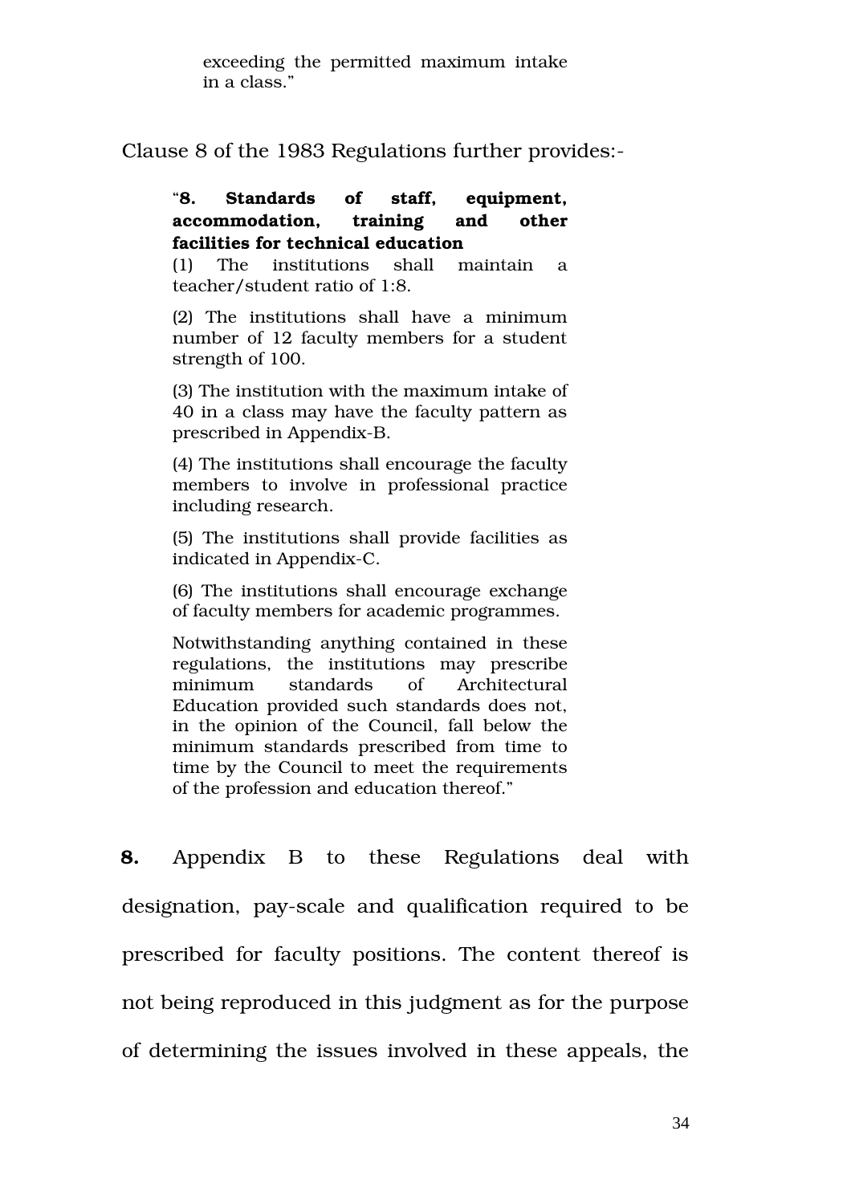> exceeding the permitted maximum intake in a class."

Clause 8 of the 1983 Regulations further provides:-

> "**8. Standards of staff, equipment, accommodation, training and other facilities for technical education**
>
> (1) The institutions shall maintain a teacher/student ratio of 1:8.
>
> (2) The institutions shall have a minimum number of 12 faculty members for a student strength of 100.
>
> (3) The institution with the maximum intake of 40 in a class may have the faculty pattern as prescribed in Appendix-B.
>
> (4) The institutions shall encourage the faculty members to involve in professional practice including research.
>
> (5) The institutions shall provide facilities as indicated in Appendix-C.
>
> (6) The institutions shall encourage exchange of faculty members for academic programmes.
>
> Notwithstanding anything contained in these regulations, the institutions may prescribe minimum standards of Architectural Education provided such standards does not, in the opinion of the Council, fall below the minimum standards prescribed from time to time by the Council to meet the requirements of the profession and education thereof."

**8.** Appendix B to these Regulations deal with designation, pay-scale and qualification required to be prescribed for faculty positions. The content thereof is not being reproduced in this judgment as for the purpose of determining the issues involved in these appeals, the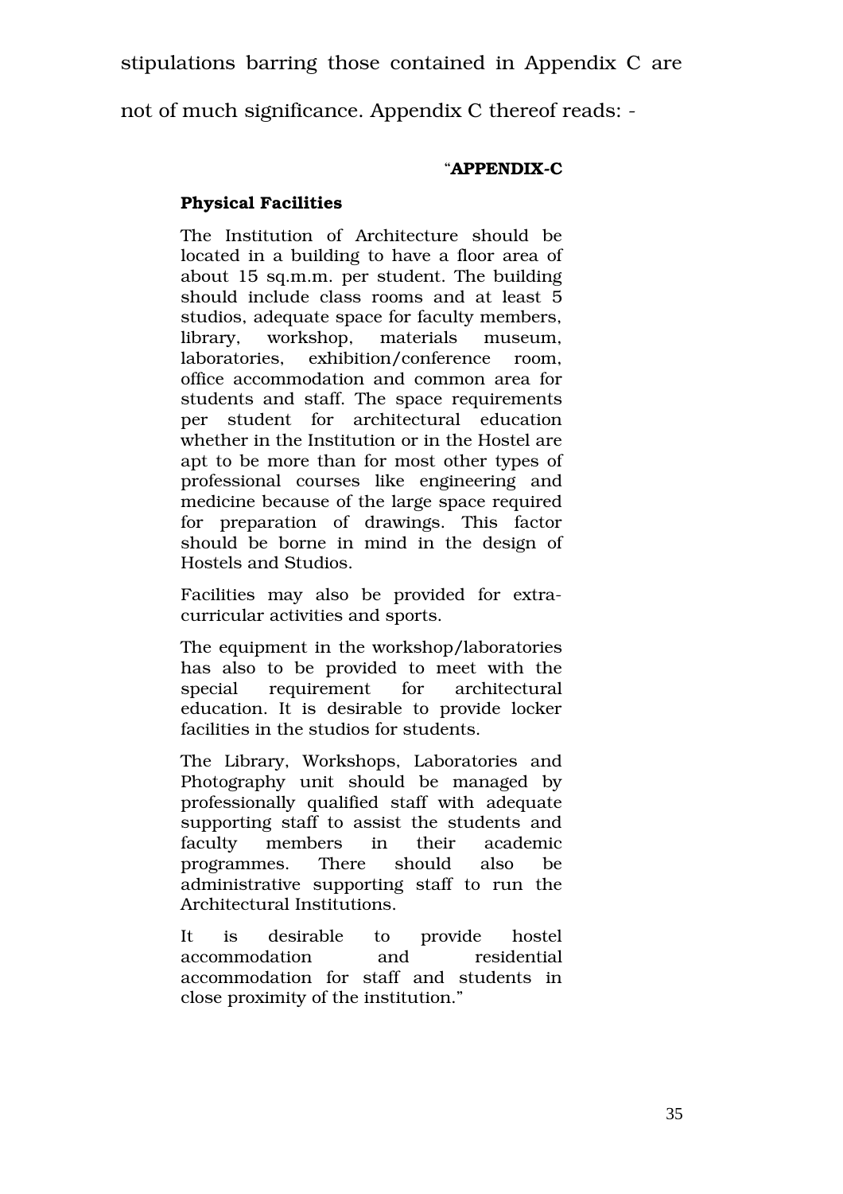stipulations barring those contained in Appendix C are not of much significance. Appendix C thereof reads: -

> "**APPENDIX-C**
>
> **Physical Facilities**
>
> The Institution of Architecture should be located in a building to have a floor area of about 15 sq.m.m. per student. The building should include class rooms and at least 5 studios, adequate space for faculty members, library, workshop, materials museum, laboratories, exhibition/conference room, office accommodation and common area for students and staff. The space requirements per student for architectural education whether in the Institution or in the Hostel are apt to be more than for most other types of professional courses like engineering and medicine because of the large space required for preparation of drawings. This factor should be borne in mind in the design of Hostels and Studios.
>
> Facilities may also be provided for extra-curricular activities and sports.
>
> The equipment in the workshop/laboratories has also to be provided to meet with the special requirement for architectural education. It is desirable to provide locker facilities in the studios for students.
>
> The Library, Workshops, Laboratories and Photography unit should be managed by professionally qualified staff with adequate supporting staff to assist the students and faculty members in their academic programmes. There should also be administrative supporting staff to run the Architectural Institutions.
>
> It is desirable to provide hostel accommodation and residential accommodation for staff and students in close proximity of the institution."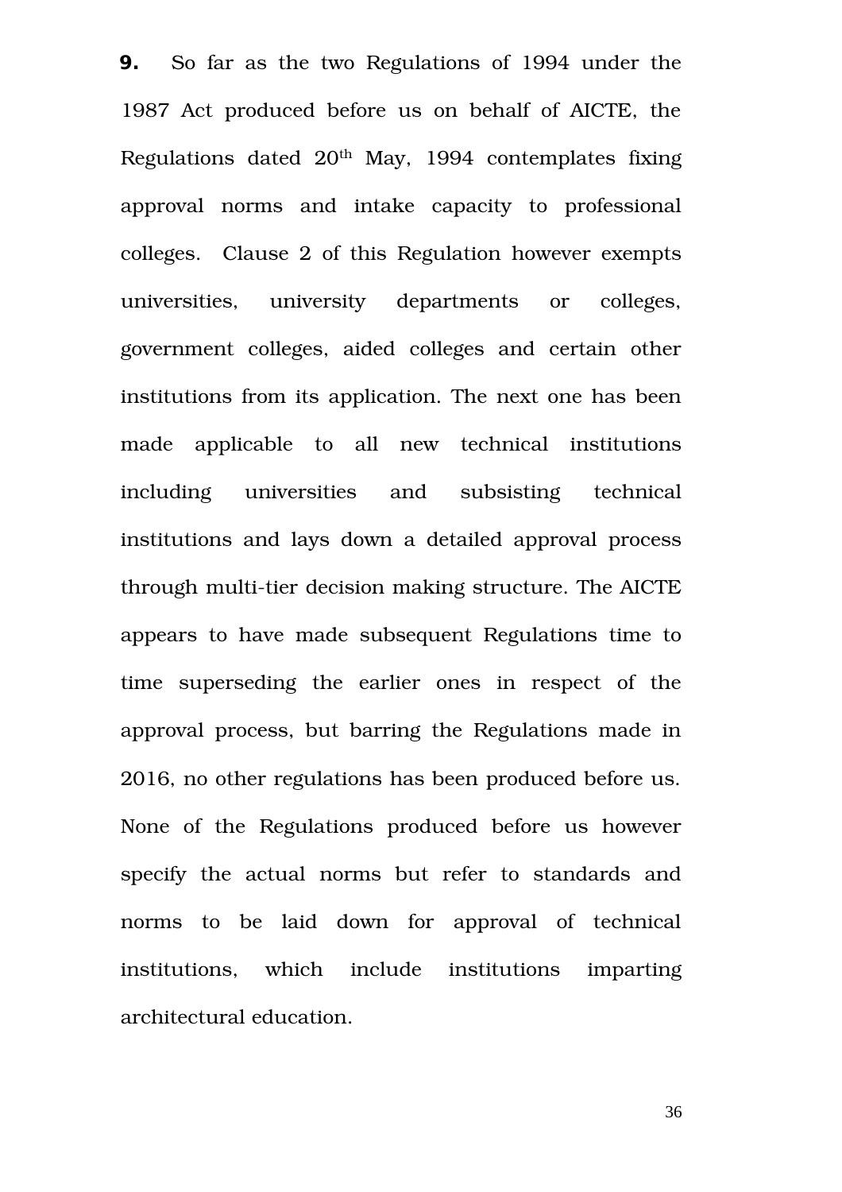**9.** So far as the two Regulations of 1994 under the 1987 Act produced before us on behalf of AICTE, the Regulations dated 20th May, 1994 contemplates fixing approval norms and intake capacity to professional colleges. Clause 2 of this Regulation however exempts universities, university departments or colleges, government colleges, aided colleges and certain other institutions from its application. The next one has been made applicable to all new technical institutions including universities and subsisting technical institutions and lays down a detailed approval process through multi-tier decision making structure. The AICTE appears to have made subsequent Regulations time to time superseding the earlier ones in respect of the approval process, but barring the Regulations made in 2016, no other regulations has been produced before us. None of the Regulations produced before us however specify the actual norms but refer to standards and norms to be laid down for approval of technical institutions, which include institutions imparting architectural education.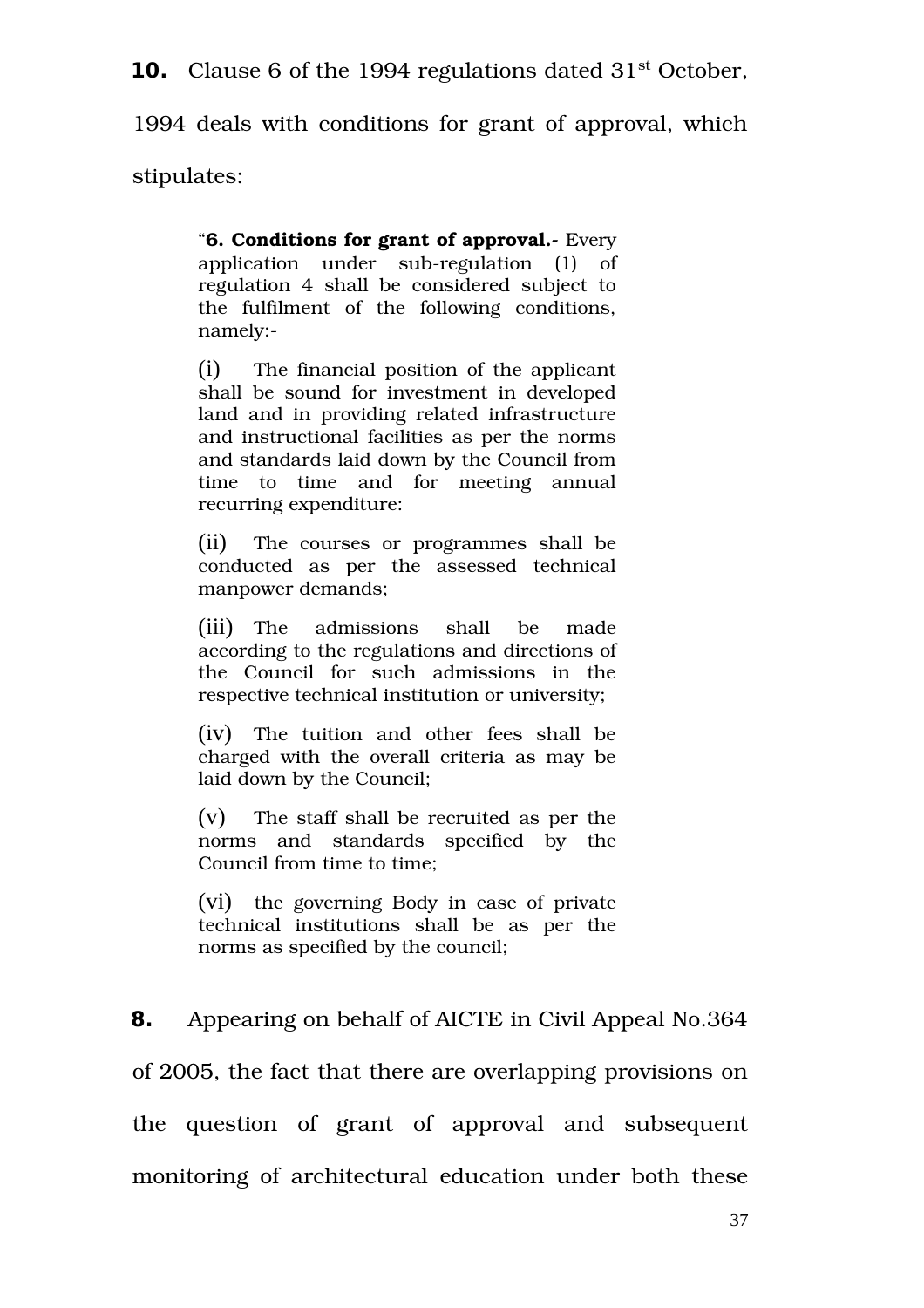**10.** Clause 6 of the 1994 regulations dated 31[st] October, 1994 deals with conditions for grant of approval, which stipulates:

> "**6. Conditions for grant of approval.-** Every application under sub-regulation (1) of regulation 4 shall be considered subject to the fulfilment of the following conditions, namely:-
>
> (i) The financial position of the applicant shall be sound for investment in developed land and in providing related infrastructure and instructional facilities as per the norms and standards laid down by the Council from time to time and for meeting annual recurring expenditure:
>
> (ii) The courses or programmes shall be conducted as per the assessed technical manpower demands;
>
> (iii) The admissions shall be made according to the regulations and directions of the Council for such admissions in the respective technical institution or university;
>
> (iv) The tuition and other fees shall be charged with the overall criteria as may be laid down by the Council;
>
> (v) The staff shall be recruited as per the norms and standards specified by the Council from time to time;
>
> (vi) the governing Body in case of private technical institutions shall be as per the norms as specified by the council;

**8.** Appearing on behalf of AICTE in Civil Appeal No.364 of 2005, the fact that there are overlapping provisions on the question of grant of approval and subsequent monitoring of architectural education under both these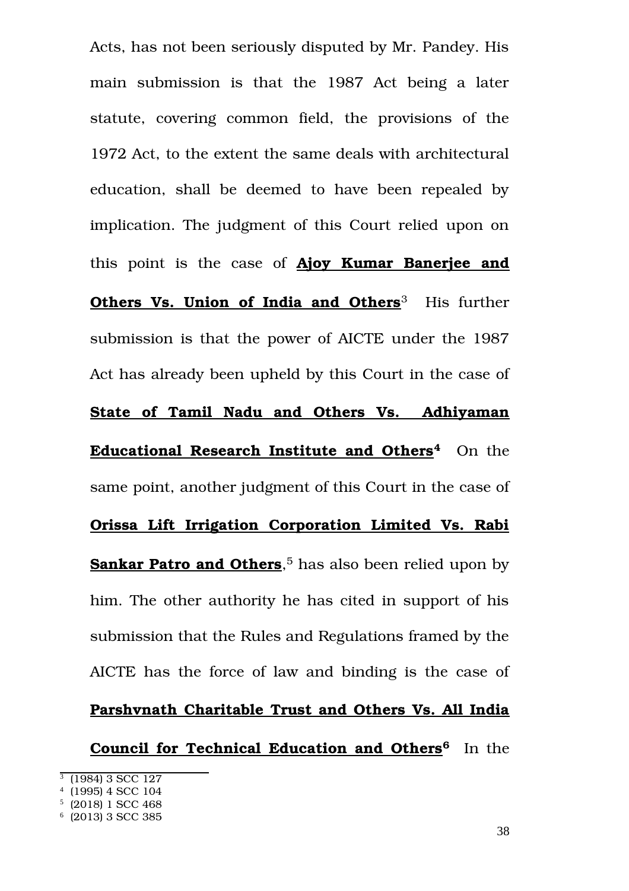Acts, has not been seriously disputed by Mr. Pandey. His main submission is that the 1987 Act being a later statute, covering common field, the provisions of the 1972 Act, to the extent the same deals with architectural education, shall be deemed to have been repealed by implication. The judgment of this Court relied upon on this point is the case of **Ajoy Kumar Banerjee and Others Vs. Union of India and Others**[3] His further submission is that the power of AICTE under the 1987 Act has already been upheld by this Court in the case of **State of Tamil Nadu and Others Vs. Adhiyaman Educational Research Institute and Others**[4] On the same point, another judgment of this Court in the case of **Orissa Lift Irrigation Corporation Limited Vs. Rabi Sankar Patro and Others**,[5] has also been relied upon by him. The other authority he has cited in support of his submission that the Rules and Regulations framed by the AICTE has the force of law and binding is the case of **Parshvnath Charitable Trust and Others Vs. All India Council for Technical Education and Others**[6] In the

---

[3] (1984) 3 SCC 127

[4] (1995) 4 SCC 104

[5] (2018) 1 SCC 468

[6] (2013) 3 SCC 385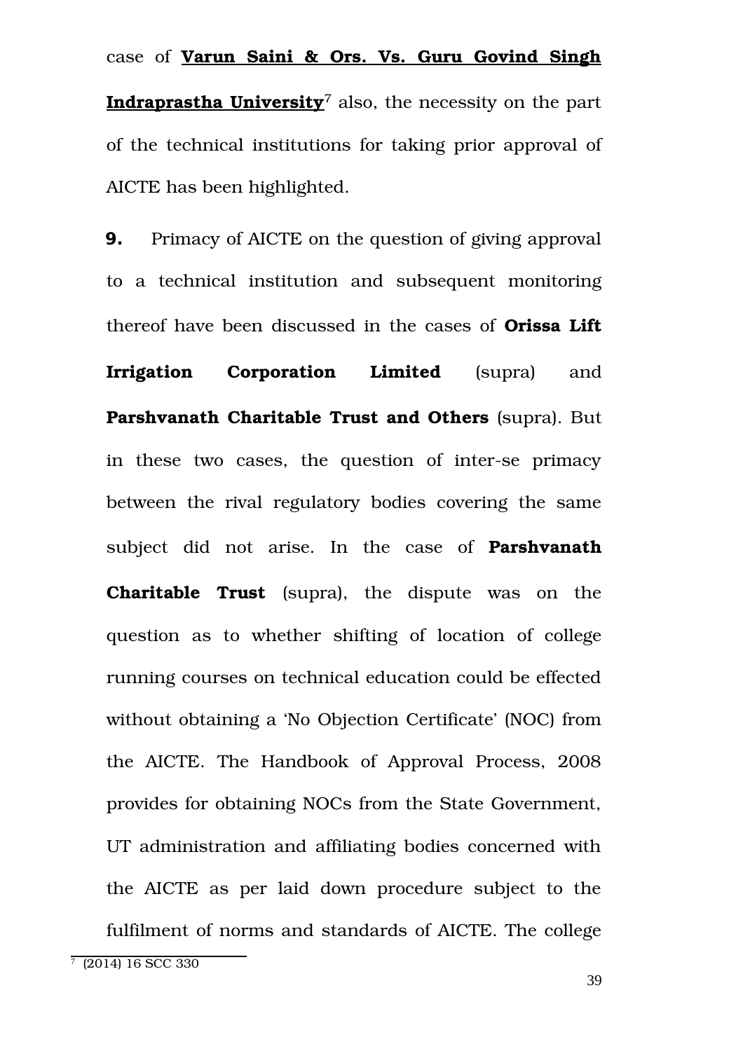case of **Varun Saini & Ors. Vs. Guru Govind Singh Indraprastha University**[7] also, the necessity on the part of the technical institutions for taking prior approval of AICTE has been highlighted.

**9.** Primacy of AICTE on the question of giving approval to a technical institution and subsequent monitoring thereof have been discussed in the cases of **Orissa Lift Irrigation Corporation Limited** (supra) and **Parshvanath Charitable Trust and Others** (supra). But in these two cases, the question of inter-se primacy between the rival regulatory bodies covering the same subject did not arise. In the case of **Parshvanath Charitable Trust** (supra), the dispute was on the question as to whether shifting of location of college running courses on technical education could be effected without obtaining a 'No Objection Certificate' (NOC) from the AICTE. The Handbook of Approval Process, 2008 provides for obtaining NOCs from the State Government, UT administration and affiliating bodies concerned with the AICTE as per laid down procedure subject to the fulfilment of norms and standards of AICTE. The college

[7] (2014) 16 SCC 330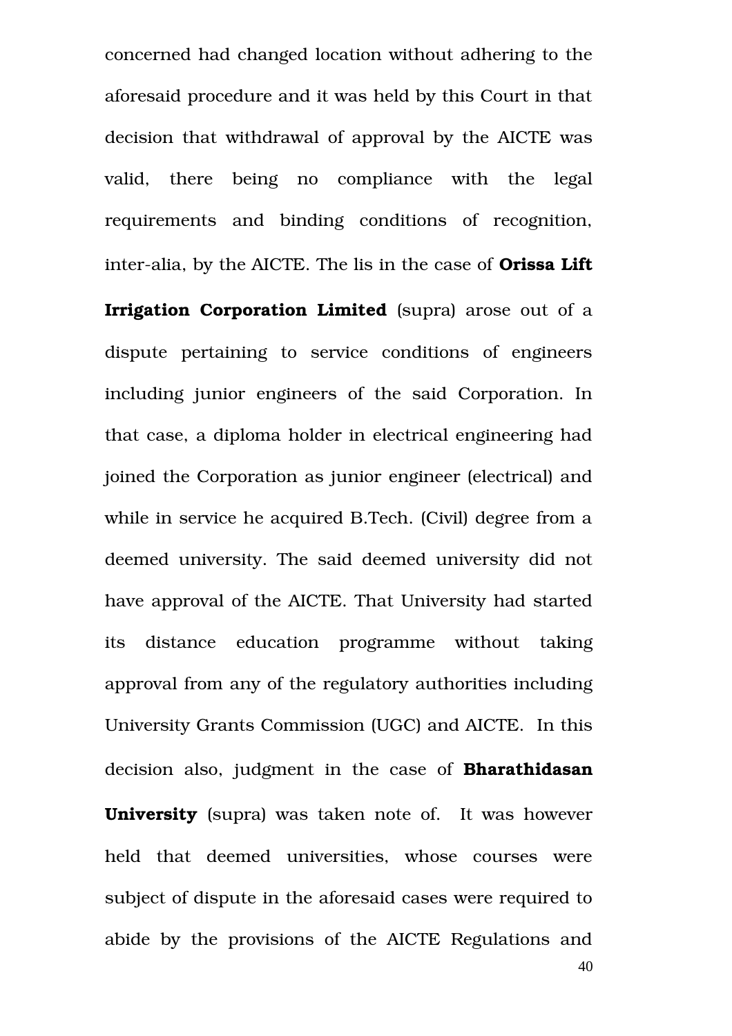concerned had changed location without adhering to the aforesaid procedure and it was held by this Court in that decision that withdrawal of approval by the AICTE was valid, there being no compliance with the legal requirements and binding conditions of recognition, inter-alia, by the AICTE. The lis in the case of **Orissa Lift Irrigation Corporation Limited** (supra) arose out of a dispute pertaining to service conditions of engineers including junior engineers of the said Corporation. In that case, a diploma holder in electrical engineering had joined the Corporation as junior engineer (electrical) and while in service he acquired B.Tech. (Civil) degree from a deemed university. The said deemed university did not have approval of the AICTE. That University had started its distance education programme without taking approval from any of the regulatory authorities including University Grants Commission (UGC) and AICTE. In this decision also, judgment in the case of **Bharathidasan University** (supra) was taken note of. It was however held that deemed universities, whose courses were subject of dispute in the aforesaid cases were required to abide by the provisions of the AICTE Regulations and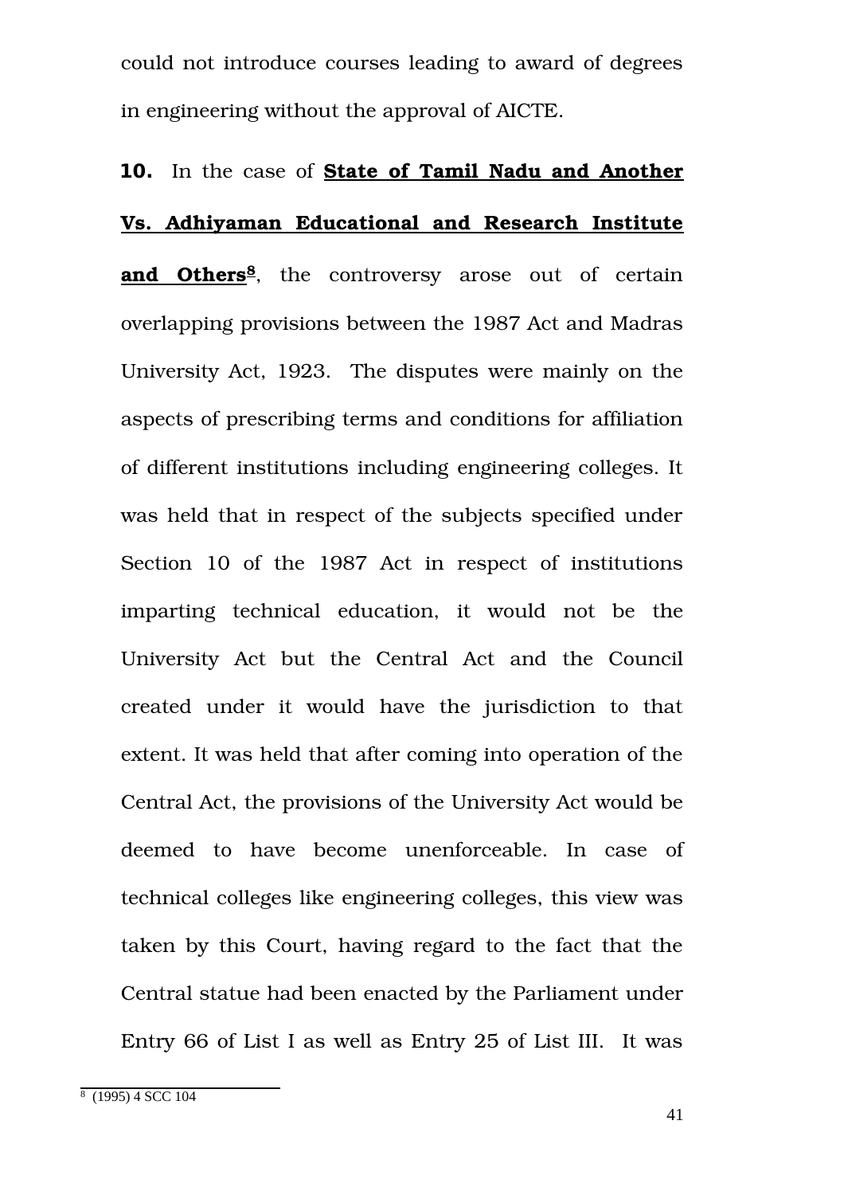could not introduce courses leading to award of degrees in engineering without the approval of AICTE.

**10.** In the case of **State of Tamil Nadu and Another Vs. Adhiyaman Educational and Research Institute and Others**[8], the controversy arose out of certain overlapping provisions between the 1987 Act and Madras University Act, 1923. The disputes were mainly on the aspects of prescribing terms and conditions for affiliation of different institutions including engineering colleges. It was held that in respect of the subjects specified under Section 10 of the 1987 Act in respect of institutions imparting technical education, it would not be the University Act but the Central Act and the Council created under it would have the jurisdiction to that extent. It was held that after coming into operation of the Central Act, the provisions of the University Act would be deemed to have become unenforceable. In case of technical colleges like engineering colleges, this view was taken by this Court, having regard to the fact that the Central statue had been enacted by the Parliament under Entry 66 of List I as well as Entry 25 of List III. It was

[8] (1995) 4 SCC 104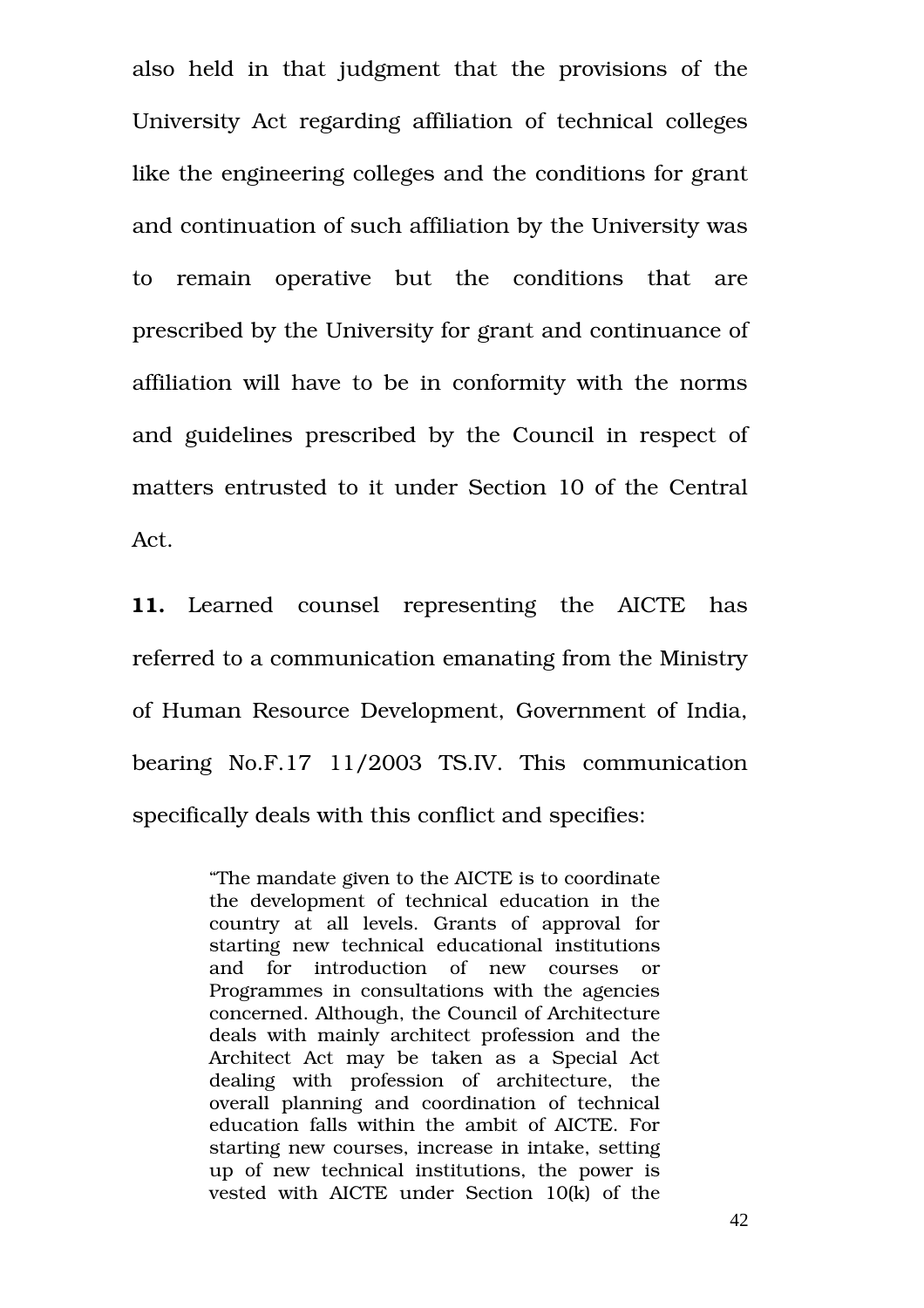also held in that judgment that the provisions of the University Act regarding affiliation of technical colleges like the engineering colleges and the conditions for grant and continuation of such affiliation by the University was to remain operative but the conditions that are prescribed by the University for grant and continuance of affiliation will have to be in conformity with the norms and guidelines prescribed by the Council in respect of matters entrusted to it under Section 10 of the Central Act.

**11.** Learned counsel representing the AICTE has referred to a communication emanating from the Ministry of Human Resource Development, Government of India, bearing No.F.17 11/2003 TS.IV. This communication specifically deals with this conflict and specifies:

> "The mandate given to the AICTE is to coordinate the development of technical education in the country at all levels. Grants of approval for starting new technical educational institutions and for introduction of new courses or Programmes in consultations with the agencies concerned. Although, the Council of Architecture deals with mainly architect profession and the Architect Act may be taken as a Special Act dealing with profession of architecture, the overall planning and coordination of technical education falls within the ambit of AICTE. For starting new courses, increase in intake, setting up of new technical institutions, the power is vested with AICTE under Section 10(k) of the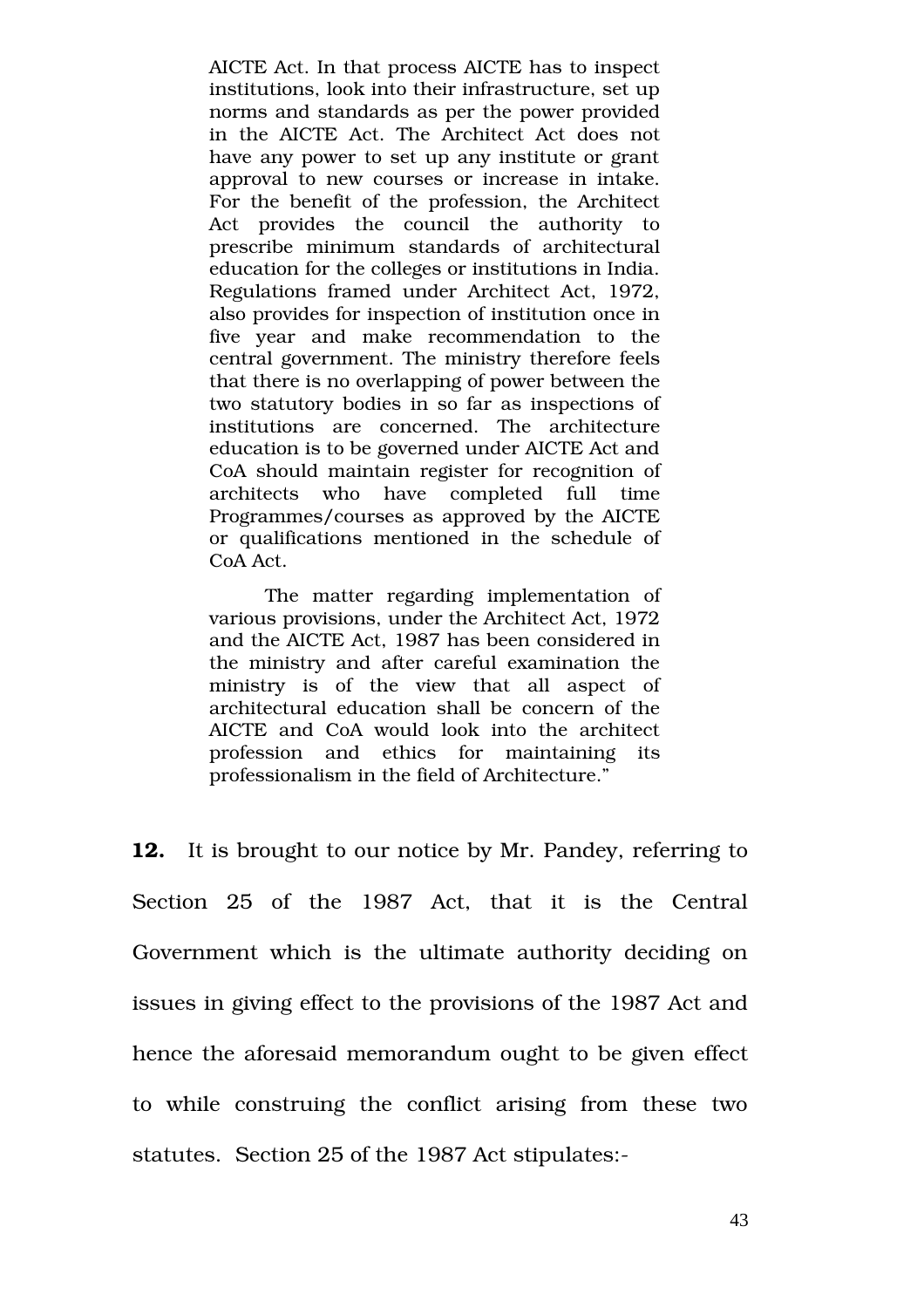> AICTE Act. In that process AICTE has to inspect institutions, look into their infrastructure, set up norms and standards as per the power provided in the AICTE Act. The Architect Act does not have any power to set up any institute or grant approval to new courses or increase in intake. For the benefit of the profession, the Architect Act provides the council the authority to prescribe minimum standards of architectural education for the colleges or institutions in India. Regulations framed under Architect Act, 1972, also provides for inspection of institution once in five year and make recommendation to the central government. The ministry therefore feels that there is no overlapping of power between the two statutory bodies in so far as inspections of institutions are concerned. The architecture education is to be governed under AICTE Act and CoA should maintain register for recognition of architects who have completed full time Programmes/courses as approved by the AICTE or qualifications mentioned in the schedule of CoA Act.
>
> The matter regarding implementation of various provisions, under the Architect Act, 1972 and the AICTE Act, 1987 has been considered in the ministry and after careful examination the ministry is of the view that all aspect of architectural education shall be concern of the AICTE and CoA would look into the architect profession and ethics for maintaining its professionalism in the field of Architecture."

**12.** It is brought to our notice by Mr. Pandey, referring to Section 25 of the 1987 Act, that it is the Central Government which is the ultimate authority deciding on issues in giving effect to the provisions of the 1987 Act and hence the aforesaid memorandum ought to be given effect to while construing the conflict arising from these two statutes. Section 25 of the 1987 Act stipulates:-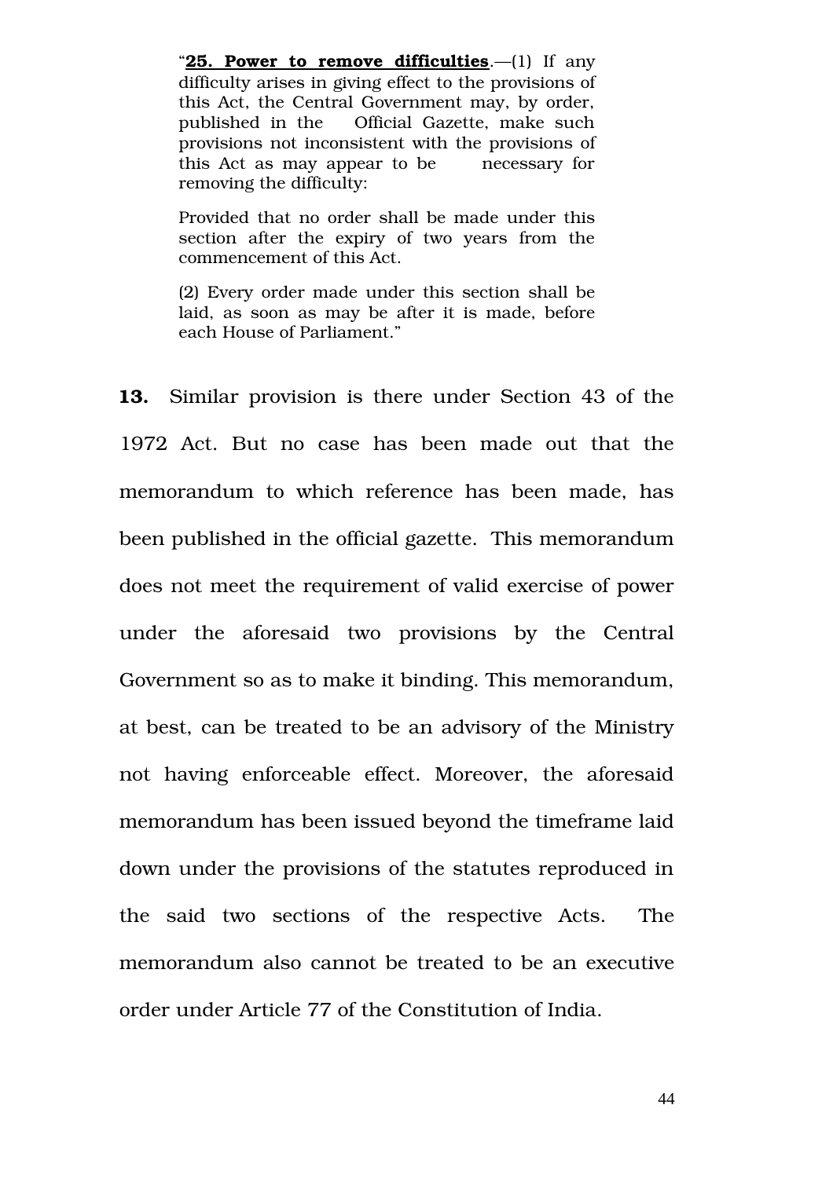> "**<u>25. Power to remove difficulties</u>**.—(1) If any difficulty arises in giving effect to the provisions of this Act, the Central Government may, by order, published in the Official Gazette, make such provisions not inconsistent with the provisions of this Act as may appear to be necessary for removing the difficulty:
>
> Provided that no order shall be made under this section after the expiry of two years from the commencement of this Act.
>
> (2) Every order made under this section shall be laid, as soon as may be after it is made, before each House of Parliament."

**13.** Similar provision is there under Section 43 of the 1972 Act. But no case has been made out that the memorandum to which reference has been made, has been published in the official gazette. This memorandum does not meet the requirement of valid exercise of power under the aforesaid two provisions by the Central Government so as to make it binding. This memorandum, at best, can be treated to be an advisory of the Ministry not having enforceable effect. Moreover, the aforesaid memorandum has been issued beyond the timeframe laid down under the provisions of the statutes reproduced in the said two sections of the respective Acts. The memorandum also cannot be treated to be an executive order under Article 77 of the Constitution of India.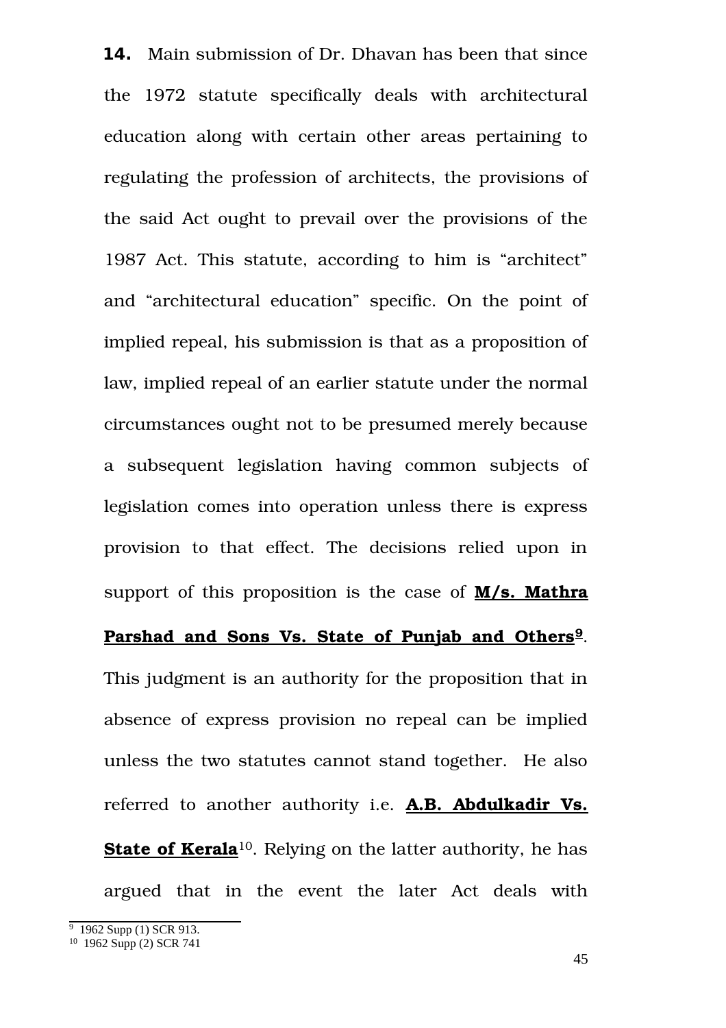**14.** Main submission of Dr. Dhavan has been that since the 1972 statute specifically deals with architectural education along with certain other areas pertaining to regulating the profession of architects, the provisions of the said Act ought to prevail over the provisions of the 1987 Act. This statute, according to him is "architect" and "architectural education" specific. On the point of implied repeal, his submission is that as a proposition of law, implied repeal of an earlier statute under the normal circumstances ought not to be presumed merely because a subsequent legislation having common subjects of legislation comes into operation unless there is express provision to that effect. The decisions relied upon in support of this proposition is the case of **M/s. Mathra Parshad and Sons Vs. State of Punjab and Others**[9]. This judgment is an authority for the proposition that in absence of express provision no repeal can be implied unless the two statutes cannot stand together. He also referred to another authority i.e. **A.B. Abdulkadir Vs. State of Kerala**[10]. Relying on the latter authority, he has argued that in the event the later Act deals with

---

[9] 1962 Supp (1) SCR 913.

[10] 1962 Supp (2) SCR 741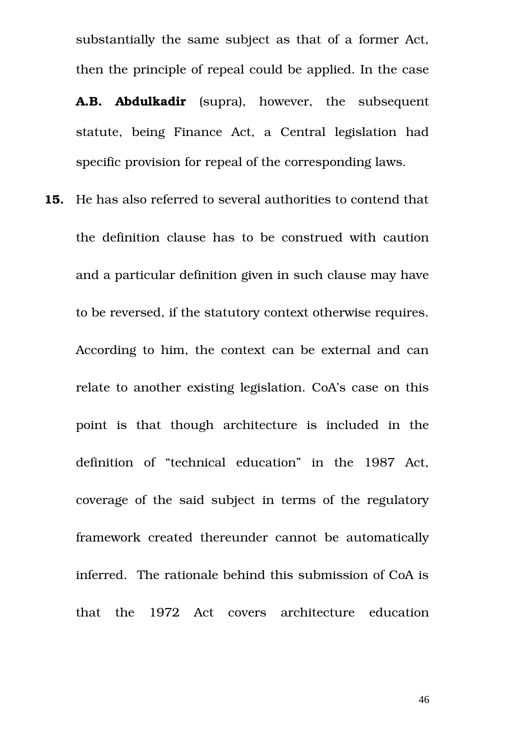substantially the same subject as that of a former Act, then the principle of repeal could be applied. In the case **A.B. Abdulkadir** (supra), however, the subsequent statute, being Finance Act, a Central legislation had specific provision for repeal of the corresponding laws.

**15.** He has also referred to several authorities to contend that the definition clause has to be construed with caution and a particular definition given in such clause may have to be reversed, if the statutory context otherwise requires. According to him, the context can be external and can relate to another existing legislation. CoA's case on this point is that though architecture is included in the definition of "technical education" in the 1987 Act, coverage of the said subject in terms of the regulatory framework created thereunder cannot be automatically inferred. The rationale behind this submission of CoA is that the 1972 Act covers architecture education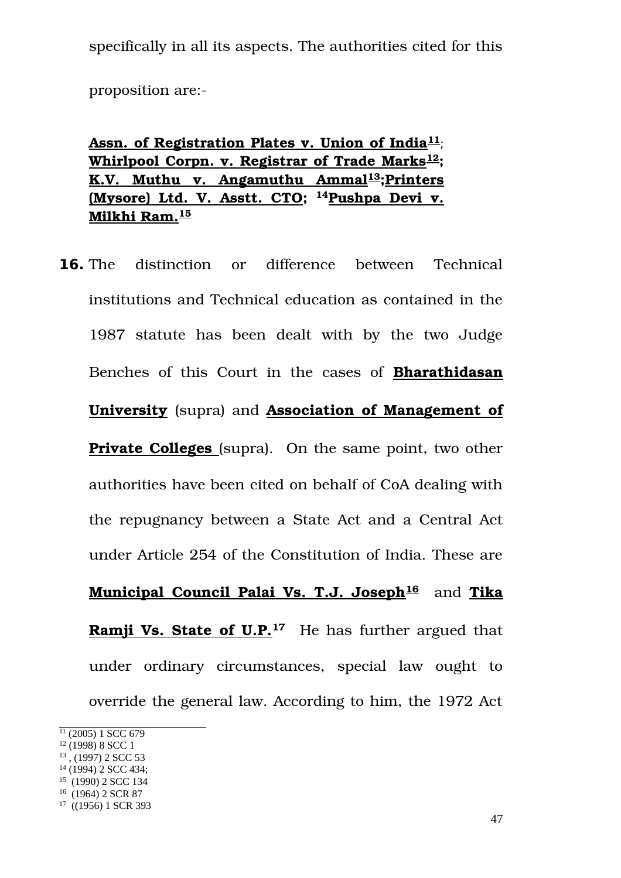specifically in all its aspects. The authorities cited for this proposition are:-

**Assn. of Registration Plates v. Union of India**[11]; **Whirlpool Corpn. v. Registrar of Trade Marks**[12]; **K.V. Muthu v. Angamuthu Ammal**[13];**Printers (Mysore) Ltd. V. Asstt. CTO**; [14]**Pushpa Devi v. Milkhi Ram.**[15]

**16.** The distinction or difference between Technical institutions and Technical education as contained in the 1987 statute has been dealt with by the two Judge Benches of this Court in the cases of **Bharathidasan University** (supra) and **Association of Management of Private Colleges** (supra). On the same point, two other authorities have been cited on behalf of CoA dealing with the repugnancy between a State Act and a Central Act under Article 254 of the Constitution of India. These are **Municipal Council Palai Vs. T.J. Joseph**[16] and **Tika Ramji Vs. State of U.P.**[17] He has further argued that under ordinary circumstances, special law ought to override the general law. According to him, the 1972 Act

---

[11] (2005) 1 SCC 679
[12] (1998) 8 SCC 1
[13] , (1997) 2 SCC 53
[14] (1994) 2 SCC 434;
[15] (1990) 2 SCC 134
[16] (1964) 2 SCR 87
[17] ((1956) 1 SCR 393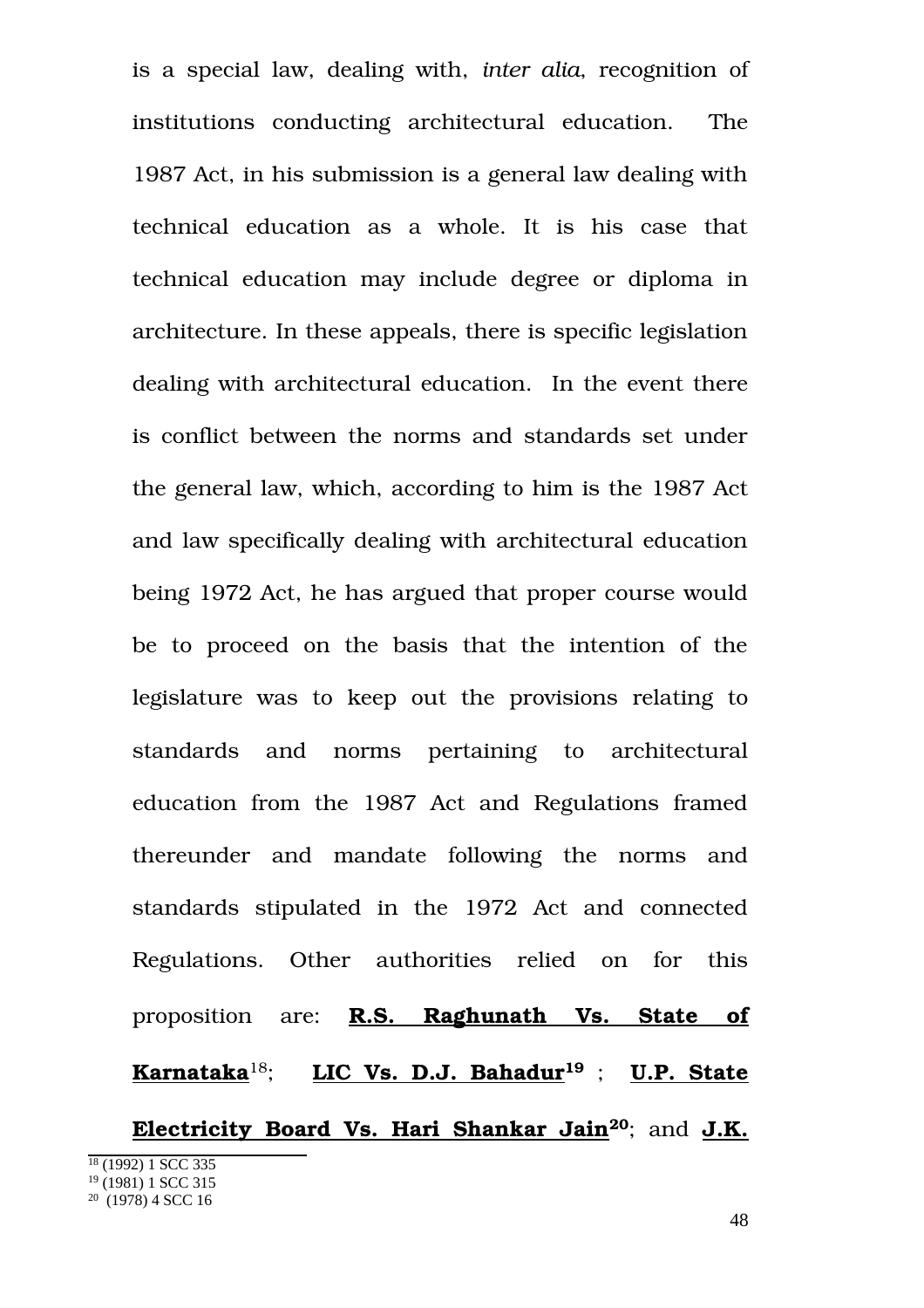is a special law, dealing with, *inter alia*, recognition of institutions conducting architectural education. The 1987 Act, in his submission is a general law dealing with technical education as a whole. It is his case that technical education may include degree or diploma in architecture. In these appeals, there is specific legislation dealing with architectural education. In the event there is conflict between the norms and standards set under the general law, which, according to him is the 1987 Act and law specifically dealing with architectural education being 1972 Act, he has argued that proper course would be to proceed on the basis that the intention of the legislature was to keep out the provisions relating to standards and norms pertaining to architectural education from the 1987 Act and Regulations framed thereunder and mandate following the norms and standards stipulated in the 1972 Act and connected Regulations. Other authorities relied on for this proposition are: **R.S. Raghunath Vs. State of Karnataka**[18]; **LIC Vs. D.J. Bahadur**[19] ; **U.P. State Electricity Board Vs. Hari Shankar Jain**[20]; and **J.K.**

[18] (1992) 1 SCC 335
[19] (1981) 1 SCC 315
[20] (1978) 4 SCC 16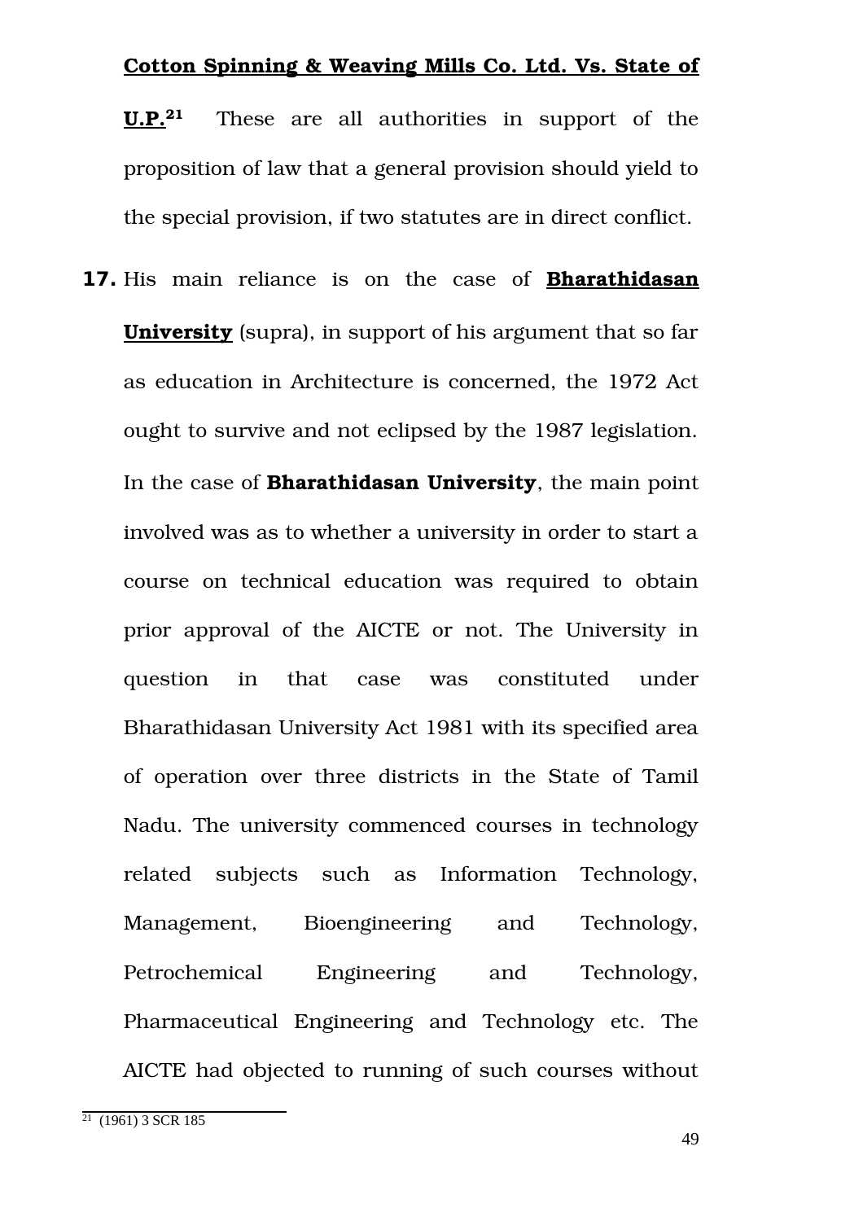**Cotton Spinning & Weaving Mills Co. Ltd. Vs. State of U.P.**[21] These are all authorities in support of the proposition of law that a general provision should yield to the special provision, if two statutes are in direct conflict.

**17.** His main reliance is on the case of **Bharathidasan University** (supra), in support of his argument that so far as education in Architecture is concerned, the 1972 Act ought to survive and not eclipsed by the 1987 legislation. In the case of **Bharathidasan University**, the main point involved was as to whether a university in order to start a course on technical education was required to obtain prior approval of the AICTE or not. The University in question in that case was constituted under Bharathidasan University Act 1981 with its specified area of operation over three districts in the State of Tamil Nadu. The university commenced courses in technology related subjects such as Information Technology, Management, Bioengineering and Technology, Petrochemical Engineering and Technology, Pharmaceutical Engineering and Technology etc. The AICTE had objected to running of such courses without

[21] (1961) 3 SCR 185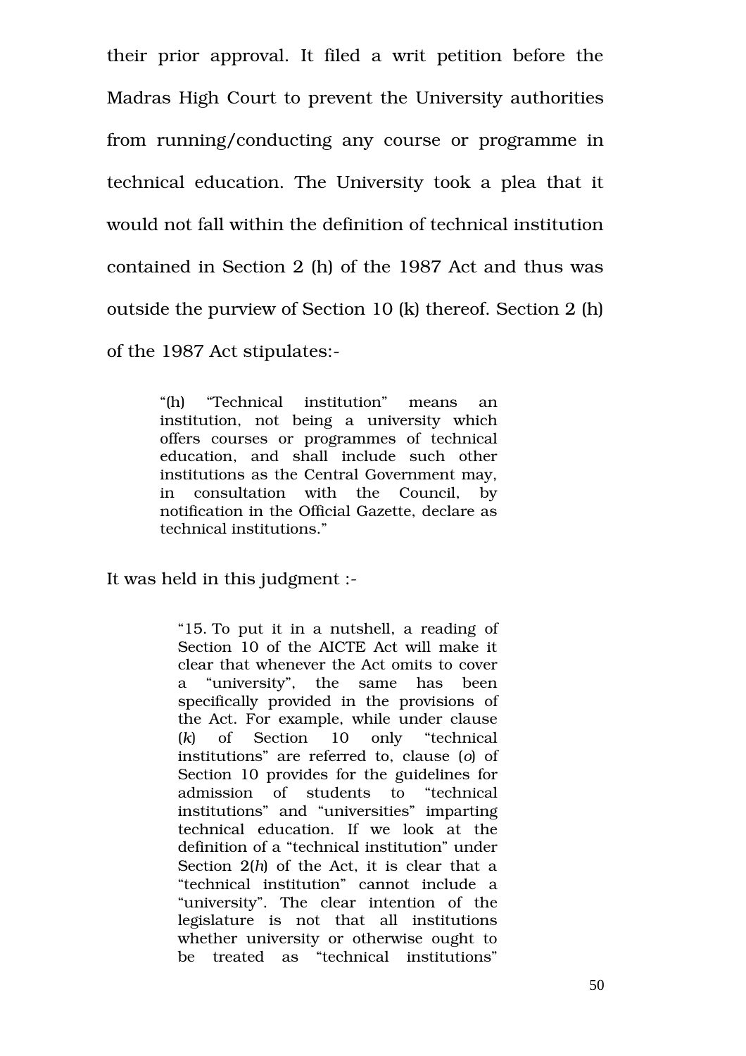their prior approval. It filed a writ petition before the Madras High Court to prevent the University authorities from running/conducting any course or programme in technical education. The University took a plea that it would not fall within the definition of technical institution contained in Section 2 (h) of the 1987 Act and thus was outside the purview of Section 10 (k) thereof. Section 2 (h) of the 1987 Act stipulates:-

> "(h) "Technical institution" means an institution, not being a university which offers courses or programmes of technical education, and shall include such other institutions as the Central Government may, in consultation with the Council, by notification in the Official Gazette, declare as technical institutions."

It was held in this judgment :-

> "15. To put it in a nutshell, a reading of Section 10 of the AICTE Act will make it clear that whenever the Act omits to cover a "university", the same has been specifically provided in the provisions of the Act. For example, while under clause (*k*) of Section 10 only "technical institutions" are referred to, clause (*o*) of Section 10 provides for the guidelines for admission of students to "technical institutions" and "universities" imparting technical education. If we look at the definition of a "technical institution" under Section 2(*h*) of the Act, it is clear that a "technical institution" cannot include a "university". The clear intention of the legislature is not that all institutions whether university or otherwise ought to be treated as "technical institutions"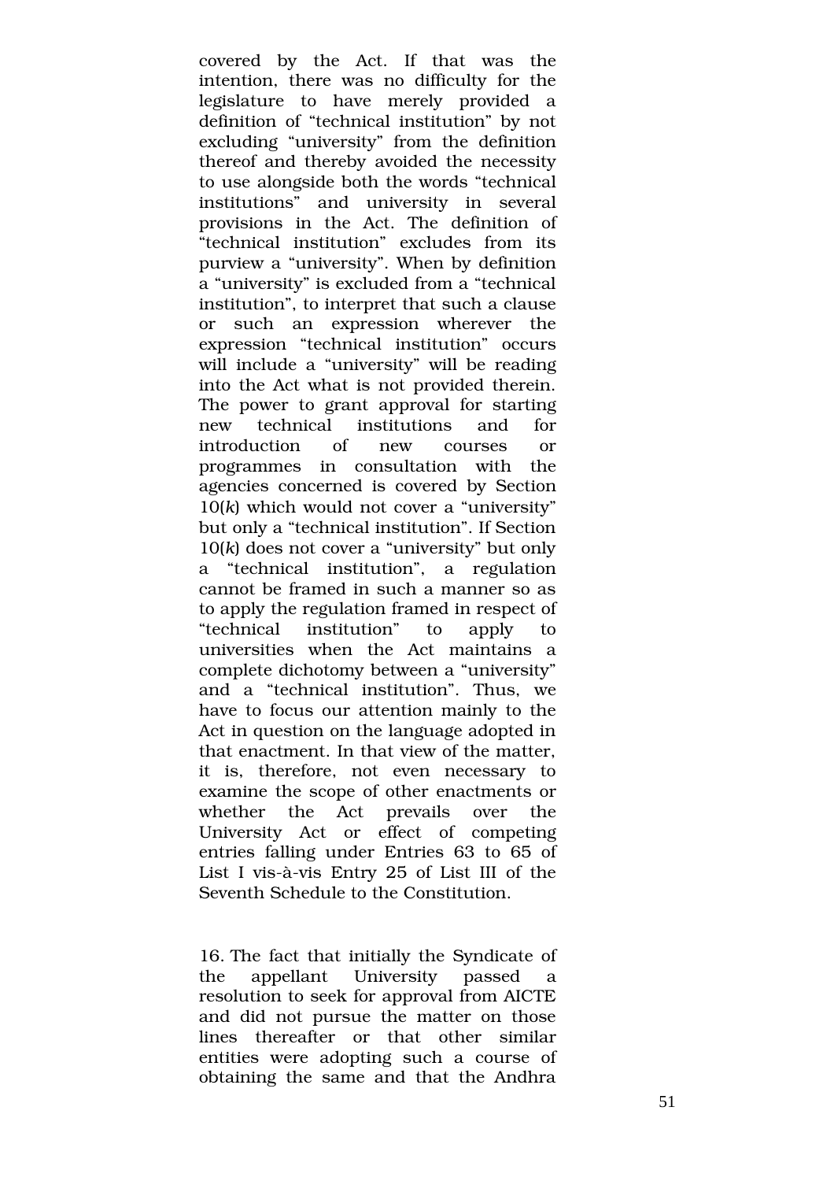covered by the Act. If that was the intention, there was no difficulty for the legislature to have merely provided a definition of "technical institution" by not excluding "university" from the definition thereof and thereby avoided the necessity to use alongside both the words "technical institutions" and university in several provisions in the Act. The definition of "technical institution" excludes from its purview a "university". When by definition a "university" is excluded from a "technical institution", to interpret that such a clause or such an expression wherever the expression "technical institution" occurs will include a "university" will be reading into the Act what is not provided therein. The power to grant approval for starting new technical institutions and for introduction of new courses or programmes in consultation with the agencies concerned is covered by Section 10(*k*) which would not cover a "university" but only a "technical institution". If Section 10(*k*) does not cover a "university" but only a "technical institution", a regulation cannot be framed in such a manner so as to apply the regulation framed in respect of "technical institution" to apply to universities when the Act maintains a complete dichotomy between a "university" and a "technical institution". Thus, we have to focus our attention mainly to the Act in question on the language adopted in that enactment. In that view of the matter, it is, therefore, not even necessary to examine the scope of other enactments or whether the Act prevails over the University Act or effect of competing entries falling under Entries 63 to 65 of List I vis-à-vis Entry 25 of List III of the Seventh Schedule to the Constitution.

16. The fact that initially the Syndicate of the appellant University passed a resolution to seek for approval from AICTE and did not pursue the matter on those lines thereafter or that other similar entities were adopting such a course of obtaining the same and that the Andhra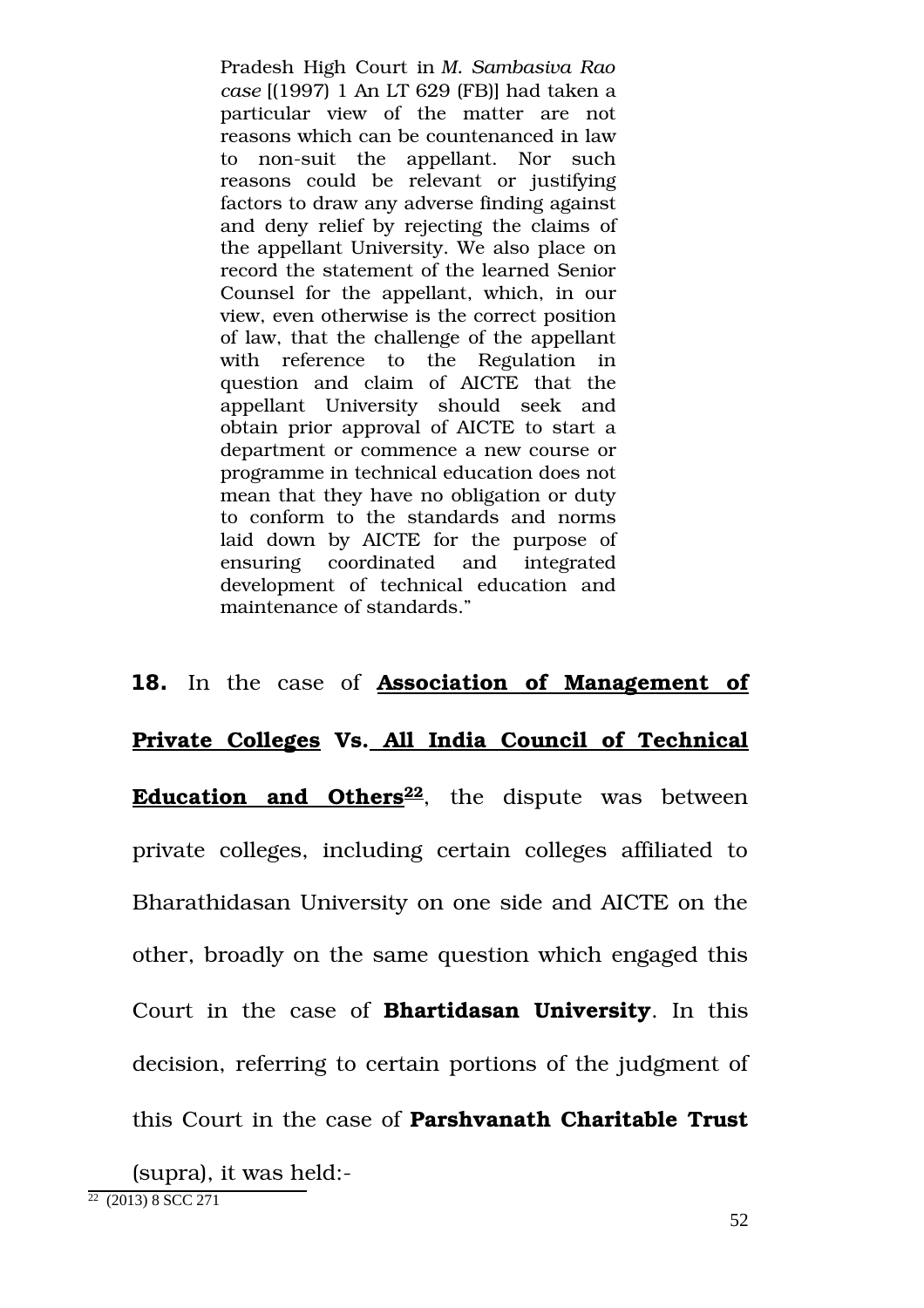> Pradesh High Court in *M. Sambasiva Rao case* [(1997) 1 An LT 629 (FB)] had taken a particular view of the matter are not reasons which can be countenanced in law to non-suit the appellant. Nor such reasons could be relevant or justifying factors to draw any adverse finding against and deny relief by rejecting the claims of the appellant University. We also place on record the statement of the learned Senior Counsel for the appellant, which, in our view, even otherwise is the correct position of law, that the challenge of the appellant with reference to the Regulation in question and claim of AICTE that the appellant University should seek and obtain prior approval of AICTE to start a department or commence a new course or programme in technical education does not mean that they have no obligation or duty to conform to the standards and norms laid down by AICTE for the purpose of ensuring coordinated and integrated development of technical education and maintenance of standards."

**18.** In the case of **Association of Management of Private Colleges Vs. All India Council of Technical Education and Others**[22], the dispute was between private colleges, including certain colleges affiliated to Bharathidasan University on one side and AICTE on the other, broadly on the same question which engaged this Court in the case of **Bhartidasan University**. In this decision, referring to certain portions of the judgment of this Court in the case of **Parshvanath Charitable Trust** (supra), it was held:-

[22] (2013) 8 SCC 271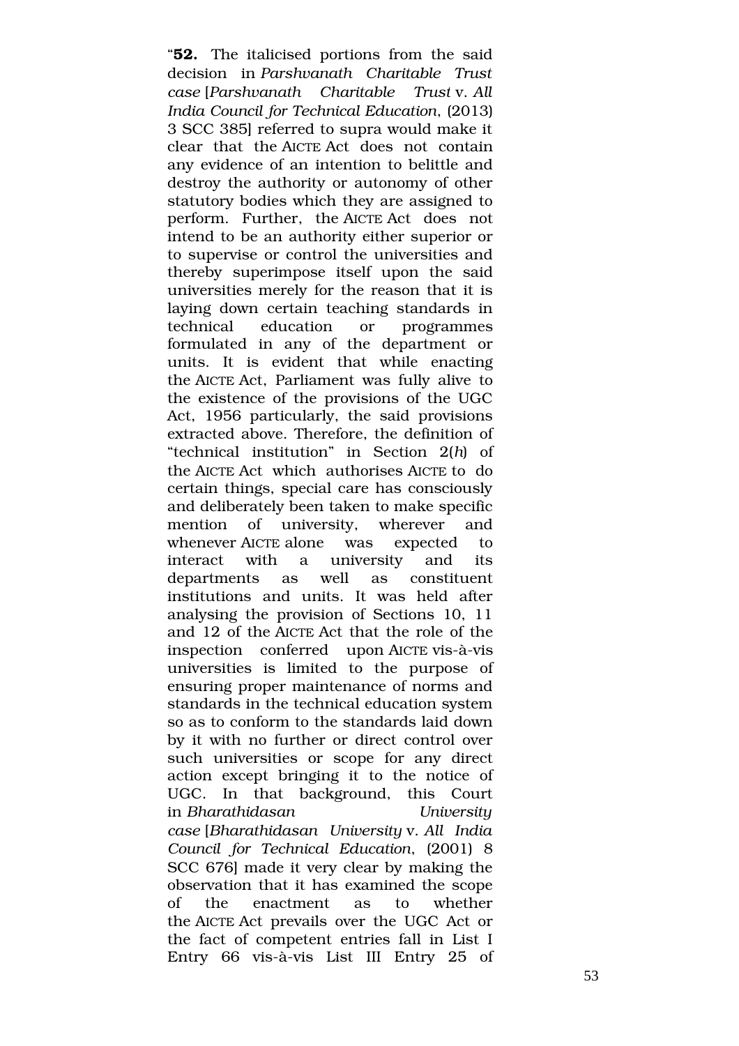"**52.** The italicised portions from the said decision in *Parshvanath Charitable Trust case* [*Parshvanath Charitable Trust* v. *All India Council for Technical Education*, (2013) 3 SCC 385] referred to supra would make it clear that the AICTE Act does not contain any evidence of an intention to belittle and destroy the authority or autonomy of other statutory bodies which they are assigned to perform. Further, the AICTE Act does not intend to be an authority either superior or to supervise or control the universities and thereby superimpose itself upon the said universities merely for the reason that it is laying down certain teaching standards in technical education or programmes formulated in any of the department or units. It is evident that while enacting the AICTE Act, Parliament was fully alive to the existence of the provisions of the UGC Act, 1956 particularly, the said provisions extracted above. Therefore, the definition of "technical institution" in Section 2(*h*) of the AICTE Act which authorises AICTE to do certain things, special care has consciously and deliberately been taken to make specific mention of university, wherever and whenever AICTE alone was expected to interact with a university and its departments as well as constituent institutions and units. It was held after analysing the provision of Sections 10, 11 and 12 of the AICTE Act that the role of the inspection conferred upon AICTE vis-à-vis universities is limited to the purpose of ensuring proper maintenance of norms and standards in the technical education system so as to conform to the standards laid down by it with no further or direct control over such universities or scope for any direct action except bringing it to the notice of UGC. In that background, this Court in *Bharathidasan University case* [*Bharathidasan University* v. *All India Council for Technical Education*, (2001) 8 SCC 676] made it very clear by making the observation that it has examined the scope of the enactment as to whether the AICTE Act prevails over the UGC Act or the fact of competent entries fall in List I Entry 66 vis-à-vis List III Entry 25 of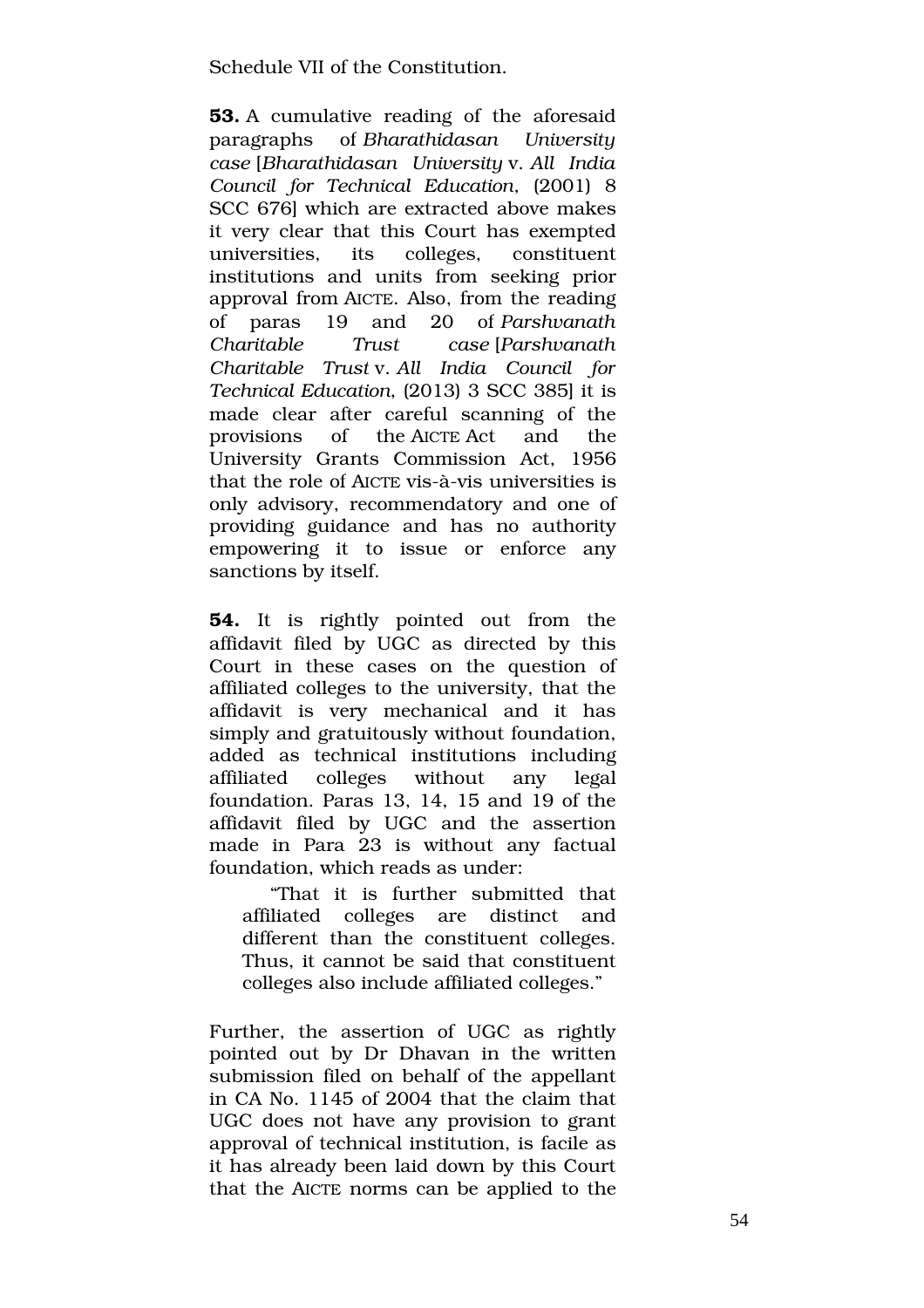Schedule VII of the Constitution.

**53.** A cumulative reading of the aforesaid paragraphs of *Bharathidasan University case* [*Bharathidasan University* v. *All India Council for Technical Education*, (2001) 8 SCC 676] which are extracted above makes it very clear that this Court has exempted universities, its colleges, constituent institutions and units from seeking prior approval from AICTE. Also, from the reading of paras 19 and 20 of *Parshvanath Charitable Trust case* [*Parshvanath Charitable Trust* v. *All India Council for Technical Education*, (2013) 3 SCC 385] it is made clear after careful scanning of the provisions of the AICTE Act and the University Grants Commission Act, 1956 that the role of AICTE vis-à-vis universities is only advisory, recommendatory and one of providing guidance and has no authority empowering it to issue or enforce any sanctions by itself.

**54.** It is rightly pointed out from the affidavit filed by UGC as directed by this Court in these cases on the question of affiliated colleges to the university, that the affidavit is very mechanical and it has simply and gratuitously without foundation, added as technical institutions including affiliated colleges without any legal foundation. Paras 13, 14, 15 and 19 of the affidavit filed by UGC and the assertion made in Para 23 is without any factual foundation, which reads as under:

> "That it is further submitted that affiliated colleges are distinct and different than the constituent colleges. Thus, it cannot be said that constituent colleges also include affiliated colleges."

Further, the assertion of UGC as rightly pointed out by Dr Dhavan in the written submission filed on behalf of the appellant in CA No. 1145 of 2004 that the claim that UGC does not have any provision to grant approval of technical institution, is facile as it has already been laid down by this Court that the AICTE norms can be applied to the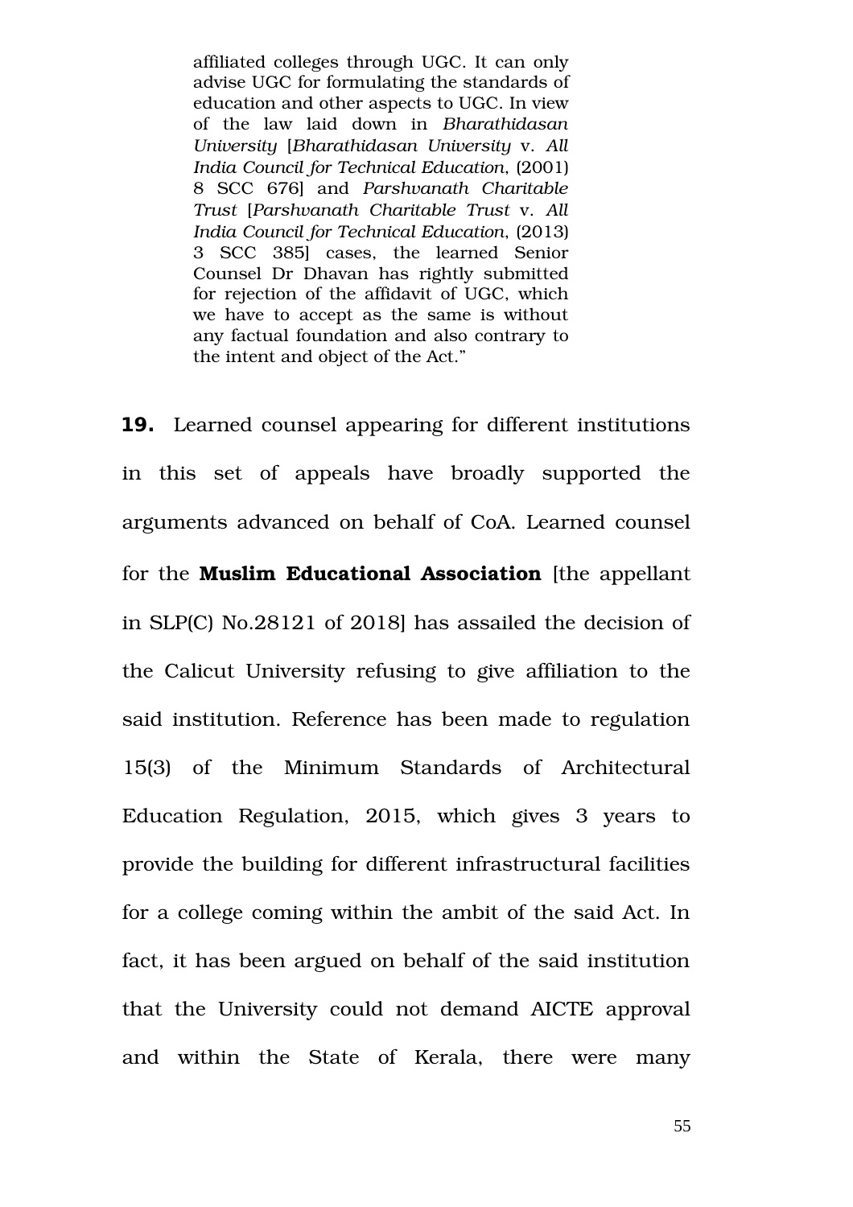> affiliated colleges through UGC. It can only advise UGC for formulating the standards of education and other aspects to UGC. In view of the law laid down in *Bharathidasan University* [*Bharathidasan University* v. *All India Council for Technical Education*, (2001) 8 SCC 676] and *Parshvanath Charitable Trust* [*Parshvanath Charitable Trust* v. *All India Council for Technical Education*, (2013) 3 SCC 385] cases, the learned Senior Counsel Dr Dhavan has rightly submitted for rejection of the affidavit of UGC, which we have to accept as the same is without any factual foundation and also contrary to the intent and object of the Act."

**19.** Learned counsel appearing for different institutions in this set of appeals have broadly supported the arguments advanced on behalf of CoA. Learned counsel for the **Muslim Educational Association** [the appellant in SLP(C) No.28121 of 2018] has assailed the decision of the Calicut University refusing to give affiliation to the said institution. Reference has been made to regulation 15(3) of the Minimum Standards of Architectural Education Regulation, 2015, which gives 3 years to provide the building for different infrastructural facilities for a college coming within the ambit of the said Act. In fact, it has been argued on behalf of the said institution that the University could not demand AICTE approval and within the State of Kerala, there were many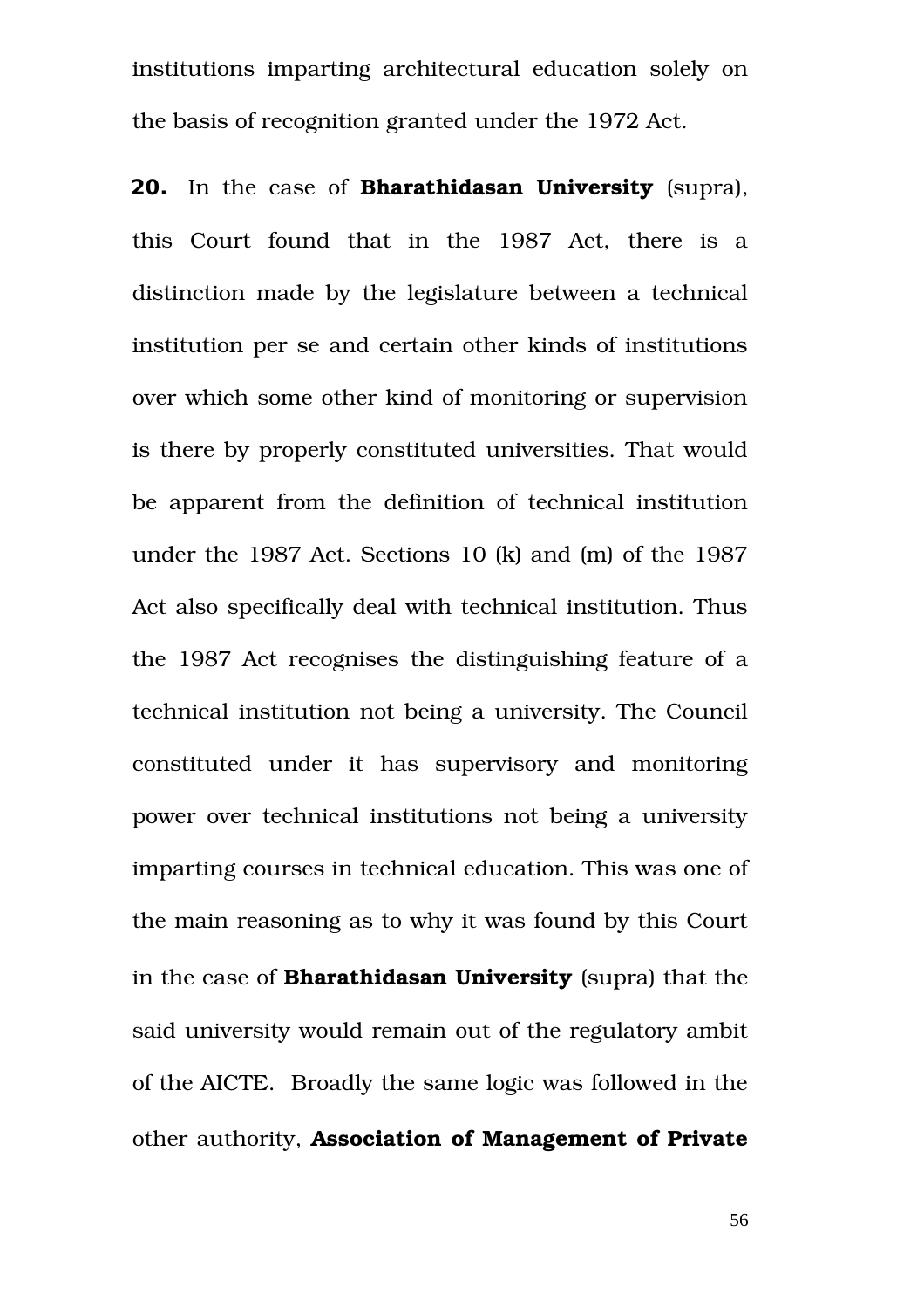institutions imparting architectural education solely on the basis of recognition granted under the 1972 Act.

**20.** In the case of **Bharathidasan University** (supra), this Court found that in the 1987 Act, there is a distinction made by the legislature between a technical institution per se and certain other kinds of institutions over which some other kind of monitoring or supervision is there by properly constituted universities. That would be apparent from the definition of technical institution under the 1987 Act. Sections 10 (k) and (m) of the 1987 Act also specifically deal with technical institution. Thus the 1987 Act recognises the distinguishing feature of a technical institution not being a university. The Council constituted under it has supervisory and monitoring power over technical institutions not being a university imparting courses in technical education. This was one of the main reasoning as to why it was found by this Court in the case of **Bharathidasan University** (supra) that the said university would remain out of the regulatory ambit of the AICTE. Broadly the same logic was followed in the other authority, **Association of Management of Private**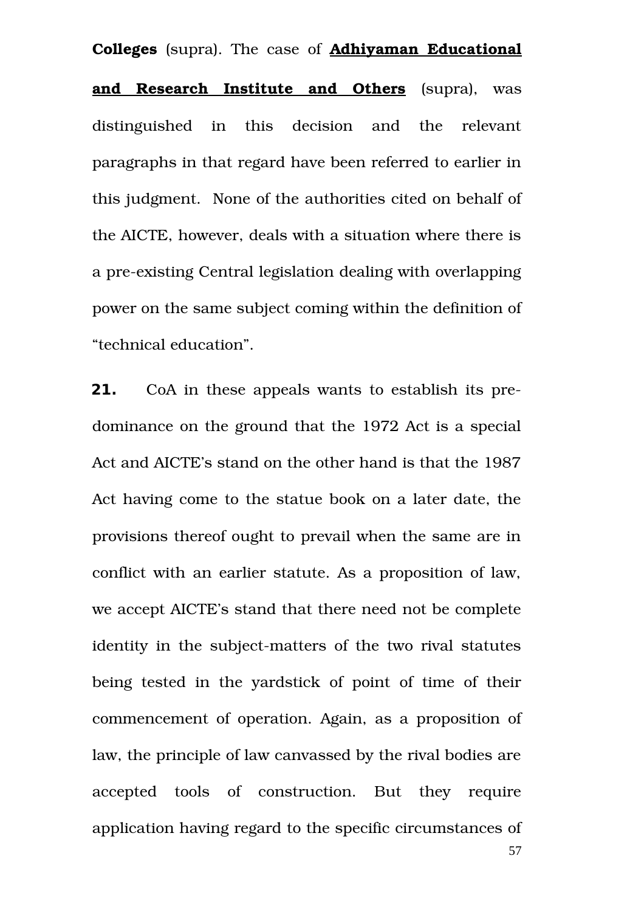**Colleges** (supra). The case of **<u>Adhiyaman Educational and Research Institute and Others</u>** (supra), was distinguished in this decision and the relevant paragraphs in that regard have been referred to earlier in this judgment. None of the authorities cited on behalf of the AICTE, however, deals with a situation where there is a pre-existing Central legislation dealing with overlapping power on the same subject coming within the definition of "technical education".

**21.** CoA in these appeals wants to establish its pre-dominance on the ground that the 1972 Act is a special Act and AICTE's stand on the other hand is that the 1987 Act having come to the statue book on a later date, the provisions thereof ought to prevail when the same are in conflict with an earlier statute. As a proposition of law, we accept AICTE's stand that there need not be complete identity in the subject-matters of the two rival statutes being tested in the yardstick of point of time of their commencement of operation. Again, as a proposition of law, the principle of law canvassed by the rival bodies are accepted tools of construction. But they require application having regard to the specific circumstances of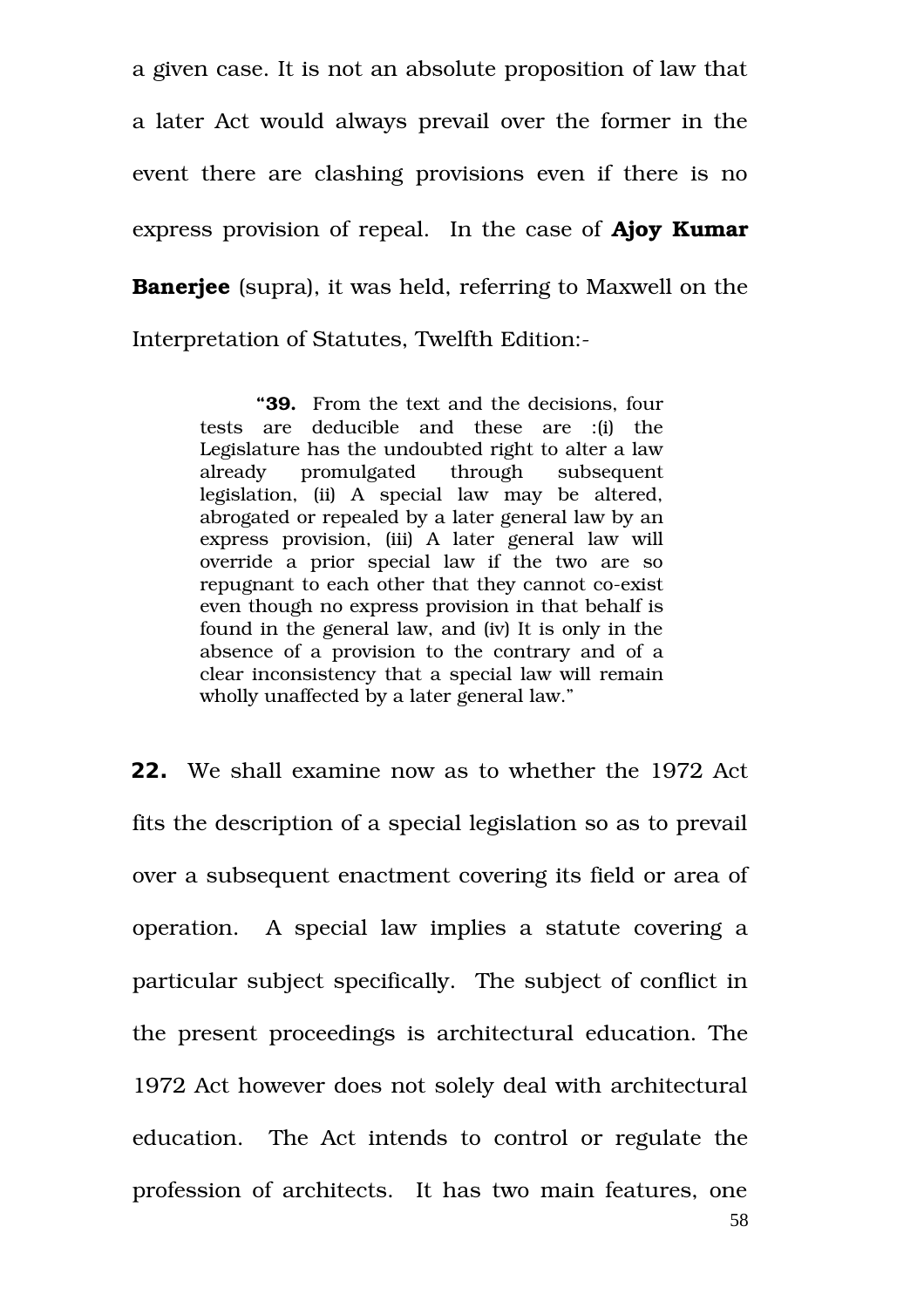a given case. It is not an absolute proposition of law that a later Act would always prevail over the former in the event there are clashing provisions even if there is no express provision of repeal. In the case of **Ajoy Kumar Banerjee** (supra), it was held, referring to Maxwell on the Interpretation of Statutes, Twelfth Edition:-

> "**39.** From the text and the decisions, four tests are deducible and these are :(i) the Legislature has the undoubted right to alter a law already promulgated through subsequent legislation, (ii) A special law may be altered, abrogated or repealed by a later general law by an express provision, (iii) A later general law will override a prior special law if the two are so repugnant to each other that they cannot co-exist even though no express provision in that behalf is found in the general law, and (iv) It is only in the absence of a provision to the contrary and of a clear inconsistency that a special law will remain wholly unaffected by a later general law."

**22.** We shall examine now as to whether the 1972 Act fits the description of a special legislation so as to prevail over a subsequent enactment covering its field or area of operation. A special law implies a statute covering a particular subject specifically. The subject of conflict in the present proceedings is architectural education. The 1972 Act however does not solely deal with architectural education. The Act intends to control or regulate the profession of architects. It has two main features, one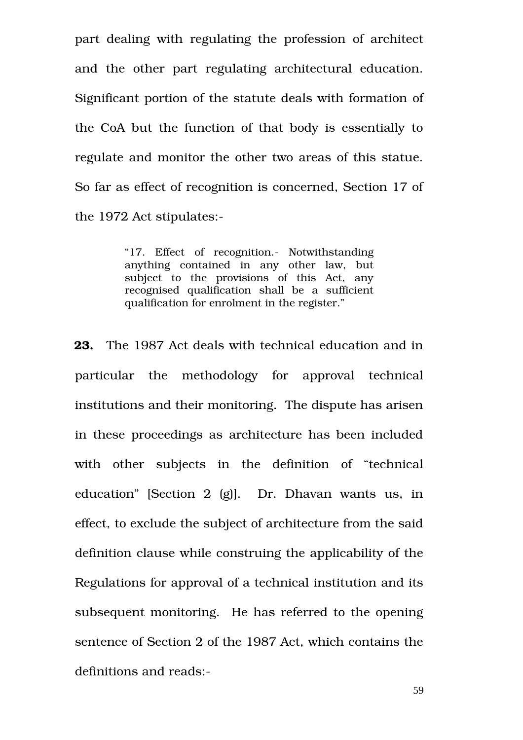part dealing with regulating the profession of architect and the other part regulating architectural education. Significant portion of the statute deals with formation of the CoA but the function of that body is essentially to regulate and monitor the other two areas of this statue. So far as effect of recognition is concerned, Section 17 of the 1972 Act stipulates:-

> "17. Effect of recognition.- Notwithstanding anything contained in any other law, but subject to the provisions of this Act, any recognised qualification shall be a sufficient qualification for enrolment in the register."

**23.** The 1987 Act deals with technical education and in particular the methodology for approval technical institutions and their monitoring. The dispute has arisen in these proceedings as architecture has been included with other subjects in the definition of "technical education" [Section 2 (g)]. Dr. Dhavan wants us, in effect, to exclude the subject of architecture from the said definition clause while construing the applicability of the Regulations for approval of a technical institution and its subsequent monitoring. He has referred to the opening sentence of Section 2 of the 1987 Act, which contains the definitions and reads:-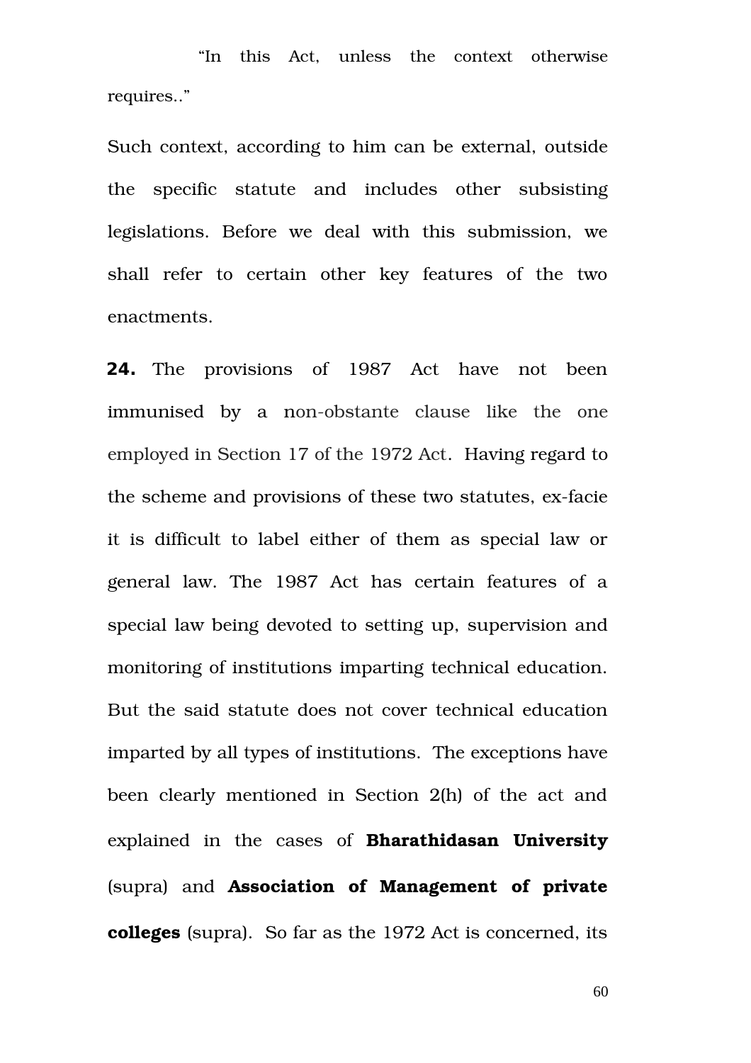"In this Act, unless the context otherwise requires.."

Such context, according to him can be external, outside the specific statute and includes other subsisting legislations. Before we deal with this submission, we shall refer to certain other key features of the two enactments.

**24.** The provisions of 1987 Act have not been immunised by a non-obstante clause like the one employed in Section 17 of the 1972 Act. Having regard to the scheme and provisions of these two statutes, ex-facie it is difficult to label either of them as special law or general law. The 1987 Act has certain features of a special law being devoted to setting up, supervision and monitoring of institutions imparting technical education. But the said statute does not cover technical education imparted by all types of institutions. The exceptions have been clearly mentioned in Section 2(h) of the act and explained in the cases of **Bharathidasan University** (supra) and **Association of Management of private colleges** (supra). So far as the 1972 Act is concerned, its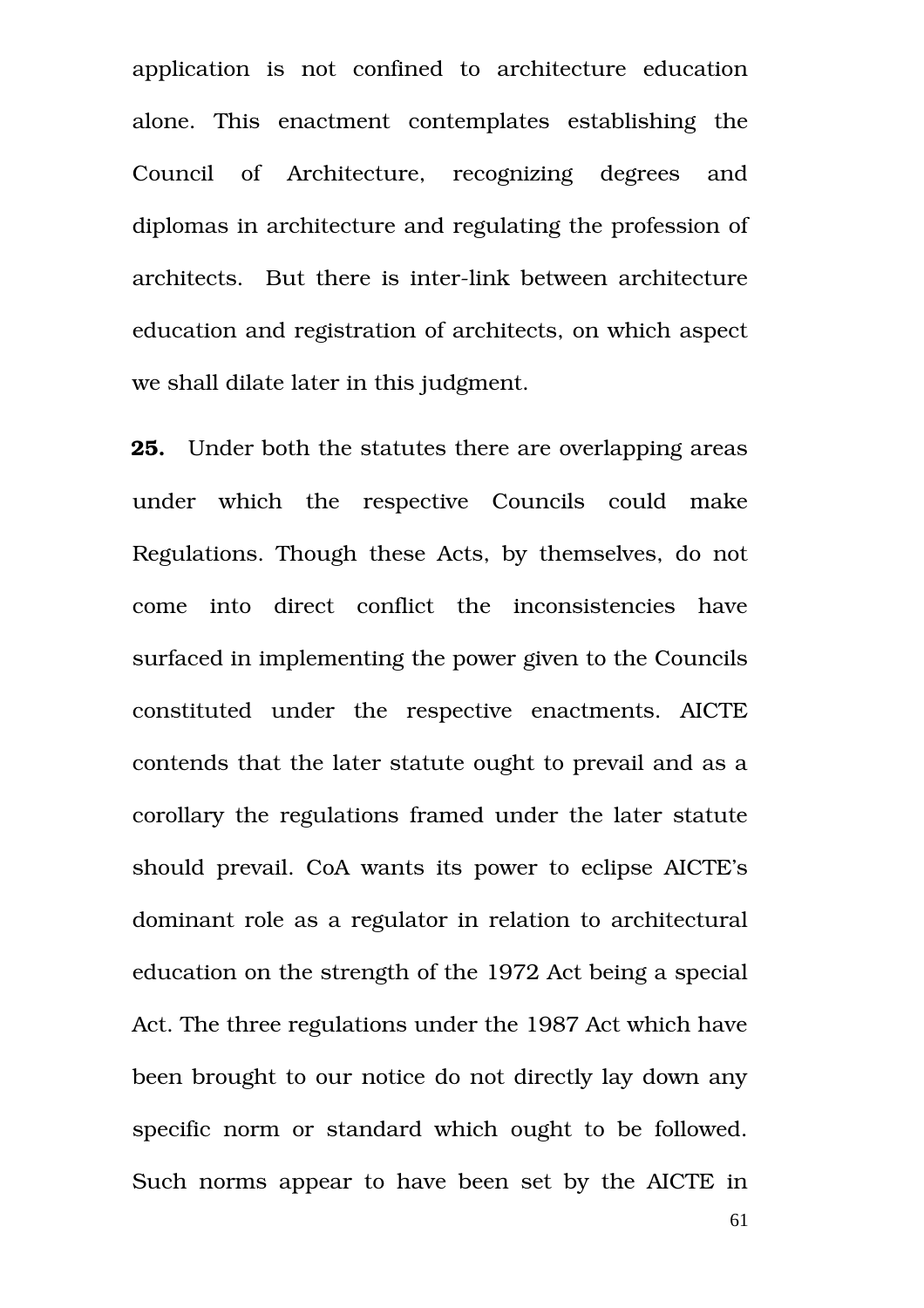application is not confined to architecture education alone. This enactment contemplates establishing the Council of Architecture, recognizing degrees and diplomas in architecture and regulating the profession of architects. But there is inter-link between architecture education and registration of architects, on which aspect we shall dilate later in this judgment.

**25.** Under both the statutes there are overlapping areas under which the respective Councils could make Regulations. Though these Acts, by themselves, do not come into direct conflict the inconsistencies have surfaced in implementing the power given to the Councils constituted under the respective enactments. AICTE contends that the later statute ought to prevail and as a corollary the regulations framed under the later statute should prevail. CoA wants its power to eclipse AICTE's dominant role as a regulator in relation to architectural education on the strength of the 1972 Act being a special Act. The three regulations under the 1987 Act which have been brought to our notice do not directly lay down any specific norm or standard which ought to be followed. Such norms appear to have been set by the AICTE in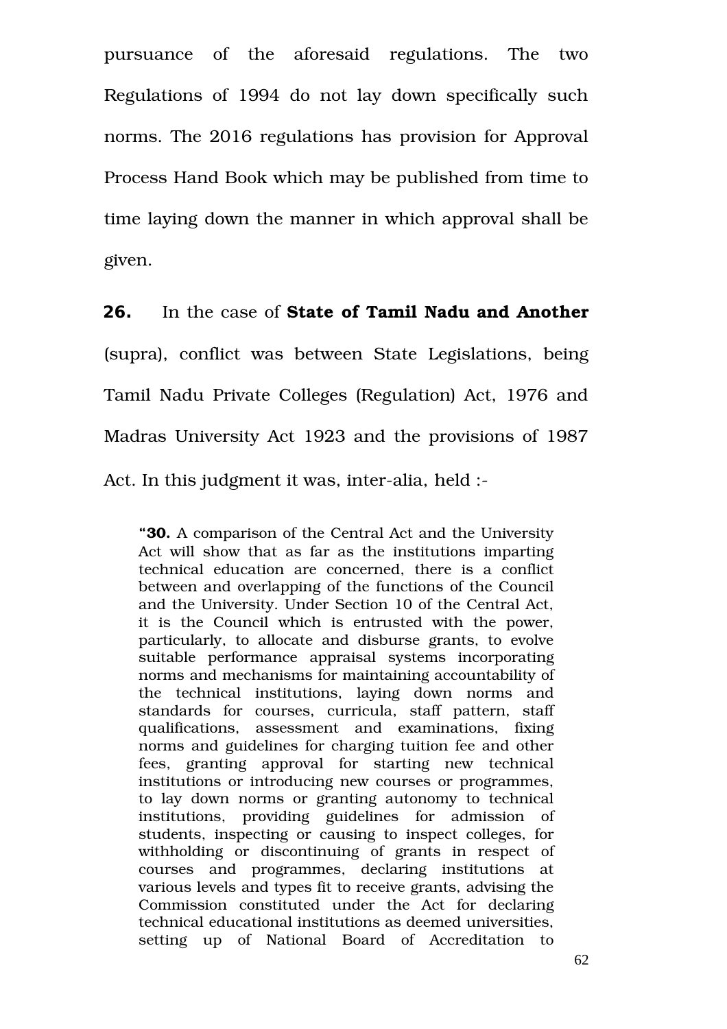pursuance of the aforesaid regulations. The two Regulations of 1994 do not lay down specifically such norms. The 2016 regulations has provision for Approval Process Hand Book which may be published from time to time laying down the manner in which approval shall be given.

**26.** In the case of **State of Tamil Nadu and Another** (supra), conflict was between State Legislations, being Tamil Nadu Private Colleges (Regulation) Act, 1976 and Madras University Act 1923 and the provisions of 1987 Act. In this judgment it was, inter-alia, held :-

> "**30.** A comparison of the Central Act and the University Act will show that as far as the institutions imparting technical education are concerned, there is a conflict between and overlapping of the functions of the Council and the University. Under Section 10 of the Central Act, it is the Council which is entrusted with the power, particularly, to allocate and disburse grants, to evolve suitable performance appraisal systems incorporating norms and mechanisms for maintaining accountability of the technical institutions, laying down norms and standards for courses, curricula, staff pattern, staff qualifications, assessment and examinations, fixing norms and guidelines for charging tuition fee and other fees, granting approval for starting new technical institutions or introducing new courses or programmes, to lay down norms or granting autonomy to technical institutions, providing guidelines for admission of students, inspecting or causing to inspect colleges, for withholding or discontinuing of grants in respect of courses and programmes, declaring institutions at various levels and types fit to receive grants, advising the Commission constituted under the Act for declaring technical educational institutions as deemed universities, setting up of National Board of Accreditation to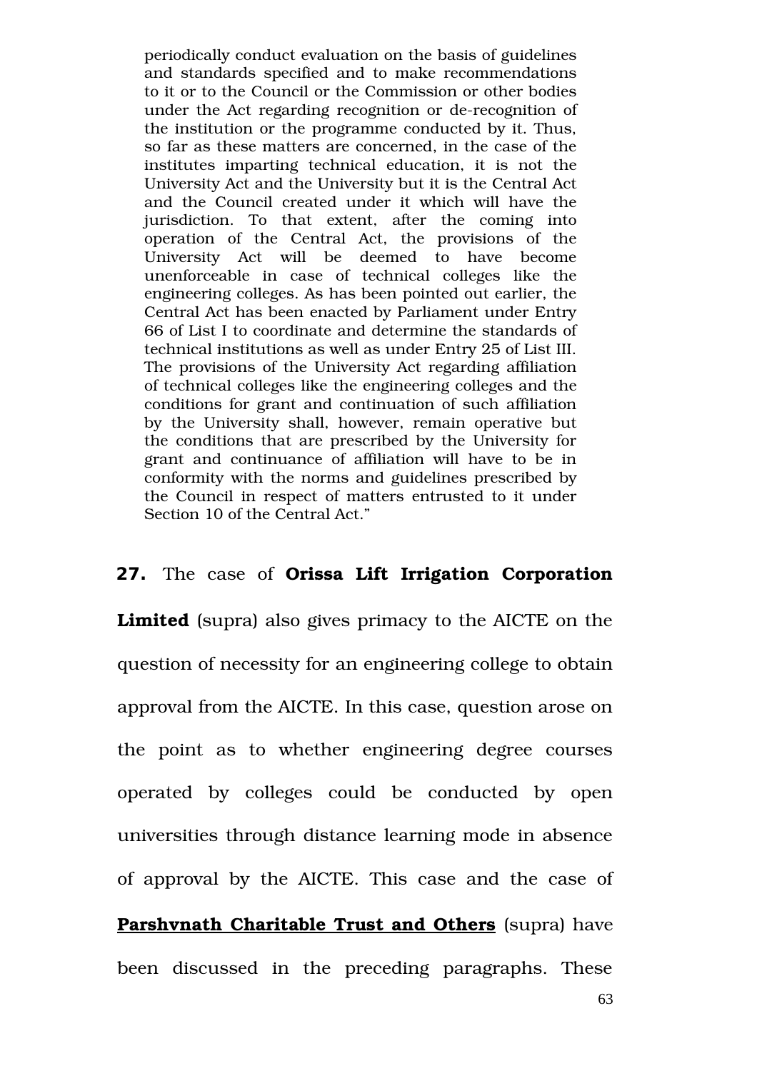> periodically conduct evaluation on the basis of guidelines and standards specified and to make recommendations to it or to the Council or the Commission or other bodies under the Act regarding recognition or de-recognition of the institution or the programme conducted by it. Thus, so far as these matters are concerned, in the case of the institutes imparting technical education, it is not the University Act and the University but it is the Central Act and the Council created under it which will have the jurisdiction. To that extent, after the coming into operation of the Central Act, the provisions of the University Act will be deemed to have become unenforceable in case of technical colleges like the engineering colleges. As has been pointed out earlier, the Central Act has been enacted by Parliament under Entry 66 of List I to coordinate and determine the standards of technical institutions as well as under Entry 25 of List III. The provisions of the University Act regarding affiliation of technical colleges like the engineering colleges and the conditions for grant and continuation of such affiliation by the University shall, however, remain operative but the conditions that are prescribed by the University for grant and continuance of affiliation will have to be in conformity with the norms and guidelines prescribed by the Council in respect of matters entrusted to it under Section 10 of the Central Act."

**27.** The case of **Orissa Lift Irrigation Corporation Limited** (supra) also gives primacy to the AICTE on the question of necessity for an engineering college to obtain approval from the AICTE. In this case, question arose on the point as to whether engineering degree courses operated by colleges could be conducted by open universities through distance learning mode in absence of approval by the AICTE. This case and the case of **Parshvnath Charitable Trust and Others** (supra) have been discussed in the preceding paragraphs. These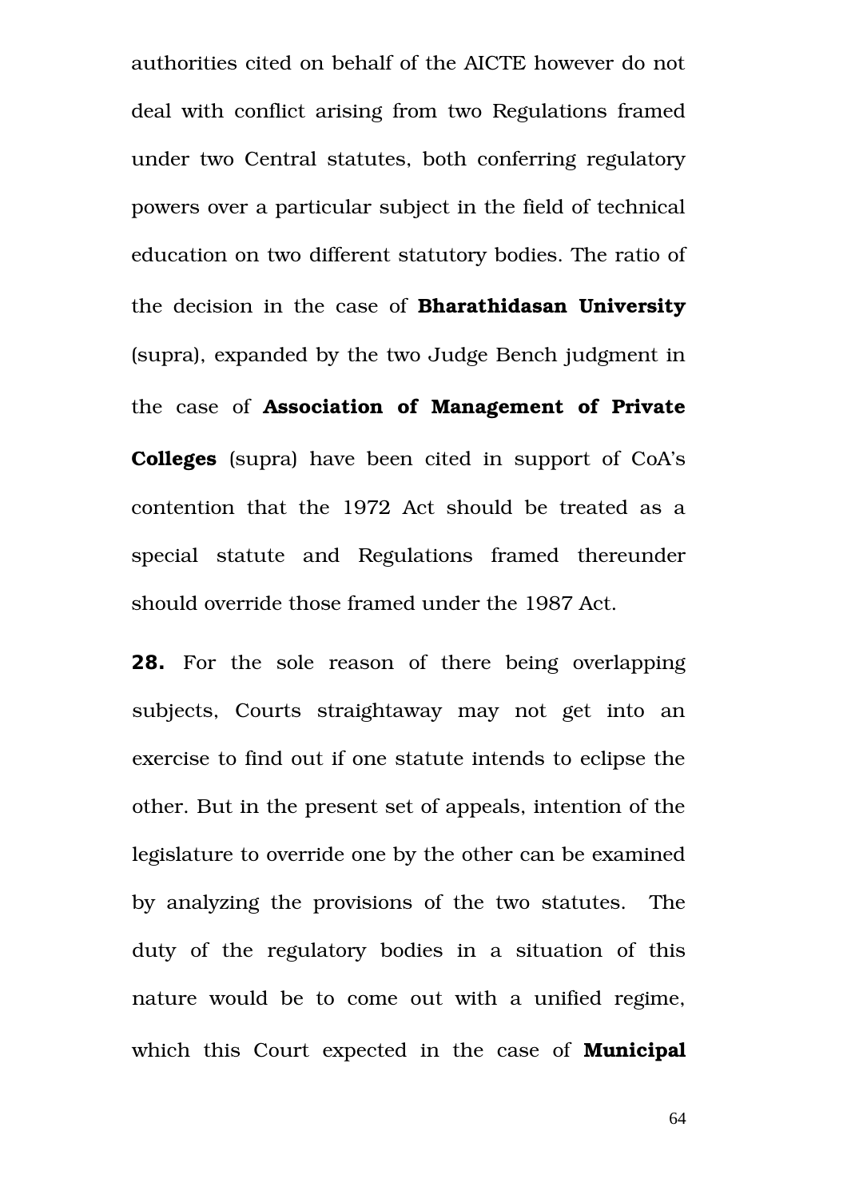authorities cited on behalf of the AICTE however do not deal with conflict arising from two Regulations framed under two Central statutes, both conferring regulatory powers over a particular subject in the field of technical education on two different statutory bodies. The ratio of the decision in the case of **Bharathidasan University** (supra), expanded by the two Judge Bench judgment in the case of **Association of Management of Private Colleges** (supra) have been cited in support of CoA's contention that the 1972 Act should be treated as a special statute and Regulations framed thereunder should override those framed under the 1987 Act.

**28.** For the sole reason of there being overlapping subjects, Courts straightaway may not get into an exercise to find out if one statute intends to eclipse the other. But in the present set of appeals, intention of the legislature to override one by the other can be examined by analyzing the provisions of the two statutes. The duty of the regulatory bodies in a situation of this nature would be to come out with a unified regime, which this Court expected in the case of **Municipal**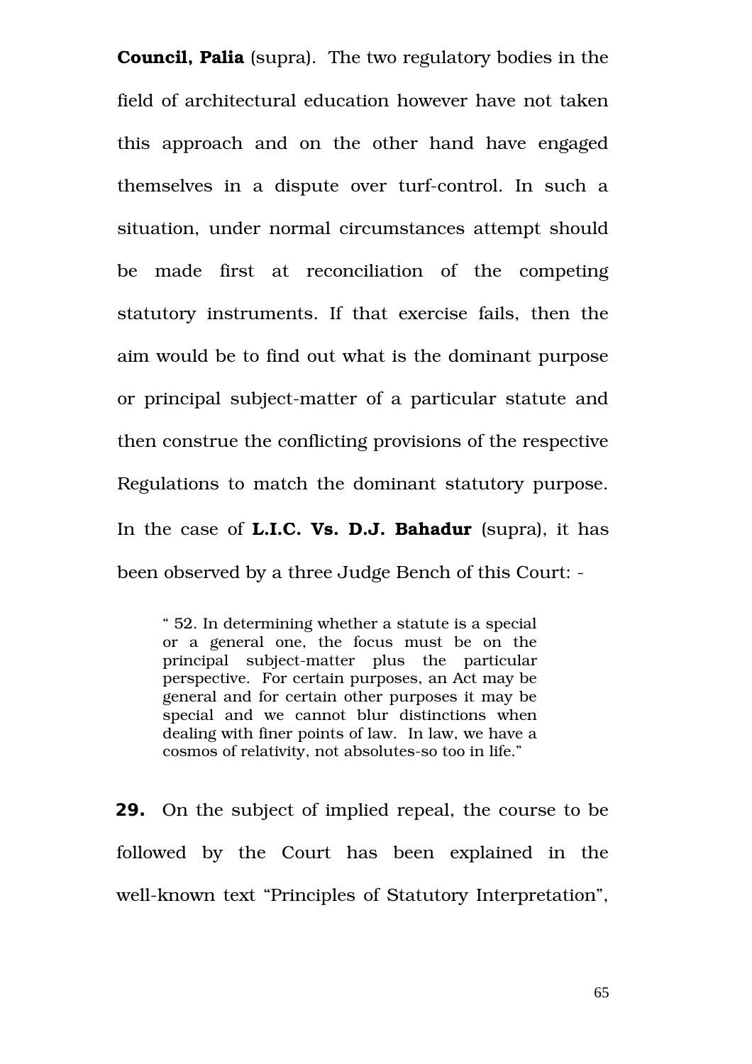**Council, Palia** (supra). The two regulatory bodies in the field of architectural education however have not taken this approach and on the other hand have engaged themselves in a dispute over turf-control. In such a situation, under normal circumstances attempt should be made first at reconciliation of the competing statutory instruments. If that exercise fails, then the aim would be to find out what is the dominant purpose or principal subject-matter of a particular statute and then construe the conflicting provisions of the respective Regulations to match the dominant statutory purpose. In the case of **L.I.C. Vs. D.J. Bahadur** (supra), it has been observed by a three Judge Bench of this Court: -

> " 52. In determining whether a statute is a special or a general one, the focus must be on the principal subject-matter plus the particular perspective. For certain purposes, an Act may be general and for certain other purposes it may be special and we cannot blur distinctions when dealing with finer points of law. In law, we have a cosmos of relativity, not absolutes-so too in life."

**29.** On the subject of implied repeal, the course to be followed by the Court has been explained in the well-known text "Principles of Statutory Interpretation",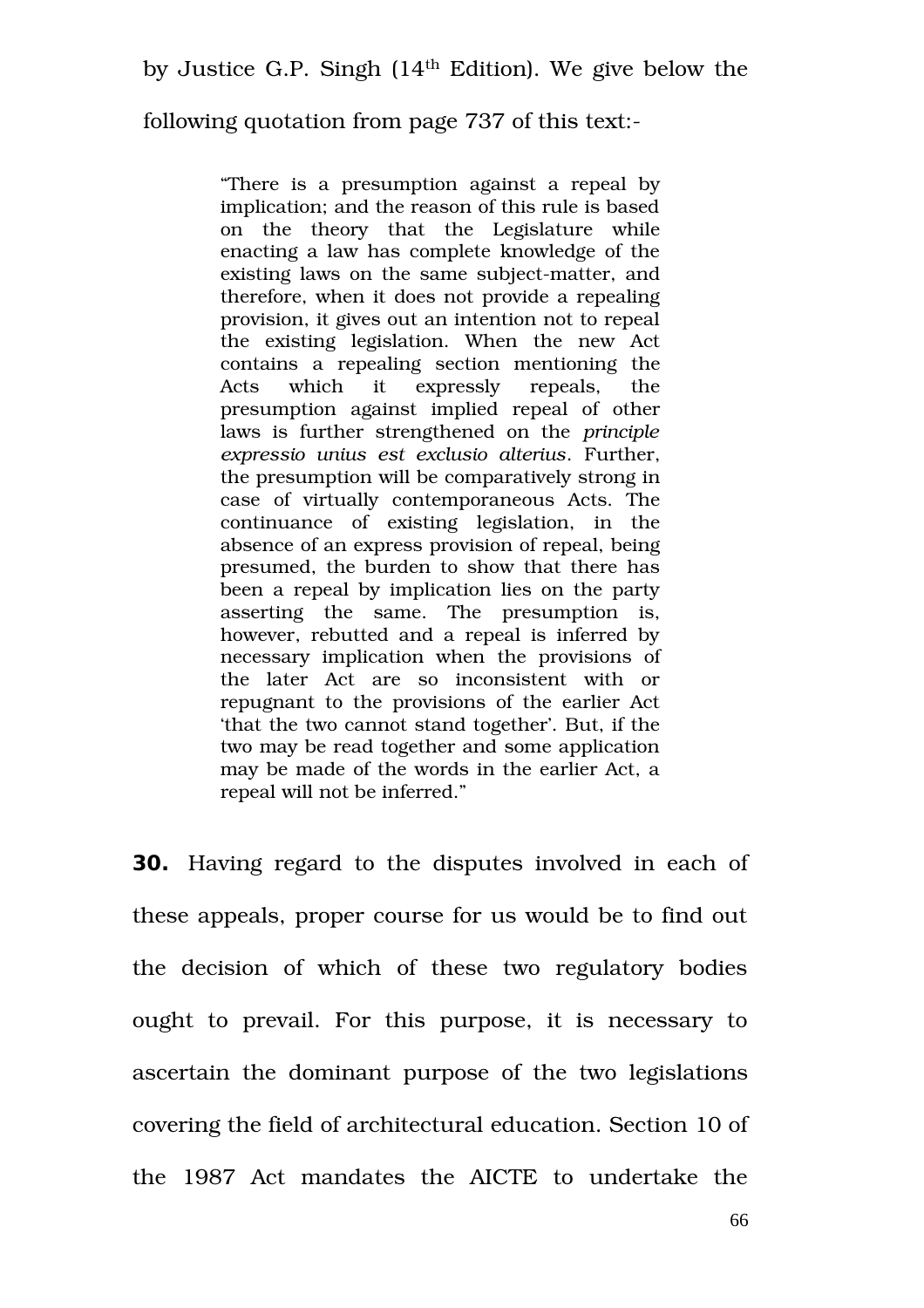by Justice G.P. Singh (14th Edition). We give below the following quotation from page 737 of this text:-

> "There is a presumption against a repeal by implication; and the reason of this rule is based on the theory that the Legislature while enacting a law has complete knowledge of the existing laws on the same subject-matter, and therefore, when it does not provide a repealing provision, it gives out an intention not to repeal the existing legislation. When the new Act contains a repealing section mentioning the Acts which it expressly repeals, the presumption against implied repeal of other laws is further strengthened on the *principle expressio unius est exclusio alterius*. Further, the presumption will be comparatively strong in case of virtually contemporaneous Acts. The continuance of existing legislation, in the absence of an express provision of repeal, being presumed, the burden to show that there has been a repeal by implication lies on the party asserting the same. The presumption is, however, rebutted and a repeal is inferred by necessary implication when the provisions of the later Act are so inconsistent with or repugnant to the provisions of the earlier Act 'that the two cannot stand together'. But, if the two may be read together and some application may be made of the words in the earlier Act, a repeal will not be inferred."

**30.** Having regard to the disputes involved in each of these appeals, proper course for us would be to find out the decision of which of these two regulatory bodies ought to prevail. For this purpose, it is necessary to ascertain the dominant purpose of the two legislations covering the field of architectural education. Section 10 of the 1987 Act mandates the AICTE to undertake the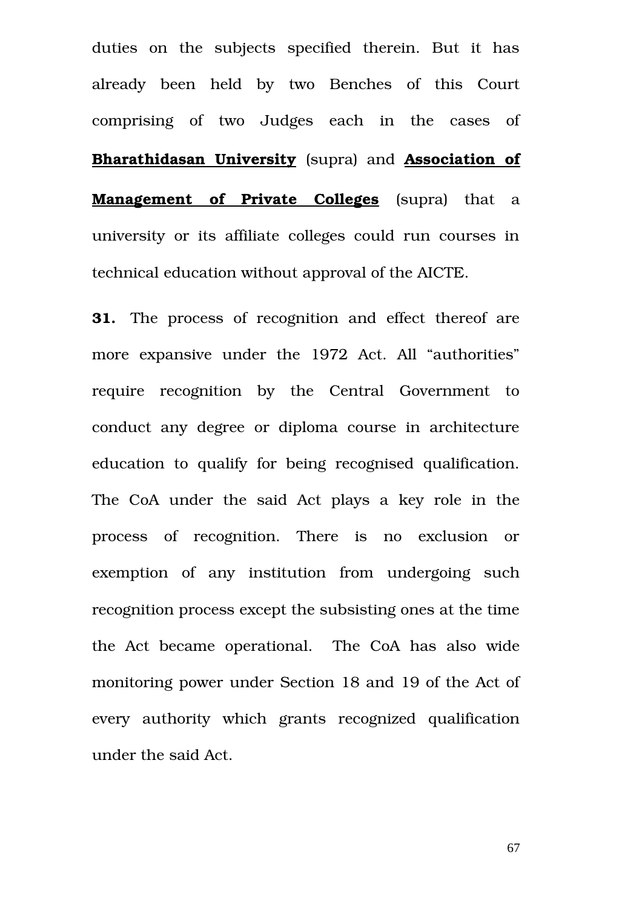duties on the subjects specified therein. But it has already been held by two Benches of this Court comprising of two Judges each in the cases of **Bharathidasan University** (supra) and **Association of Management of Private Colleges** (supra) that a university or its affiliate colleges could run courses in technical education without approval of the AICTE.

**31.** The process of recognition and effect thereof are more expansive under the 1972 Act. All "authorities" require recognition by the Central Government to conduct any degree or diploma course in architecture education to qualify for being recognised qualification. The CoA under the said Act plays a key role in the process of recognition. There is no exclusion or exemption of any institution from undergoing such recognition process except the subsisting ones at the time the Act became operational. The CoA has also wide monitoring power under Section 18 and 19 of the Act of every authority which grants recognized qualification under the said Act.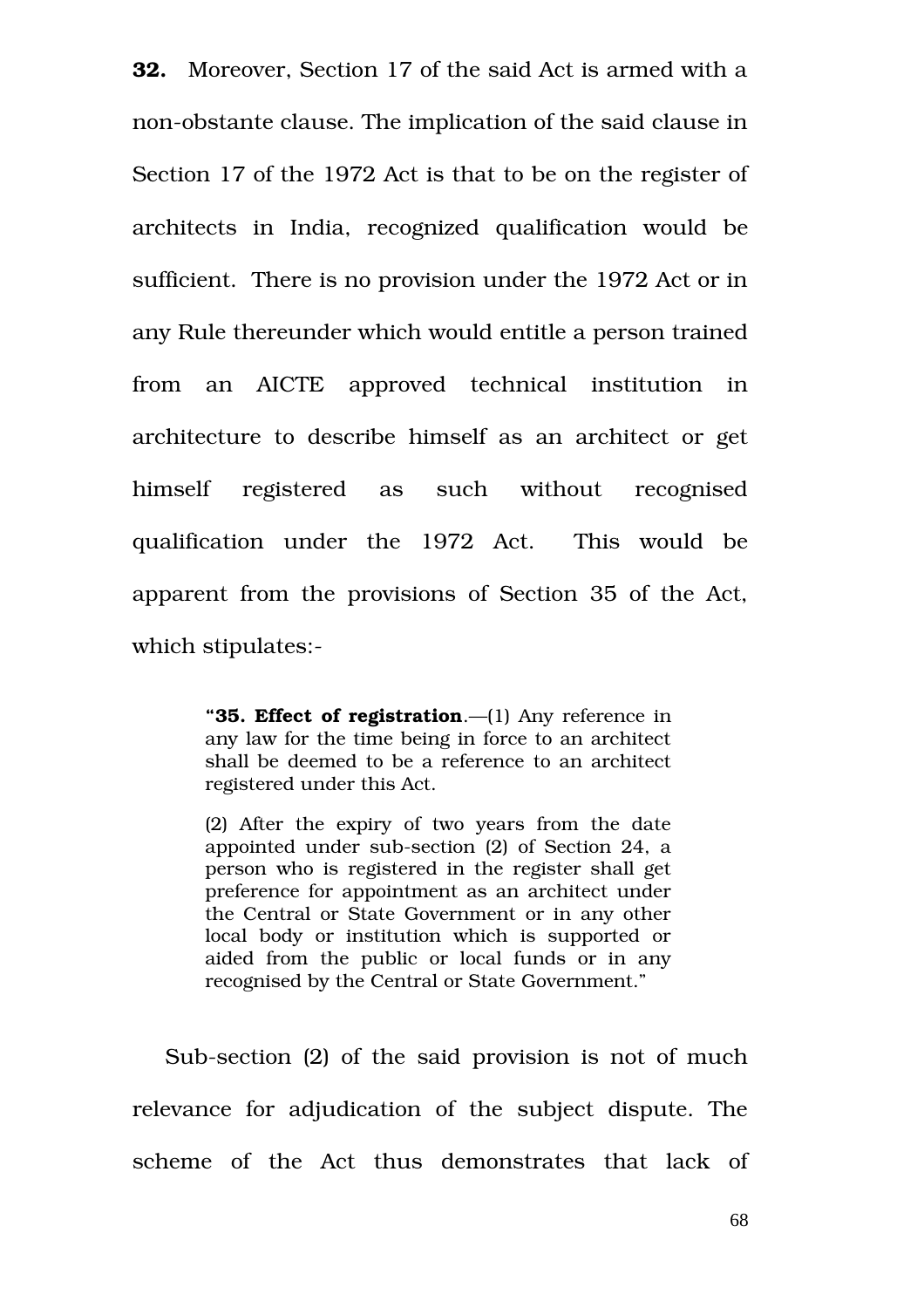**32.** Moreover, Section 17 of the said Act is armed with a non-obstante clause. The implication of the said clause in Section 17 of the 1972 Act is that to be on the register of architects in India, recognized qualification would be sufficient. There is no provision under the 1972 Act or in any Rule thereunder which would entitle a person trained from an AICTE approved technical institution in architecture to describe himself as an architect or get himself registered as such without recognised qualification under the 1972 Act. This would be apparent from the provisions of Section 35 of the Act, which stipulates:-

> "**35. Effect of registration**.—(1) Any reference in any law for the time being in force to an architect shall be deemed to be a reference to an architect registered under this Act.
>
> (2) After the expiry of two years from the date appointed under sub-section (2) of Section 24, a person who is registered in the register shall get preference for appointment as an architect under the Central or State Government or in any other local body or institution which is supported or aided from the public or local funds or in any recognised by the Central or State Government."

Sub-section (2) of the said provision is not of much relevance for adjudication of the subject dispute. The scheme of the Act thus demonstrates that lack of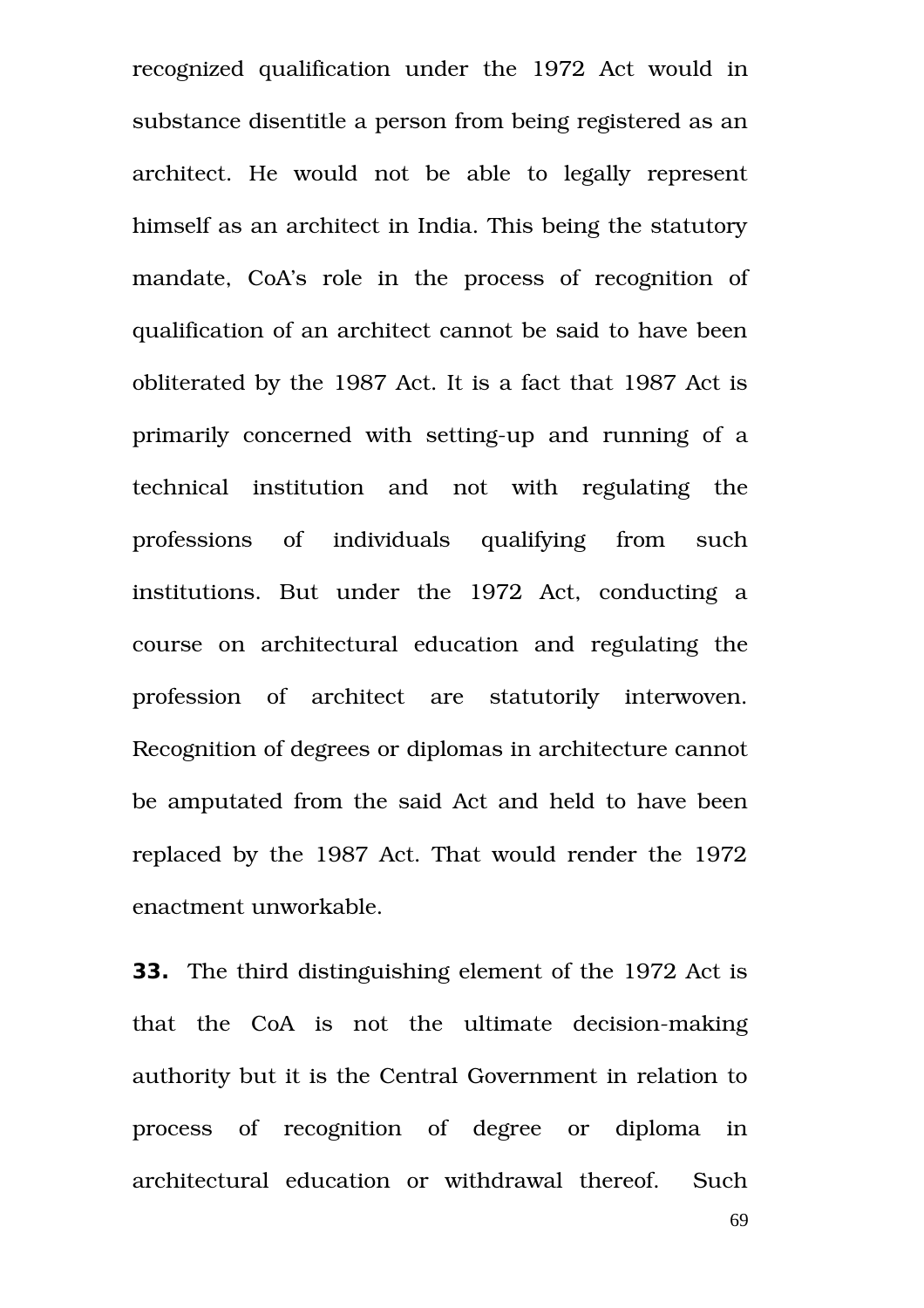recognized qualification under the 1972 Act would in substance disentitle a person from being registered as an architect. He would not be able to legally represent himself as an architect in India. This being the statutory mandate, CoA's role in the process of recognition of qualification of an architect cannot be said to have been obliterated by the 1987 Act. It is a fact that 1987 Act is primarily concerned with setting-up and running of a technical institution and not with regulating the professions of individuals qualifying from such institutions. But under the 1972 Act, conducting a course on architectural education and regulating the profession of architect are statutorily interwoven. Recognition of degrees or diplomas in architecture cannot be amputated from the said Act and held to have been replaced by the 1987 Act. That would render the 1972 enactment unworkable.

**33.** The third distinguishing element of the 1972 Act is that the CoA is not the ultimate decision-making authority but it is the Central Government in relation to process of recognition of degree or diploma in architectural education or withdrawal thereof. Such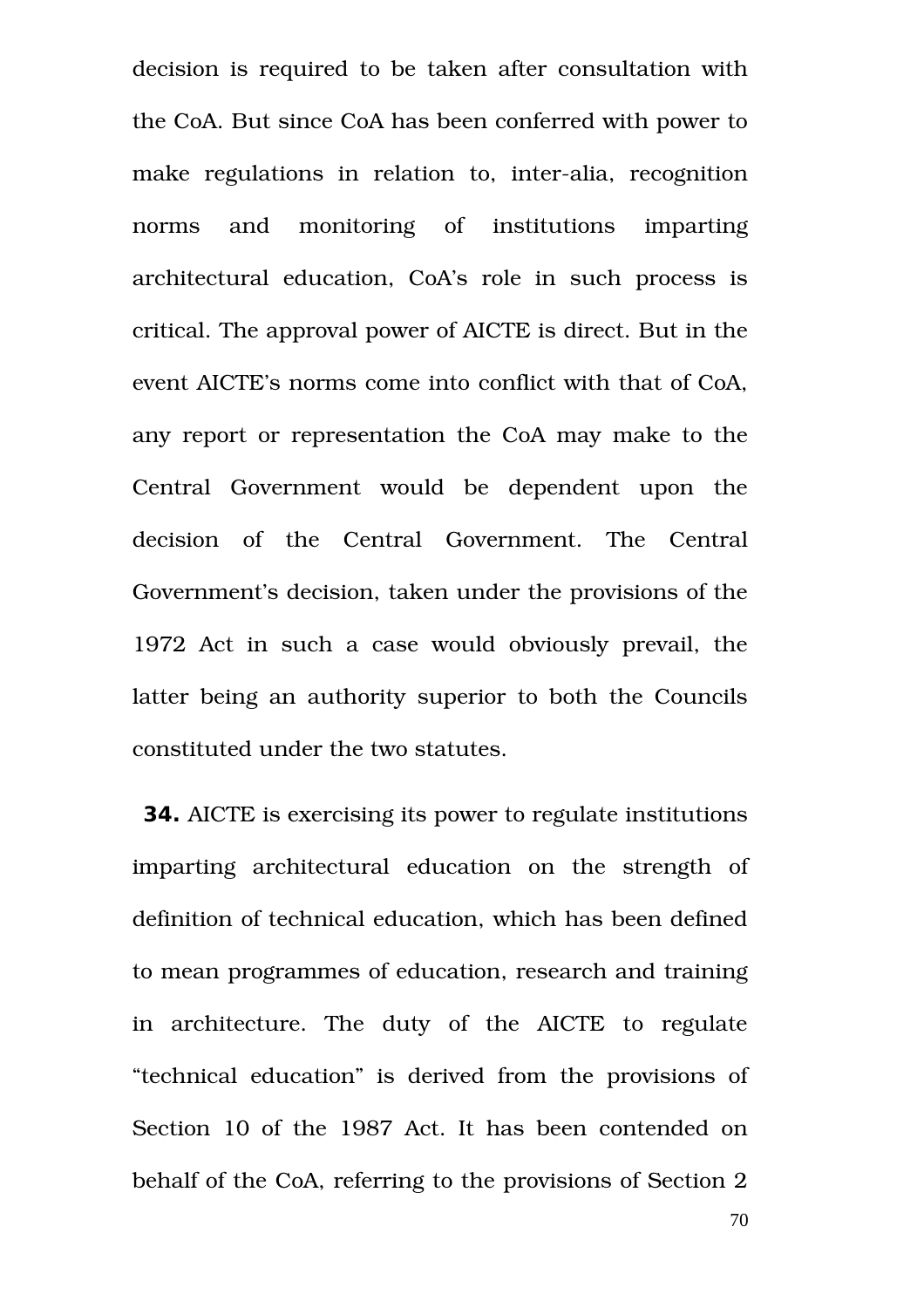decision is required to be taken after consultation with the CoA. But since CoA has been conferred with power to make regulations in relation to, inter-alia, recognition norms and monitoring of institutions imparting architectural education, CoA's role in such process is critical. The approval power of AICTE is direct. But in the event AICTE's norms come into conflict with that of CoA, any report or representation the CoA may make to the Central Government would be dependent upon the decision of the Central Government. The Central Government's decision, taken under the provisions of the 1972 Act in such a case would obviously prevail, the latter being an authority superior to both the Councils constituted under the two statutes.

**34.** AICTE is exercising its power to regulate institutions imparting architectural education on the strength of definition of technical education, which has been defined to mean programmes of education, research and training in architecture. The duty of the AICTE to regulate "technical education" is derived from the provisions of Section 10 of the 1987 Act. It has been contended on behalf of the CoA, referring to the provisions of Section 2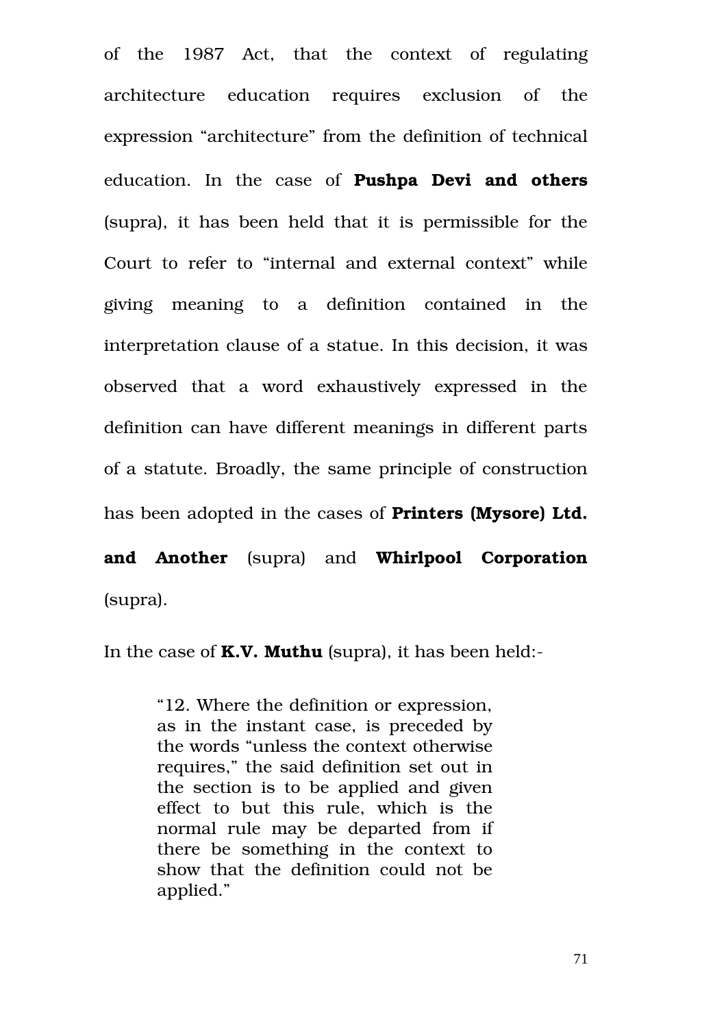of the 1987 Act, that the context of regulating architecture education requires exclusion of the expression "architecture" from the definition of technical education. In the case of **Pushpa Devi and others** (supra), it has been held that it is permissible for the Court to refer to "internal and external context" while giving meaning to a definition contained in the interpretation clause of a statue. In this decision, it was observed that a word exhaustively expressed in the definition can have different meanings in different parts of a statute. Broadly, the same principle of construction has been adopted in the cases of **Printers (Mysore) Ltd. and Another** (supra) and **Whirlpool Corporation** (supra).

In the case of **K.V. Muthu** (supra), it has been held:-

> "12. Where the definition or expression, as in the instant case, is preceded by the words "unless the context otherwise requires," the said definition set out in the section is to be applied and given effect to but this rule, which is the normal rule may be departed from if there be something in the context to show that the definition could not be applied."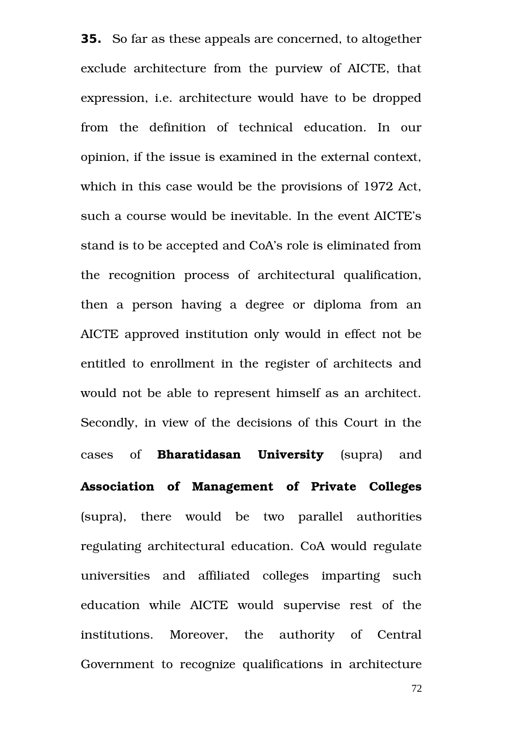**35.** So far as these appeals are concerned, to altogether exclude architecture from the purview of AICTE, that expression, i.e. architecture would have to be dropped from the definition of technical education. In our opinion, if the issue is examined in the external context, which in this case would be the provisions of 1972 Act, such a course would be inevitable. In the event AICTE's stand is to be accepted and CoA's role is eliminated from the recognition process of architectural qualification, then a person having a degree or diploma from an AICTE approved institution only would in effect not be entitled to enrollment in the register of architects and would not be able to represent himself as an architect. Secondly, in view of the decisions of this Court in the cases of **Bharatidasan University** (supra) and **Association of Management of Private Colleges** (supra), there would be two parallel authorities regulating architectural education. CoA would regulate universities and affiliated colleges imparting such education while AICTE would supervise rest of the institutions. Moreover, the authority of Central Government to recognize qualifications in architecture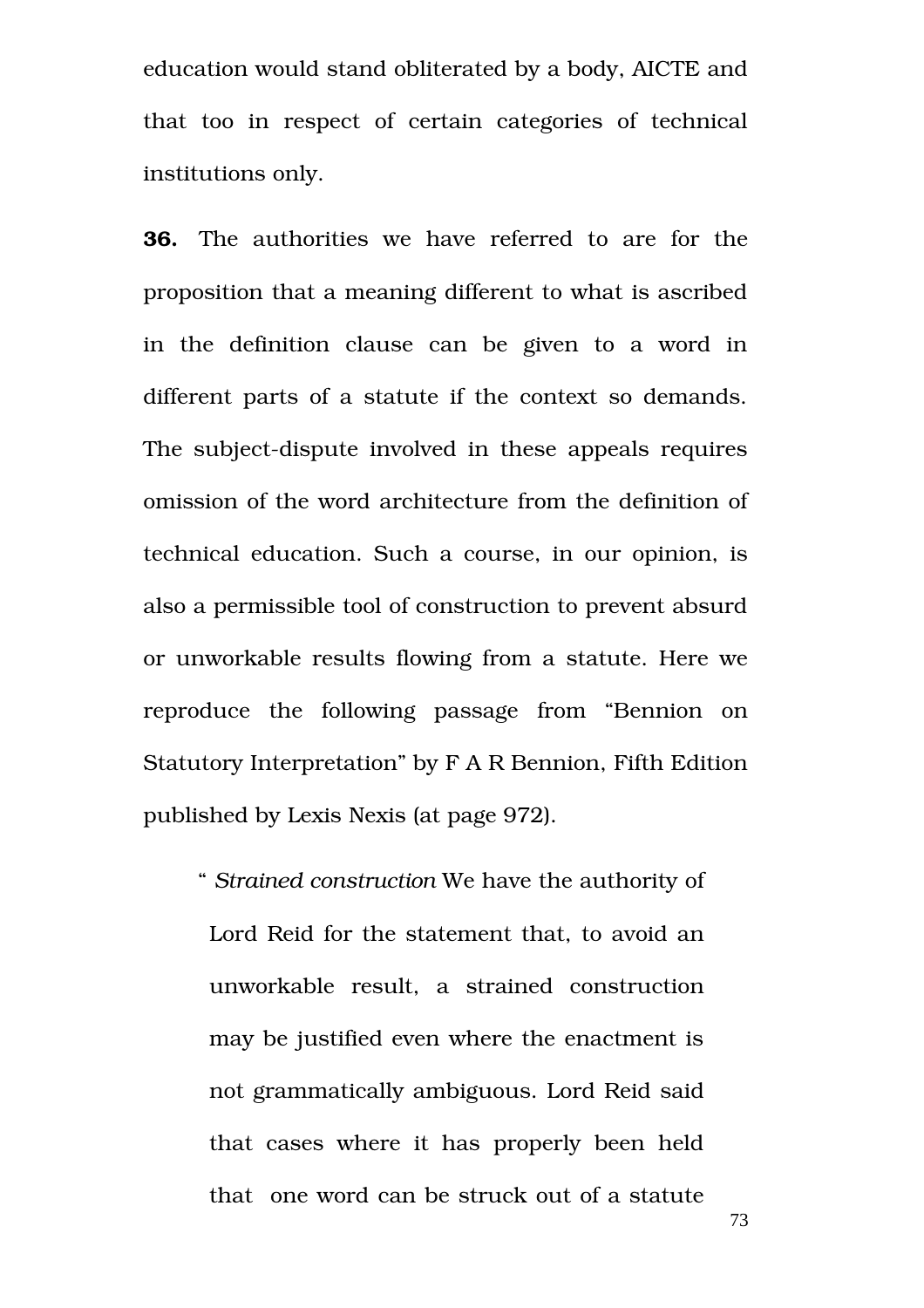education would stand obliterated by a body, AICTE and that too in respect of certain categories of technical institutions only.

**36.** The authorities we have referred to are for the proposition that a meaning different to what is ascribed in the definition clause can be given to a word in different parts of a statute if the context so demands. The subject-dispute involved in these appeals requires omission of the word architecture from the definition of technical education. Such a course, in our opinion, is also a permissible tool of construction to prevent absurd or unworkable results flowing from a statute. Here we reproduce the following passage from "Bennion on Statutory Interpretation" by F A R Bennion, Fifth Edition published by Lexis Nexis (at page 972).

> " *Strained construction* We have the authority of Lord Reid for the statement that, to avoid an unworkable result, a strained construction may be justified even where the enactment is not grammatically ambiguous. Lord Reid said that cases where it has properly been held that one word can be struck out of a statute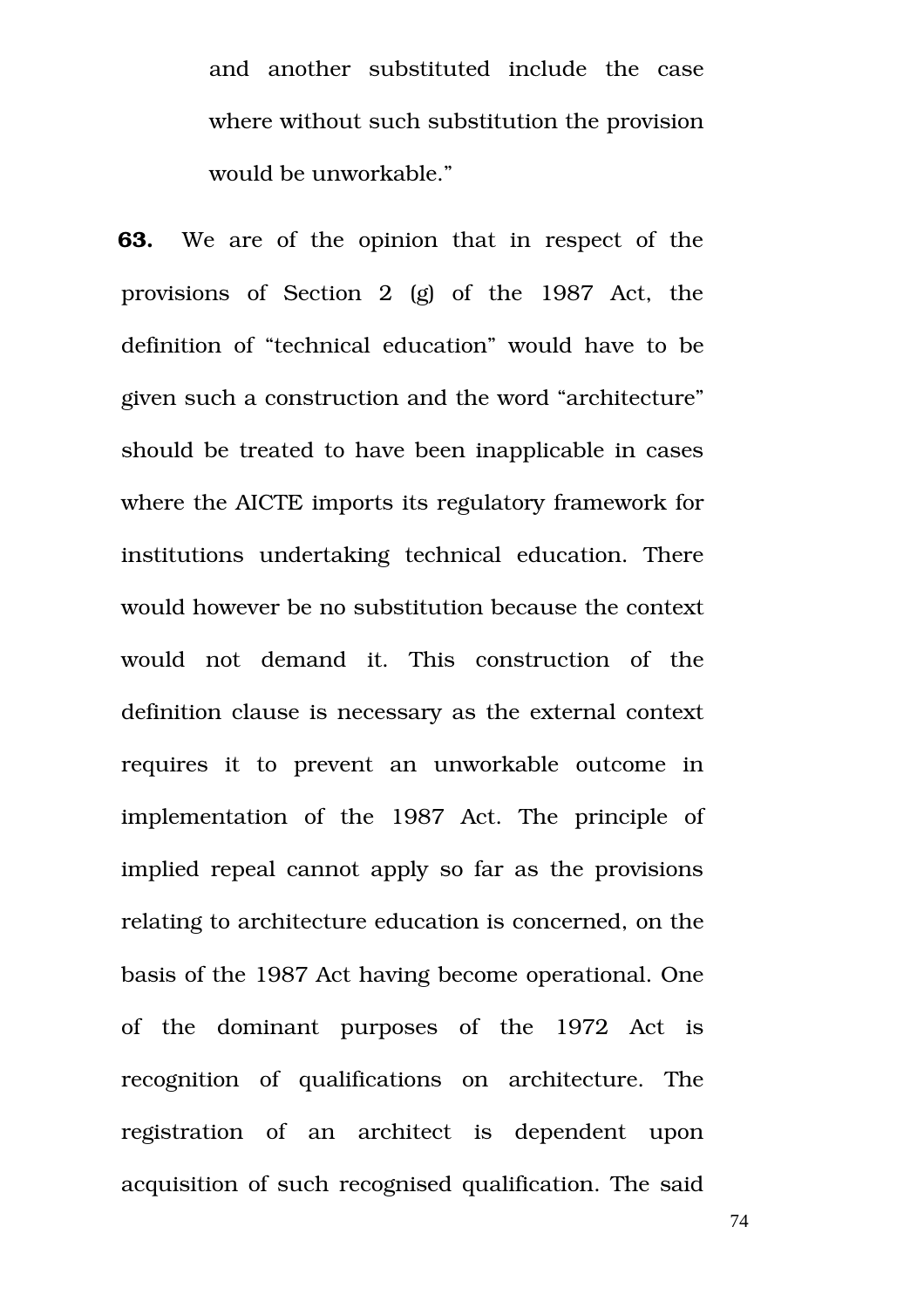> and another substituted include the case where without such substitution the provision would be unworkable."

**63.** We are of the opinion that in respect of the provisions of Section 2 (g) of the 1987 Act, the definition of "technical education" would have to be given such a construction and the word "architecture" should be treated to have been inapplicable in cases where the AICTE imports its regulatory framework for institutions undertaking technical education. There would however be no substitution because the context would not demand it. This construction of the definition clause is necessary as the external context requires it to prevent an unworkable outcome in implementation of the 1987 Act. The principle of implied repeal cannot apply so far as the provisions relating to architecture education is concerned, on the basis of the 1987 Act having become operational. One of the dominant purposes of the 1972 Act is recognition of qualifications on architecture. The registration of an architect is dependent upon acquisition of such recognised qualification. The said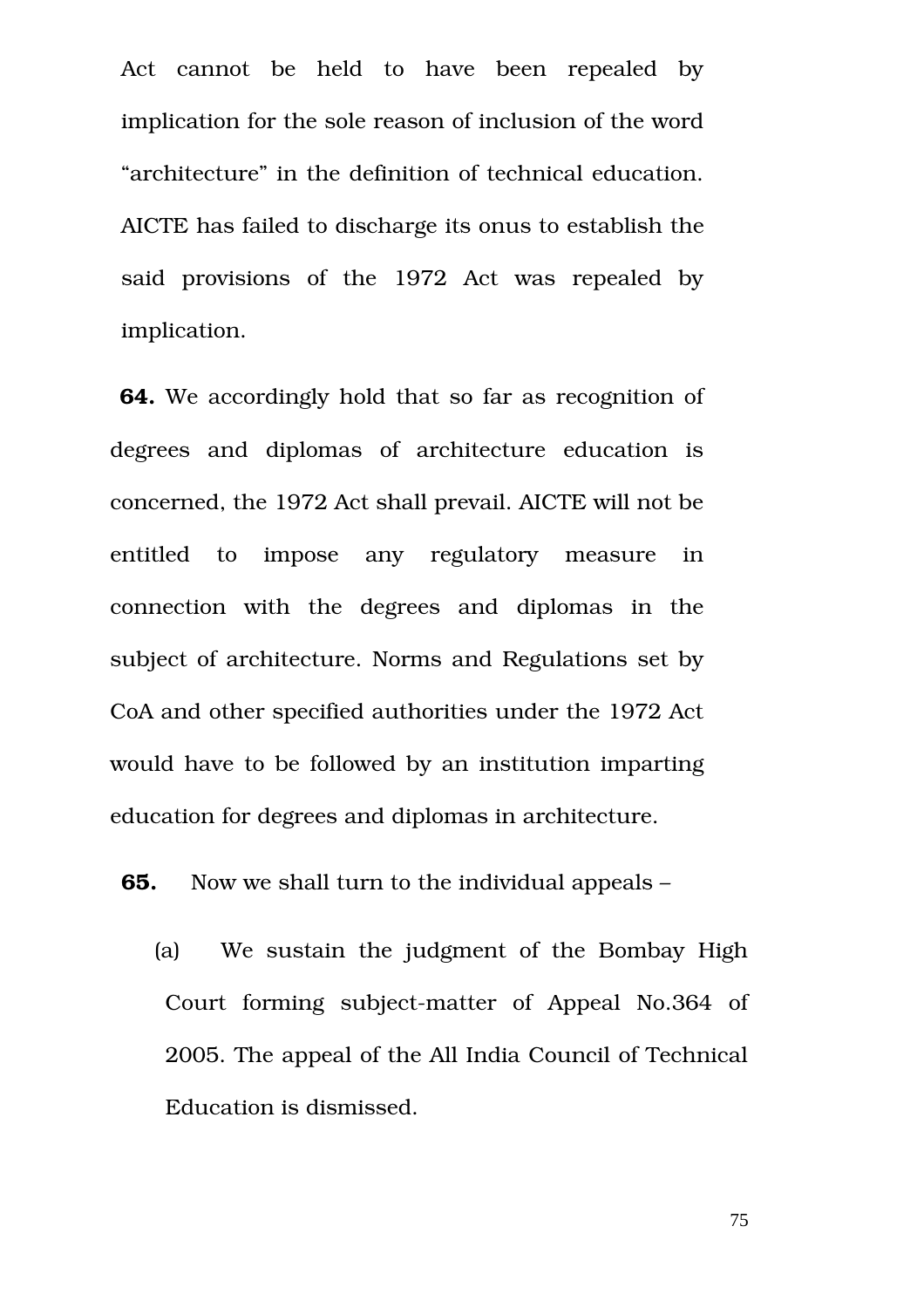Act cannot be held to have been repealed by implication for the sole reason of inclusion of the word "architecture" in the definition of technical education. AICTE has failed to discharge its onus to establish the said provisions of the 1972 Act was repealed by implication.

**64.** We accordingly hold that so far as recognition of degrees and diplomas of architecture education is concerned, the 1972 Act shall prevail. AICTE will not be entitled to impose any regulatory measure in connection with the degrees and diplomas in the subject of architecture. Norms and Regulations set by CoA and other specified authorities under the 1972 Act would have to be followed by an institution imparting education for degrees and diplomas in architecture.

**65.** Now we shall turn to the individual appeals –

(a) We sustain the judgment of the Bombay High Court forming subject-matter of Appeal No.364 of 2005. The appeal of the All India Council of Technical Education is dismissed.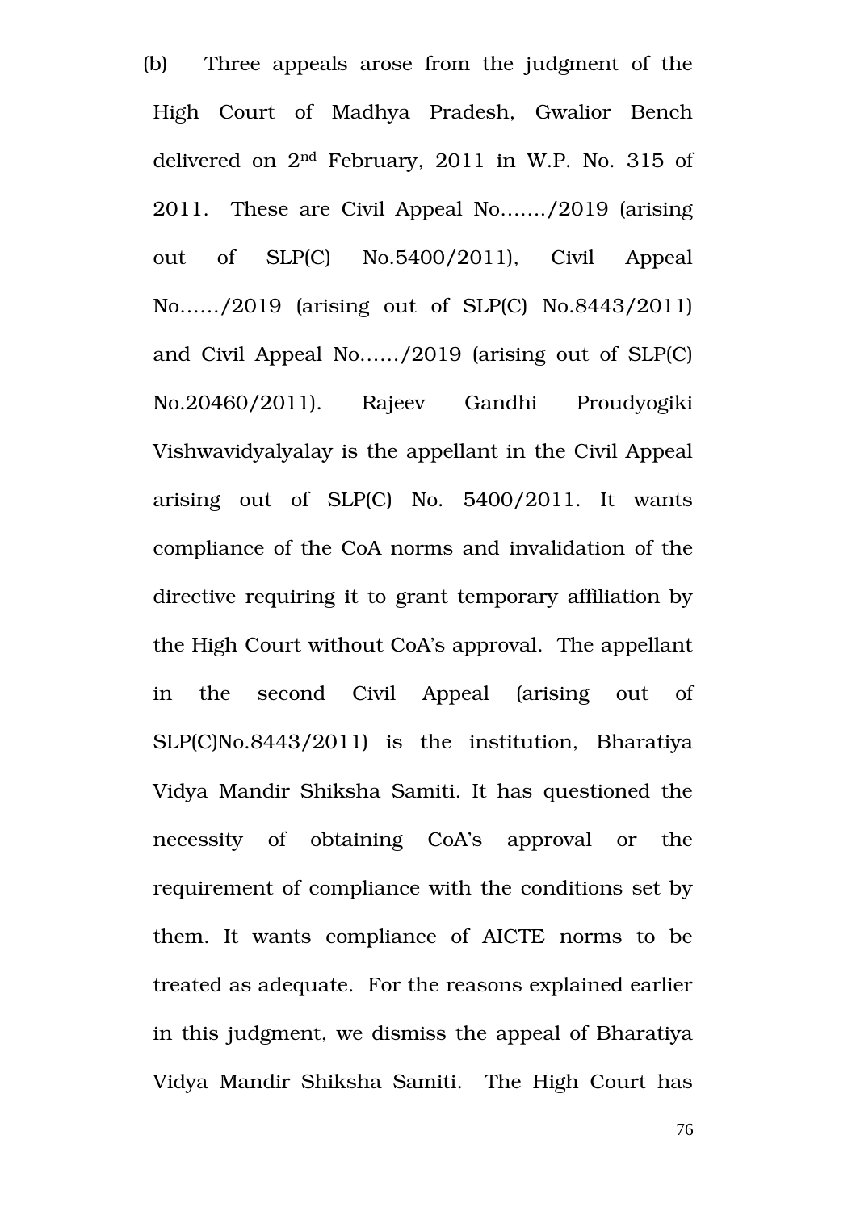(b) Three appeals arose from the judgment of the High Court of Madhya Pradesh, Gwalior Bench delivered on 2nd February, 2011 in W.P. No. 315 of 2011. These are Civil Appeal No......./2019 (arising out of SLP(C) No.5400/2011), Civil Appeal No....../2019 (arising out of SLP(C) No.8443/2011) and Civil Appeal No....../2019 (arising out of SLP(C) No.20460/2011). Rajeev Gandhi Proudyogiki Vishwavidyalyalay is the appellant in the Civil Appeal arising out of SLP(C) No. 5400/2011. It wants compliance of the CoA norms and invalidation of the directive requiring it to grant temporary affiliation by the High Court without CoA's approval. The appellant in the second Civil Appeal (arising out of SLP(C)No.8443/2011) is the institution, Bharatiya Vidya Mandir Shiksha Samiti. It has questioned the necessity of obtaining CoA's approval or the requirement of compliance with the conditions set by them. It wants compliance of AICTE norms to be treated as adequate. For the reasons explained earlier in this judgment, we dismiss the appeal of Bharatiya Vidya Mandir Shiksha Samiti. The High Court has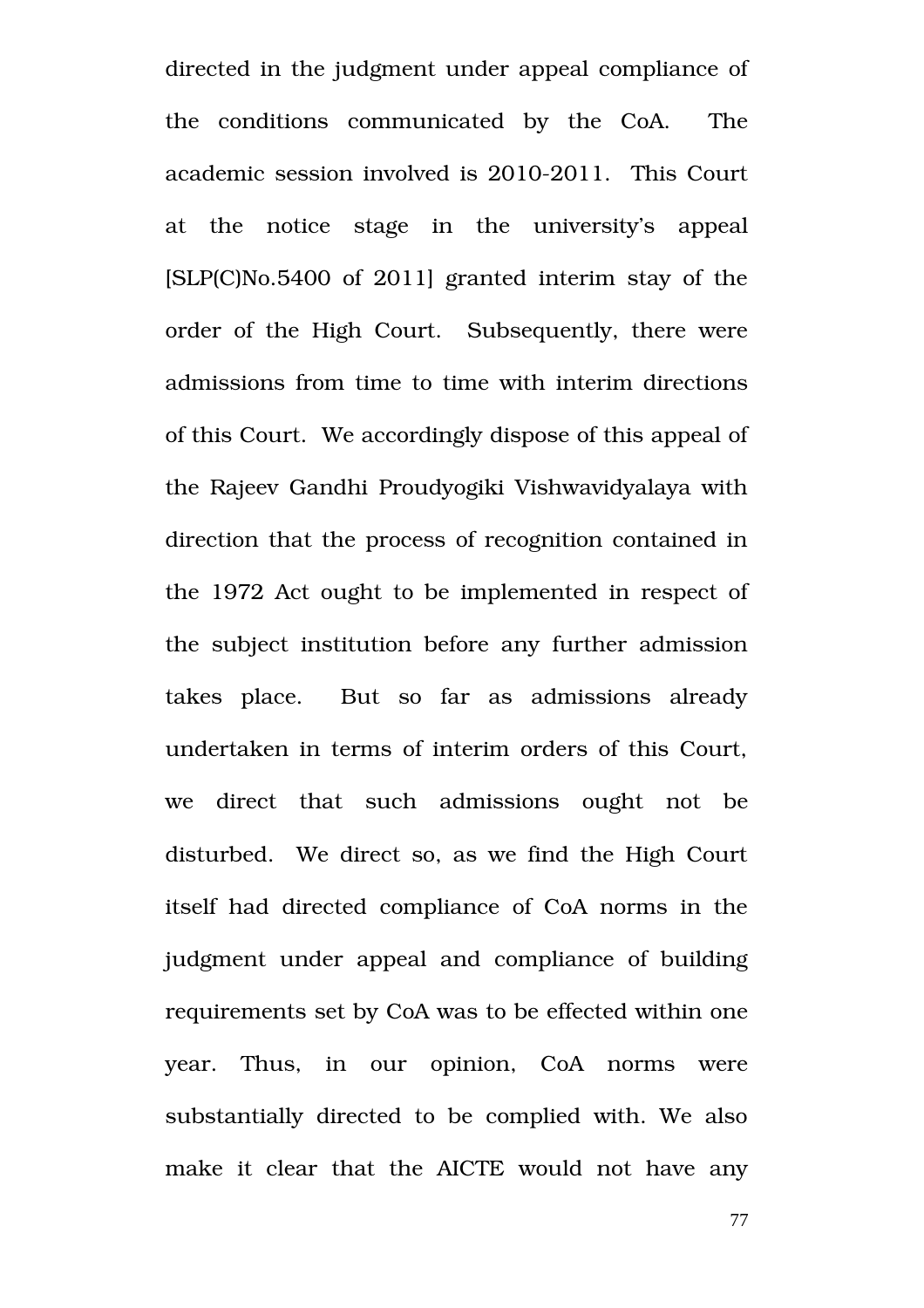directed in the judgment under appeal compliance of the conditions communicated by the CoA. The academic session involved is 2010-2011. This Court at the notice stage in the university's appeal [SLP(C)No.5400 of 2011] granted interim stay of the order of the High Court. Subsequently, there were admissions from time to time with interim directions of this Court. We accordingly dispose of this appeal of the Rajeev Gandhi Proudyogiki Vishwavidyalaya with direction that the process of recognition contained in the 1972 Act ought to be implemented in respect of the subject institution before any further admission takes place. But so far as admissions already undertaken in terms of interim orders of this Court, we direct that such admissions ought not be disturbed. We direct so, as we find the High Court itself had directed compliance of CoA norms in the judgment under appeal and compliance of building requirements set by CoA was to be effected within one year. Thus, in our opinion, CoA norms were substantially directed to be complied with. We also make it clear that the AICTE would not have any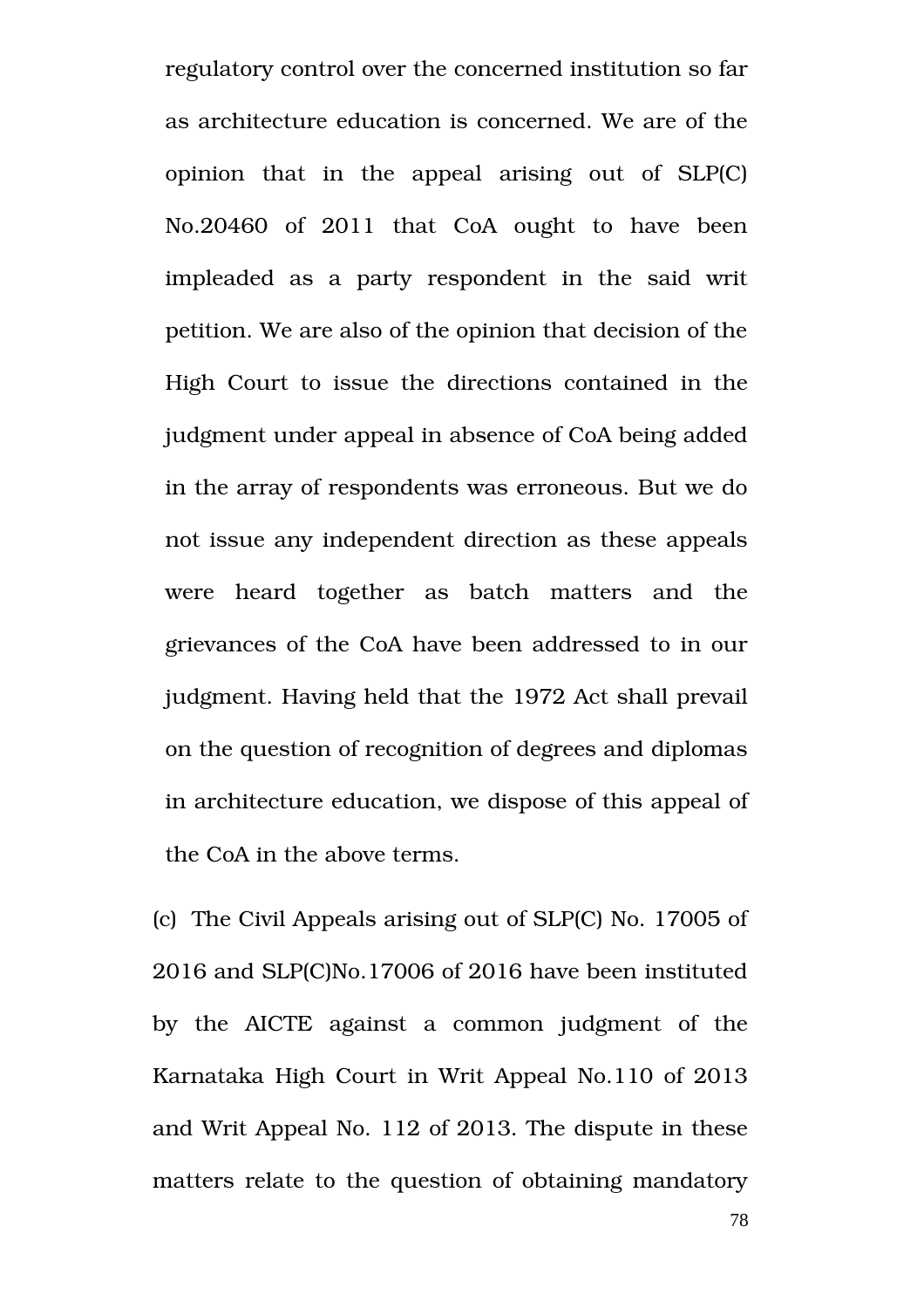regulatory control over the concerned institution so far as architecture education is concerned. We are of the opinion that in the appeal arising out of SLP(C) No.20460 of 2011 that CoA ought to have been impleaded as a party respondent in the said writ petition. We are also of the opinion that decision of the High Court to issue the directions contained in the judgment under appeal in absence of CoA being added in the array of respondents was erroneous. But we do not issue any independent direction as these appeals were heard together as batch matters and the grievances of the CoA have been addressed to in our judgment. Having held that the 1972 Act shall prevail on the question of recognition of degrees and diplomas in architecture education, we dispose of this appeal of the CoA in the above terms.

(c) The Civil Appeals arising out of SLP(C) No. 17005 of 2016 and SLP(C)No.17006 of 2016 have been instituted by the AICTE against a common judgment of the Karnataka High Court in Writ Appeal No.110 of 2013 and Writ Appeal No. 112 of 2013. The dispute in these matters relate to the question of obtaining mandatory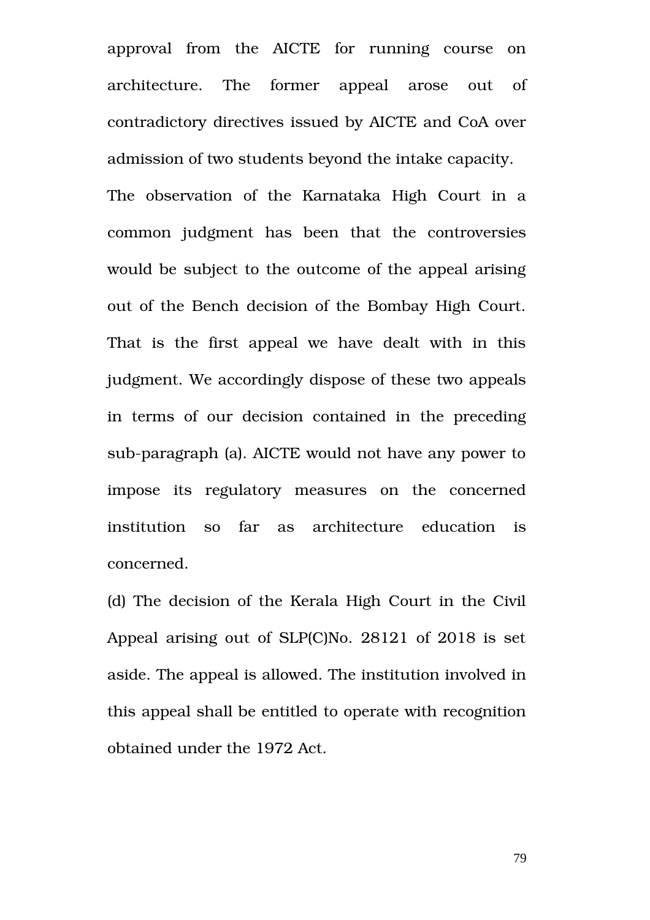approval from the AICTE for running course on architecture. The former appeal arose out of contradictory directives issued by AICTE and CoA over admission of two students beyond the intake capacity.

The observation of the Karnataka High Court in a common judgment has been that the controversies would be subject to the outcome of the appeal arising out of the Bench decision of the Bombay High Court. That is the first appeal we have dealt with in this judgment. We accordingly dispose of these two appeals in terms of our decision contained in the preceding sub-paragraph (a). AICTE would not have any power to impose its regulatory measures on the concerned institution so far as architecture education is concerned.

(d) The decision of the Kerala High Court in the Civil Appeal arising out of SLP(C)No. 28121 of 2018 is set aside. The appeal is allowed. The institution involved in this appeal shall be entitled to operate with recognition obtained under the 1972 Act.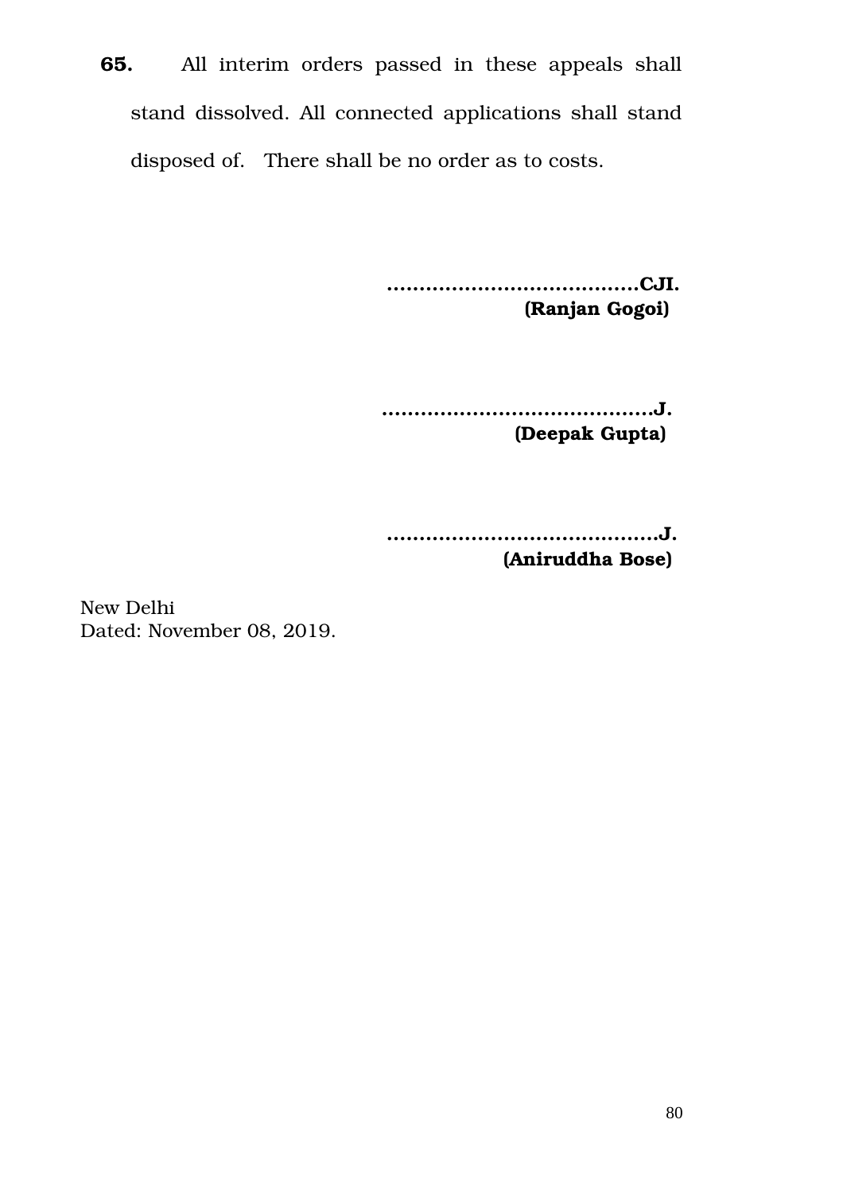**65.** All interim orders passed in these appeals shall stand dissolved. All connected applications shall stand disposed of. There shall be no order as to costs.

……………………………….CJI.
**(Ranjan Gogoi)**

…………………………………….J.
**(Deepak Gupta)**

…………………………………….J.
**(Aniruddha Bose)**

New Delhi
Dated: November 08, 2019.